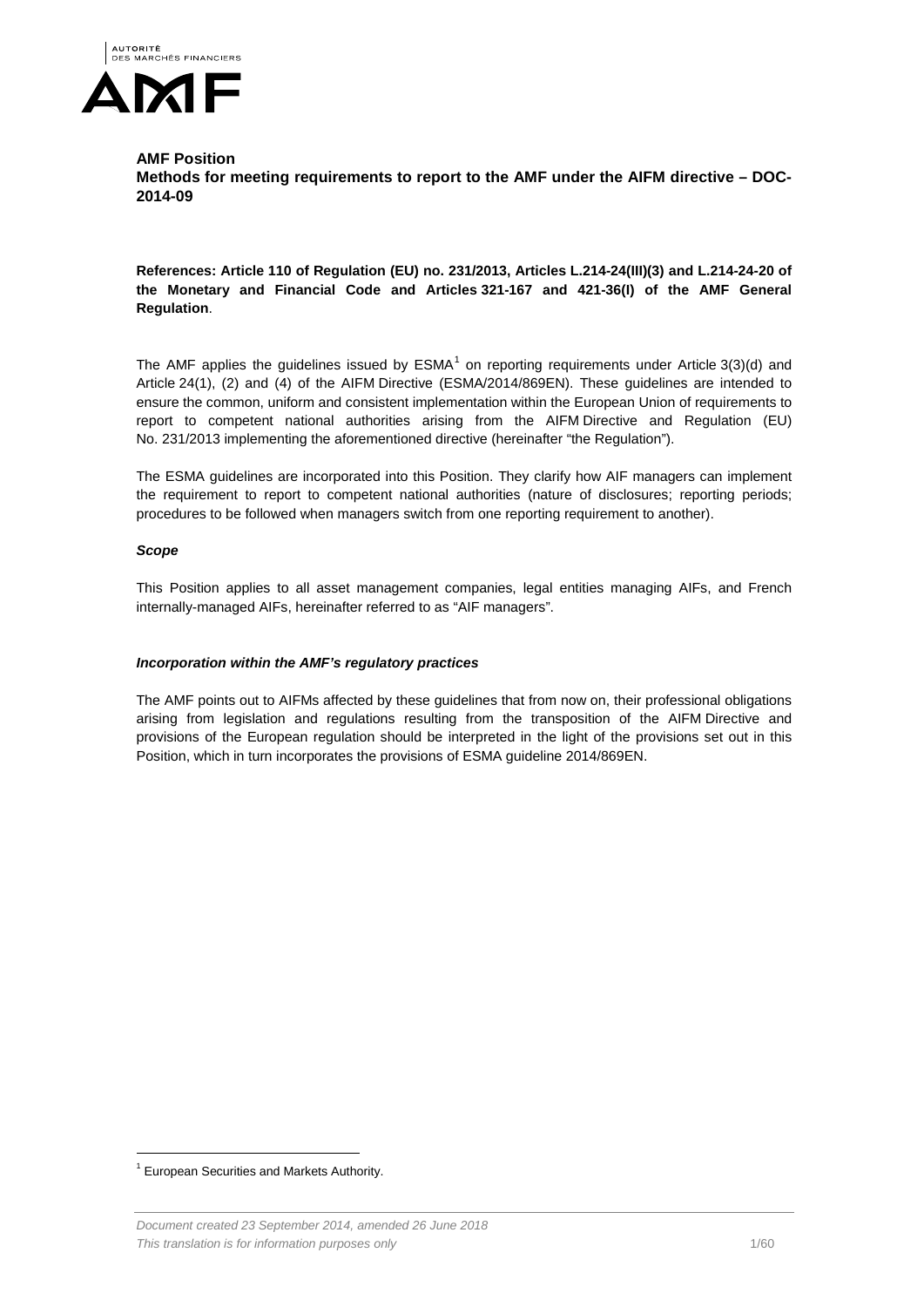**AMF Position**
**Methods for meeting requirements to report to the AMF under the AIFM directive – DOC-2014-09**

**References: Article 110 of Regulation (EU) no. 231/2013, Articles L.214-24(III)(3) and L.214-24-20 of the Monetary and Financial Code and Articles 321-167 and 421-36(I) of the AMF General Regulation**.

The AMF applies the guidelines issued by ESMA[1] on reporting requirements under Article 3(3)(d) and Article 24(1), (2) and (4) of the AIFM Directive (ESMA/2014/869EN). These guidelines are intended to ensure the common, uniform and consistent implementation within the European Union of requirements to report to competent national authorities arising from the AIFM Directive and Regulation (EU) No. 231/2013 implementing the aforementioned directive (hereinafter "the Regulation").

The ESMA guidelines are incorporated into this Position. They clarify how AIF managers can implement the requirement to report to competent national authorities (nature of disclosures; reporting periods; procedures to be followed when managers switch from one reporting requirement to another).

***Scope***

This Position applies to all asset management companies, legal entities managing AIFs, and French internally-managed AIFs, hereinafter referred to as "AIF managers".

***Incorporation within the AMF's regulatory practices***

The AMF points out to AIFMs affected by these guidelines that from now on, their professional obligations arising from legislation and regulations resulting from the transposition of the AIFM Directive and provisions of the European regulation should be interpreted in the light of the provisions set out in this Position, which in turn incorporates the provisions of ESMA guideline 2014/869EN.

[1] European Securities and Markets Authority.

*Document created 23 September 2014, amended 26 June 2018*
*This translation is for information purposes only*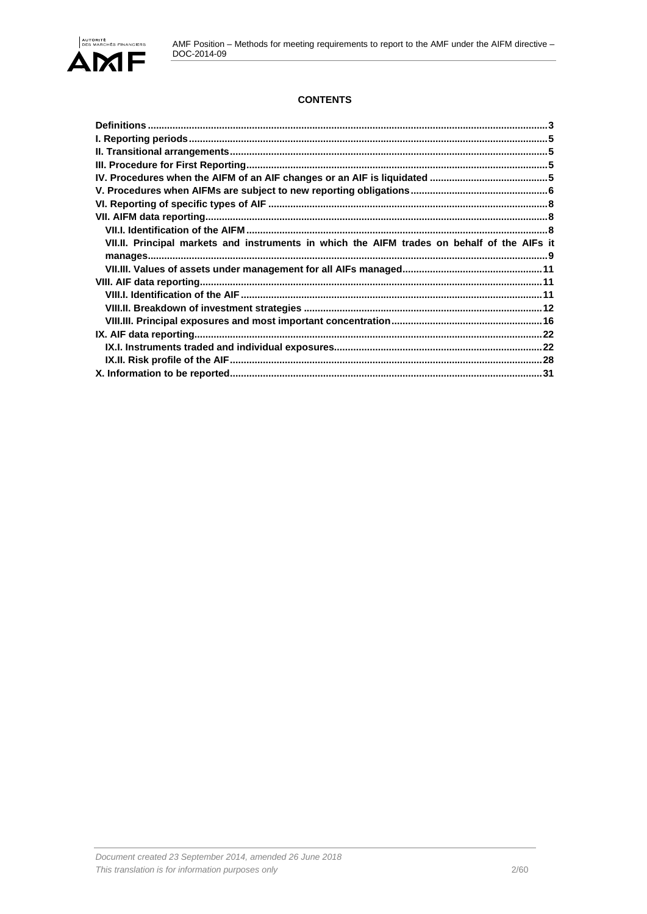**CONTENTS**

**Definitions** ...... **3**
**I. Reporting periods** ...... **5**
**II. Transitional arrangements** ...... **5**
**III. Procedure for First Reporting** ...... **5**
**IV. Procedures when the AIFM of an AIF changes or an AIF is liquidated** ...... **5**
**V. Procedures when AIFMs are subject to new reporting obligations** ...... **6**
**VI. Reporting of specific types of AIF** ...... **8**
**VII. AIFM data reporting** ...... **8**
- **VII.I. Identification of the AIFM** ...... **8**
- **VII.II. Principal markets and instruments in which the AIFM trades on behalf of the AIFs it manages** ...... **9**
- **VII.III. Values of assets under management for all AIFs managed** ...... **11**

**VIII. AIF data reporting** ...... **11**
- **VIII.I. Identification of the AIF** ...... **11**
- **VIII.II. Breakdown of investment strategies** ...... **12**
- **VIII.III. Principal exposures and most important concentration** ...... **16**

**IX. AIF data reporting** ...... **22**
- **IX.I. Instruments traded and individual exposures** ...... **22**
- **IX.II. Risk profile of the AIF** ...... **28**

**X. Information to be reported** ...... **31**

*Document created 23 September 2014, amended 26 June 2018*
*This translation is for information purposes only*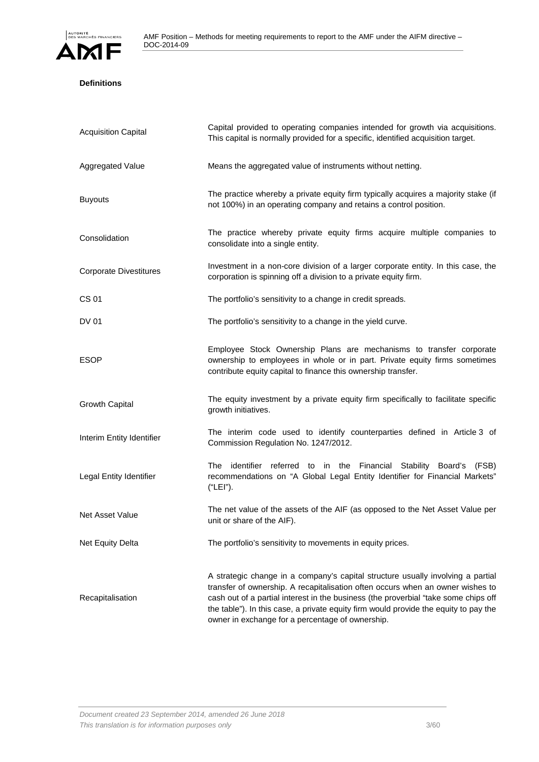**Definitions**

| | |
|---|---|
| Acquisition Capital | Capital provided to operating companies intended for growth via acquisitions. This capital is normally provided for a specific, identified acquisition target. |
| Aggregated Value | Means the aggregated value of instruments without netting. |
| Buyouts | The practice whereby a private equity firm typically acquires a majority stake (if not 100%) in an operating company and retains a control position. |
| Consolidation | The practice whereby private equity firms acquire multiple companies to consolidate into a single entity. |
| Corporate Divestitures | Investment in a non-core division of a larger corporate entity. In this case, the corporation is spinning off a division to a private equity firm. |
| CS 01 | The portfolio's sensitivity to a change in credit spreads. |
| DV 01 | The portfolio's sensitivity to a change in the yield curve. |
| ESOP | Employee Stock Ownership Plans are mechanisms to transfer corporate ownership to employees in whole or in part. Private equity firms sometimes contribute equity capital to finance this ownership transfer. |
| Growth Capital | The equity investment by a private equity firm specifically to facilitate specific growth initiatives. |
| Interim Entity Identifier | The interim code used to identify counterparties defined in Article 3 of Commission Regulation No. 1247/2012. |
| Legal Entity Identifier | The identifier referred to in the Financial Stability Board's (FSB) recommendations on "A Global Legal Entity Identifier for Financial Markets" ("LEI"). |
| Net Asset Value | The net value of the assets of the AIF (as opposed to the Net Asset Value per unit or share of the AIF). |
| Net Equity Delta | The portfolio's sensitivity to movements in equity prices. |
| Recapitalisation | A strategic change in a company's capital structure usually involving a partial transfer of ownership. A recapitalisation often occurs when an owner wishes to cash out of a partial interest in the business (the proverbial "take some chips off the table"). In this case, a private equity firm would provide the equity to pay the owner in exchange for a percentage of ownership. |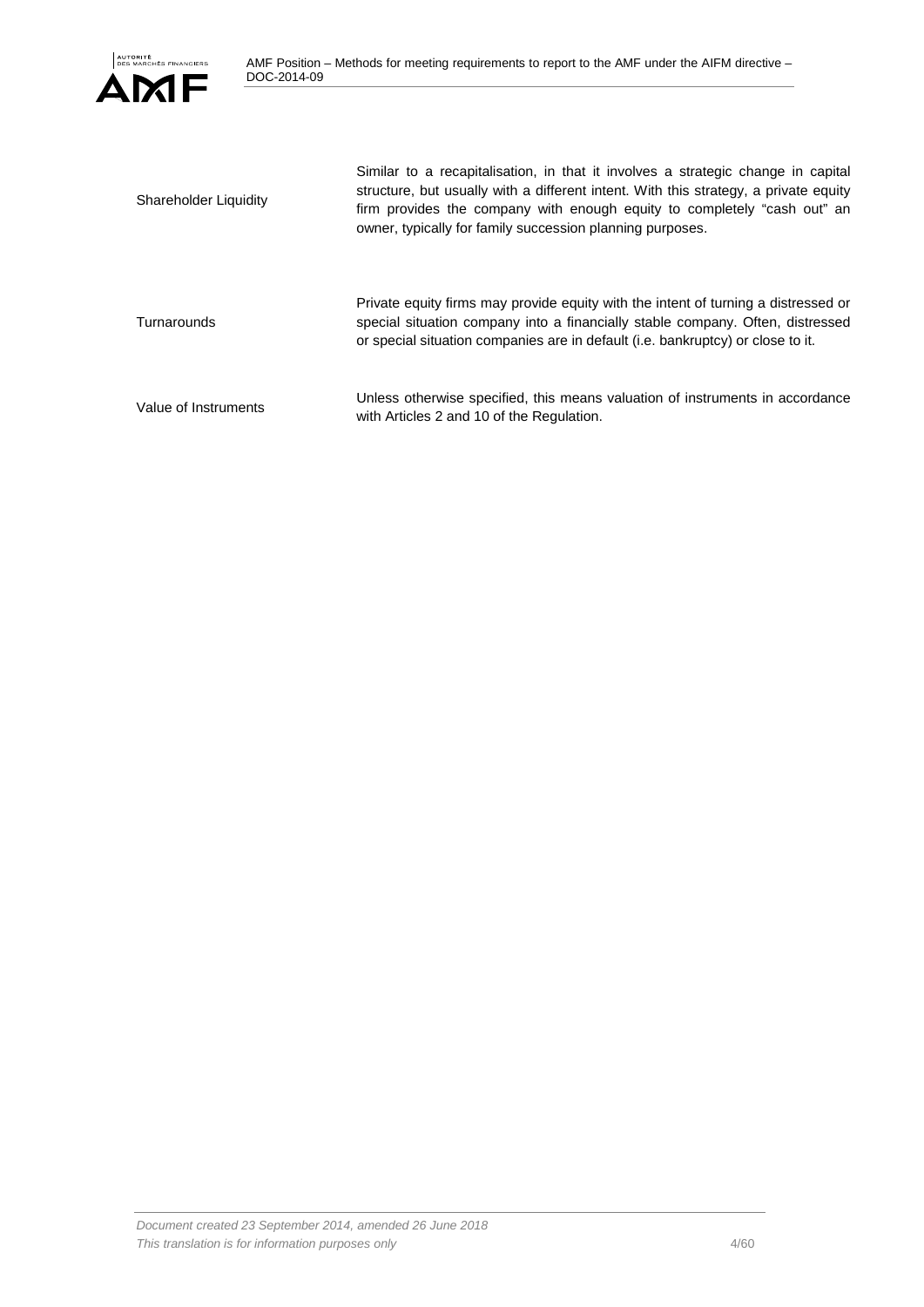| | |
|---|---|
| Shareholder Liquidity | Similar to a recapitalisation, in that it involves a strategic change in capital structure, but usually with a different intent. With this strategy, a private equity firm provides the company with enough equity to completely "cash out" an owner, typically for family succession planning purposes. |
| Turnarounds | Private equity firms may provide equity with the intent of turning a distressed or special situation company into a financially stable company. Often, distressed or special situation companies are in default (i.e. bankruptcy) or close to it. |
| Value of Instruments | Unless otherwise specified, this means valuation of instruments in accordance with Articles 2 and 10 of the Regulation. |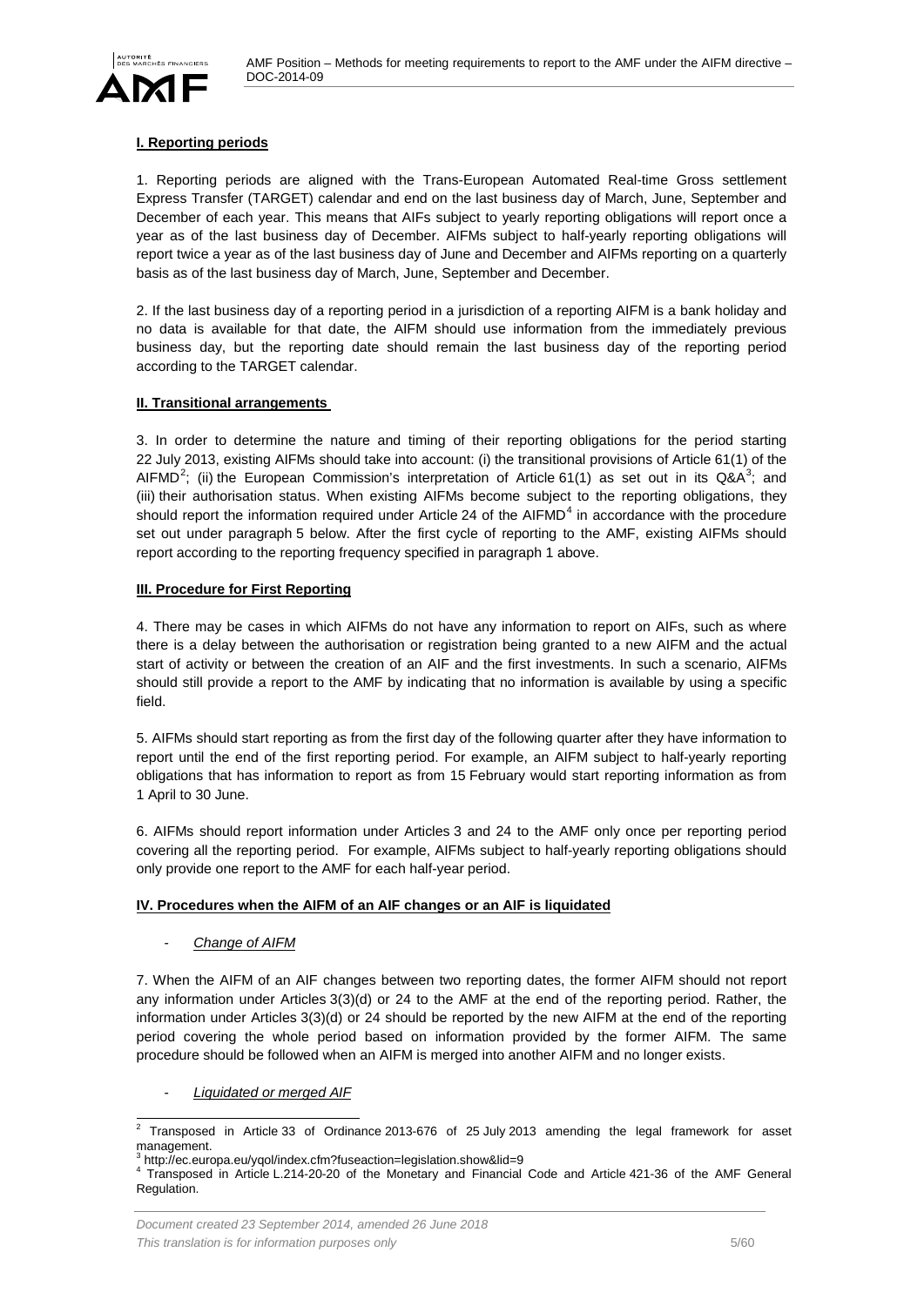## I. Reporting periods

1. Reporting periods are aligned with the Trans-European Automated Real-time Gross settlement Express Transfer (TARGET) calendar and end on the last business day of March, June, September and December of each year. This means that AIFs subject to yearly reporting obligations will report once a year as of the last business day of December. AIFMs subject to half-yearly reporting obligations will report twice a year as of the last business day of June and December and AIFMs reporting on a quarterly basis as of the last business day of March, June, September and December.

2. If the last business day of a reporting period in a jurisdiction of a reporting AIFM is a bank holiday and no data is available for that date, the AIFM should use information from the immediately previous business day, but the reporting date should remain the last business day of the reporting period according to the TARGET calendar.

## II. Transitional arrangements

3. In order to determine the nature and timing of their reporting obligations for the period starting 22 July 2013, existing AIFMs should take into account: (i) the transitional provisions of Article 61(1) of the AIFMD[2]; (ii) the European Commission's interpretation of Article 61(1) as set out in its Q&A[3]; and (iii) their authorisation status. When existing AIFMs become subject to the reporting obligations, they should report the information required under Article 24 of the AIFMD[4] in accordance with the procedure set out under paragraph 5 below. After the first cycle of reporting to the AMF, existing AIFMs should report according to the reporting frequency specified in paragraph 1 above.

## III. Procedure for First Reporting

4. There may be cases in which AIFMs do not have any information to report on AIFs, such as where there is a delay between the authorisation or registration being granted to a new AIFM and the actual start of activity or between the creation of an AIF and the first investments. In such a scenario, AIFMs should still provide a report to the AMF by indicating that no information is available by using a specific field.

5. AIFMs should start reporting as from the first day of the following quarter after they have information to report until the end of the first reporting period. For example, an AIFM subject to half-yearly reporting obligations that has information to report as from 15 February would start reporting information as from 1 April to 30 June.

6. AIFMs should report information under Articles 3 and 24 to the AMF only once per reporting period covering all the reporting period. For example, AIFMs subject to half-yearly reporting obligations should only provide one report to the AMF for each half-year period.

## IV. Procedures when the AIFM of an AIF changes or an AIF is liquidated

- *Change of AIFM*

7. When the AIFM of an AIF changes between two reporting dates, the former AIFM should not report any information under Articles 3(3)(d) or 24 to the AMF at the end of the reporting period. Rather, the information under Articles 3(3)(d) or 24 should be reported by the new AIFM at the end of the reporting period covering the whole period based on information provided by the former AIFM. The same procedure should be followed when an AIFM is merged into another AIFM and no longer exists.

- *Liquidated or merged AIF*

---

[2] Transposed in Article 33 of Ordinance 2013-676 of 25 July 2013 amending the legal framework for asset management.

[3] http://ec.europa.eu/yqol/index.cfm?fuseaction=legislation.show&lid=9

[4] Transposed in Article L.214-20-20 of the Monetary and Financial Code and Article 421-36 of the AMF General Regulation.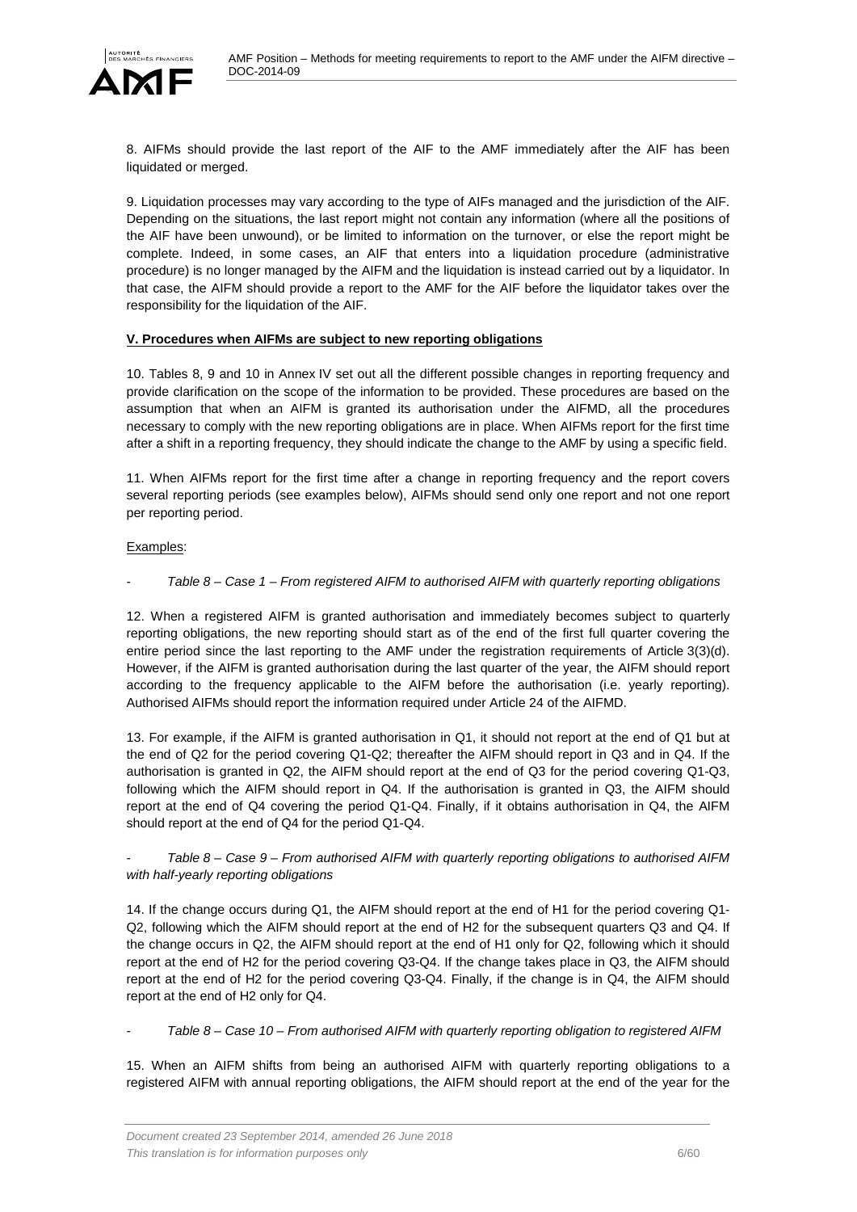8. AIFMs should provide the last report of the AIF to the AMF immediately after the AIF has been liquidated or merged.

9. Liquidation processes may vary according to the type of AIFs managed and the jurisdiction of the AIF. Depending on the situations, the last report might not contain any information (where all the positions of the AIF have been unwound), or be limited to information on the turnover, or else the report might be complete. Indeed, in some cases, an AIF that enters into a liquidation procedure (administrative procedure) is no longer managed by the AIFM and the liquidation is instead carried out by a liquidator. In that case, the AIFM should provide a report to the AMF for the AIF before the liquidator takes over the responsibility for the liquidation of the AIF.

**V. Procedures when AIFMs are subject to new reporting obligations**

10. Tables 8, 9 and 10 in Annex IV set out all the different possible changes in reporting frequency and provide clarification on the scope of the information to be provided. These procedures are based on the assumption that when an AIFM is granted its authorisation under the AIFMD, all the procedures necessary to comply with the new reporting obligations are in place. When AIFMs report for the first time after a shift in a reporting frequency, they should indicate the change to the AMF by using a specific field.

11. When AIFMs report for the first time after a change in reporting frequency and the report covers several reporting periods (see examples below), AIFMs should send only one report and not one report per reporting period.

Examples:

- *Table 8 – Case 1 – From registered AIFM to authorised AIFM with quarterly reporting obligations*

12. When a registered AIFM is granted authorisation and immediately becomes subject to quarterly reporting obligations, the new reporting should start as of the end of the first full quarter covering the entire period since the last reporting to the AMF under the registration requirements of Article 3(3)(d). However, if the AIFM is granted authorisation during the last quarter of the year, the AIFM should report according to the frequency applicable to the AIFM before the authorisation (i.e. yearly reporting). Authorised AIFMs should report the information required under Article 24 of the AIFMD.

13. For example, if the AIFM is granted authorisation in Q1, it should not report at the end of Q1 but at the end of Q2 for the period covering Q1-Q2; thereafter the AIFM should report in Q3 and in Q4. If the authorisation is granted in Q2, the AIFM should report at the end of Q3 for the period covering Q1-Q3, following which the AIFM should report in Q4. If the authorisation is granted in Q3, the AIFM should report at the end of Q4 covering the period Q1-Q4. Finally, if it obtains authorisation in Q4, the AIFM should report at the end of Q4 for the period Q1-Q4.

- *Table 8 – Case 9 – From authorised AIFM with quarterly reporting obligations to authorised AIFM with half-yearly reporting obligations*

14. If the change occurs during Q1, the AIFM should report at the end of H1 for the period covering Q1-Q2, following which the AIFM should report at the end of H2 for the subsequent quarters Q3 and Q4. If the change occurs in Q2, the AIFM should report at the end of H1 only for Q2, following which it should report at the end of H2 for the period covering Q3-Q4. If the change takes place in Q3, the AIFM should report at the end of H2 for the period covering Q3-Q4. Finally, if the change is in Q4, the AIFM should report at the end of H2 only for Q4.

- *Table 8 – Case 10 – From authorised AIFM with quarterly reporting obligation to registered AIFM*

15. When an AIFM shifts from being an authorised AIFM with quarterly reporting obligations to a registered AIFM with annual reporting obligations, the AIFM should report at the end of the year for the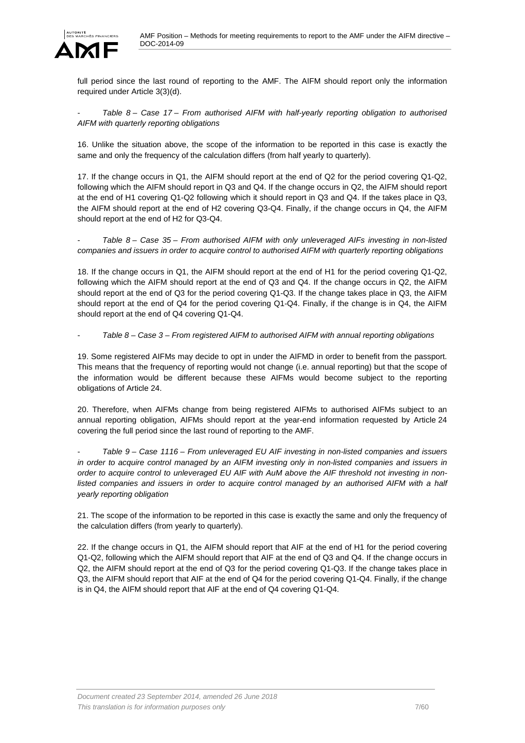full period since the last round of reporting to the AMF. The AIFM should report only the information required under Article 3(3)(d).

- *Table 8 – Case 17 – From authorised AIFM with half-yearly reporting obligation to authorised AIFM with quarterly reporting obligations*

16. Unlike the situation above, the scope of the information to be reported in this case is exactly the same and only the frequency of the calculation differs (from half yearly to quarterly).

17. If the change occurs in Q1, the AIFM should report at the end of Q2 for the period covering Q1-Q2, following which the AIFM should report in Q3 and Q4. If the change occurs in Q2, the AIFM should report at the end of H1 covering Q1-Q2 following which it should report in Q3 and Q4. If the takes place in Q3, the AIFM should report at the end of H2 covering Q3-Q4. Finally, if the change occurs in Q4, the AIFM should report at the end of H2 for Q3-Q4.

- *Table 8 – Case 35 – From authorised AIFM with only unleveraged AIFs investing in non-listed companies and issuers in order to acquire control to authorised AIFM with quarterly reporting obligations*

18. If the change occurs in Q1, the AIFM should report at the end of H1 for the period covering Q1-Q2, following which the AIFM should report at the end of Q3 and Q4. If the change occurs in Q2, the AIFM should report at the end of Q3 for the period covering Q1-Q3. If the change takes place in Q3, the AIFM should report at the end of Q4 for the period covering Q1-Q4. Finally, if the change is in Q4, the AIFM should report at the end of Q4 covering Q1-Q4.

- *Table 8 – Case 3 – From registered AIFM to authorised AIFM with annual reporting obligations*

19. Some registered AIFMs may decide to opt in under the AIFMD in order to benefit from the passport. This means that the frequency of reporting would not change (i.e. annual reporting) but that the scope of the information would be different because these AIFMs would become subject to the reporting obligations of Article 24.

20. Therefore, when AIFMs change from being registered AIFMs to authorised AIFMs subject to an annual reporting obligation, AIFMs should report at the year-end information requested by Article 24 covering the full period since the last round of reporting to the AMF.

- *Table 9 – Case 1116 – From unleveraged EU AIF investing in non-listed companies and issuers in order to acquire control managed by an AIFM investing only in non-listed companies and issuers in order to acquire control to unleveraged EU AIF with AuM above the AIF threshold not investing in non-listed companies and issuers in order to acquire control managed by an authorised AIFM with a half yearly reporting obligation*

21. The scope of the information to be reported in this case is exactly the same and only the frequency of the calculation differs (from yearly to quarterly).

22. If the change occurs in Q1, the AIFM should report that AIF at the end of H1 for the period covering Q1-Q2, following which the AIFM should report that AIF at the end of Q3 and Q4. If the change occurs in Q2, the AIFM should report at the end of Q3 for the period covering Q1-Q3. If the change takes place in Q3, the AIFM should report that AIF at the end of Q4 for the period covering Q1-Q4. Finally, if the change is in Q4, the AIFM should report that AIF at the end of Q4 covering Q1-Q4.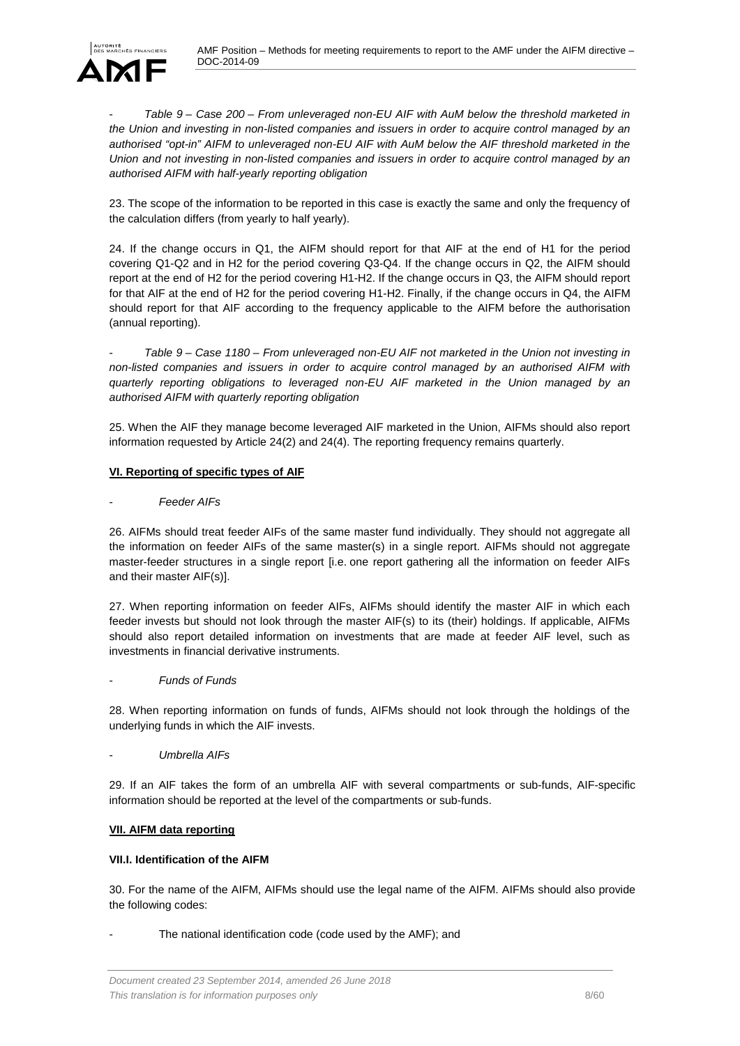- *Table 9 – Case 200 – From unleveraged non-EU AIF with AuM below the threshold marketed in the Union and investing in non-listed companies and issuers in order to acquire control managed by an authorised "opt-in" AIFM to unleveraged non-EU AIF with AuM below the AIF threshold marketed in the Union and not investing in non-listed companies and issuers in order to acquire control managed by an authorised AIFM with half-yearly reporting obligation*

23. The scope of the information to be reported in this case is exactly the same and only the frequency of the calculation differs (from yearly to half yearly).

24. If the change occurs in Q1, the AIFM should report for that AIF at the end of H1 for the period covering Q1-Q2 and in H2 for the period covering Q3-Q4. If the change occurs in Q2, the AIFM should report at the end of H2 for the period covering H1-H2. If the change occurs in Q3, the AIFM should report for that AIF at the end of H2 for the period covering H1-H2. Finally, if the change occurs in Q4, the AIFM should report for that AIF according to the frequency applicable to the AIFM before the authorisation (annual reporting).

- *Table 9 – Case 1180 – From unleveraged non-EU AIF not marketed in the Union not investing in non-listed companies and issuers in order to acquire control managed by an authorised AIFM with quarterly reporting obligations to leveraged non-EU AIF marketed in the Union managed by an authorised AIFM with quarterly reporting obligation*

25. When the AIF they manage become leveraged AIF marketed in the Union, AIFMs should also report information requested by Article 24(2) and 24(4). The reporting frequency remains quarterly.

## <u>VI. Reporting of specific types of AIF</u>

- *Feeder AIFs*

26. AIFMs should treat feeder AIFs of the same master fund individually. They should not aggregate all the information on feeder AIFs of the same master(s) in a single report. AIFMs should not aggregate master-feeder structures in a single report [i.e. one report gathering all the information on feeder AIFs and their master AIF(s)].

27. When reporting information on feeder AIFs, AIFMs should identify the master AIF in which each feeder invests but should not look through the master AIF(s) to its (their) holdings. If applicable, AIFMs should also report detailed information on investments that are made at feeder AIF level, such as investments in financial derivative instruments.

- *Funds of Funds*

28. When reporting information on funds of funds, AIFMs should not look through the holdings of the underlying funds in which the AIF invests.

- *Umbrella AIFs*

29. If an AIF takes the form of an umbrella AIF with several compartments or sub-funds, AIF-specific information should be reported at the level of the compartments or sub-funds.

## <u>VII. AIFM data reporting</u>

### VII.I. Identification of the AIFM

30. For the name of the AIFM, AIFMs should use the legal name of the AIFM. AIFMs should also provide the following codes:

- The national identification code (code used by the AMF); and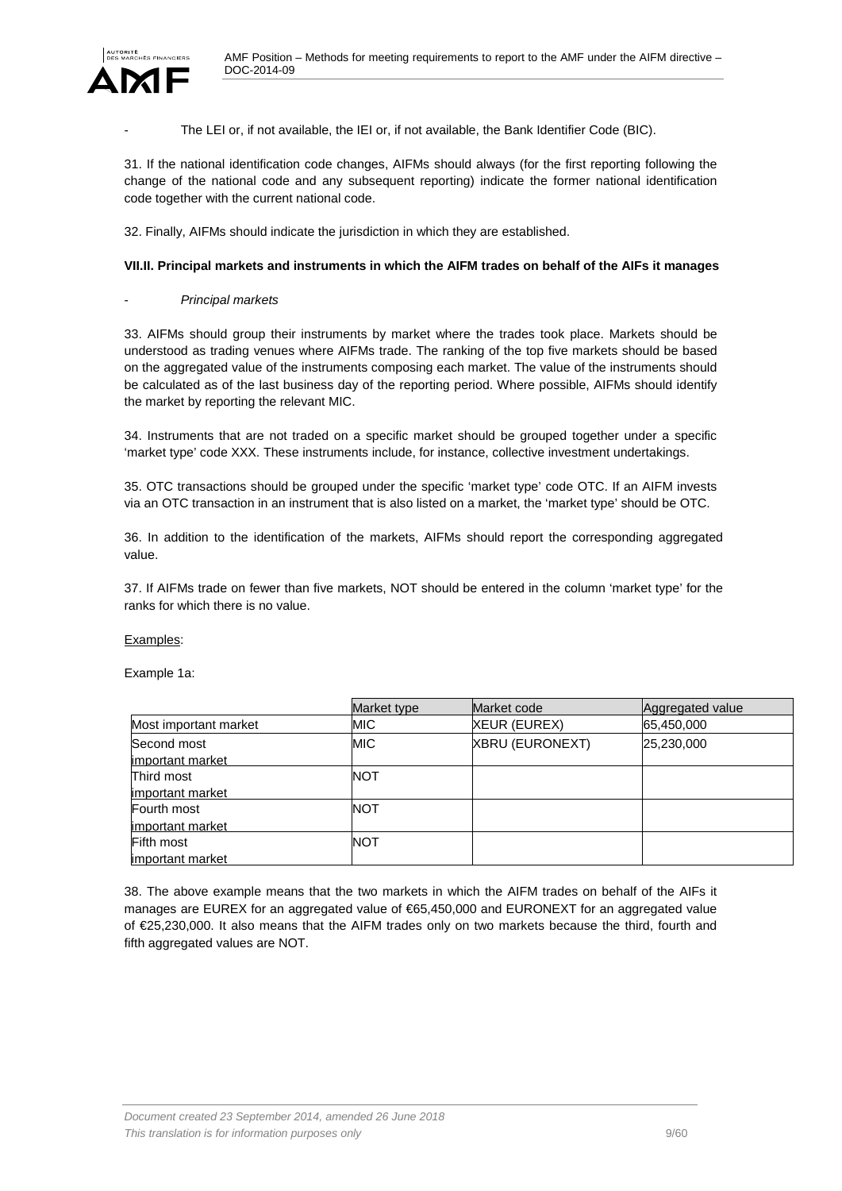- The LEI or, if not available, the IEI or, if not available, the Bank Identifier Code (BIC).

31. If the national identification code changes, AIFMs should always (for the first reporting following the change of the national code and any subsequent reporting) indicate the former national identification code together with the current national code.

32. Finally, AIFMs should indicate the jurisdiction in which they are established.

**VII.II. Principal markets and instruments in which the AIFM trades on behalf of the AIFs it manages**

- *Principal markets*

33. AIFMs should group their instruments by market where the trades took place. Markets should be understood as trading venues where AIFMs trade. The ranking of the top five markets should be based on the aggregated value of the instruments composing each market. The value of the instruments should be calculated as of the last business day of the reporting period. Where possible, AIFMs should identify the market by reporting the relevant MIC.

34. Instruments that are not traded on a specific market should be grouped together under a specific 'market type' code XXX. These instruments include, for instance, collective investment undertakings.

35. OTC transactions should be grouped under the specific 'market type' code OTC. If an AIFM invests via an OTC transaction in an instrument that is also listed on a market, the 'market type' should be OTC.

36. In addition to the identification of the markets, AIFMs should report the corresponding aggregated value.

37. If AIFMs trade on fewer than five markets, NOT should be entered in the column 'market type' for the ranks for which there is no value.

Examples:

Example 1a:

| | Market type | Market code | Aggregated value |
|---|---|---|---|
| Most important market | MIC | XEUR (EUREX) | 65,450,000 |
| Second most important market | MIC | XBRU (EURONEXT) | 25,230,000 |
| Third most important market | NOT | | |
| Fourth most important market | NOT | | |
| Fifth most important market | NOT | | |

38. The above example means that the two markets in which the AIFM trades on behalf of the AIFs it manages are EUREX for an aggregated value of €65,450,000 and EURONEXT for an aggregated value of €25,230,000. It also means that the AIFM trades only on two markets because the third, fourth and fifth aggregated values are NOT.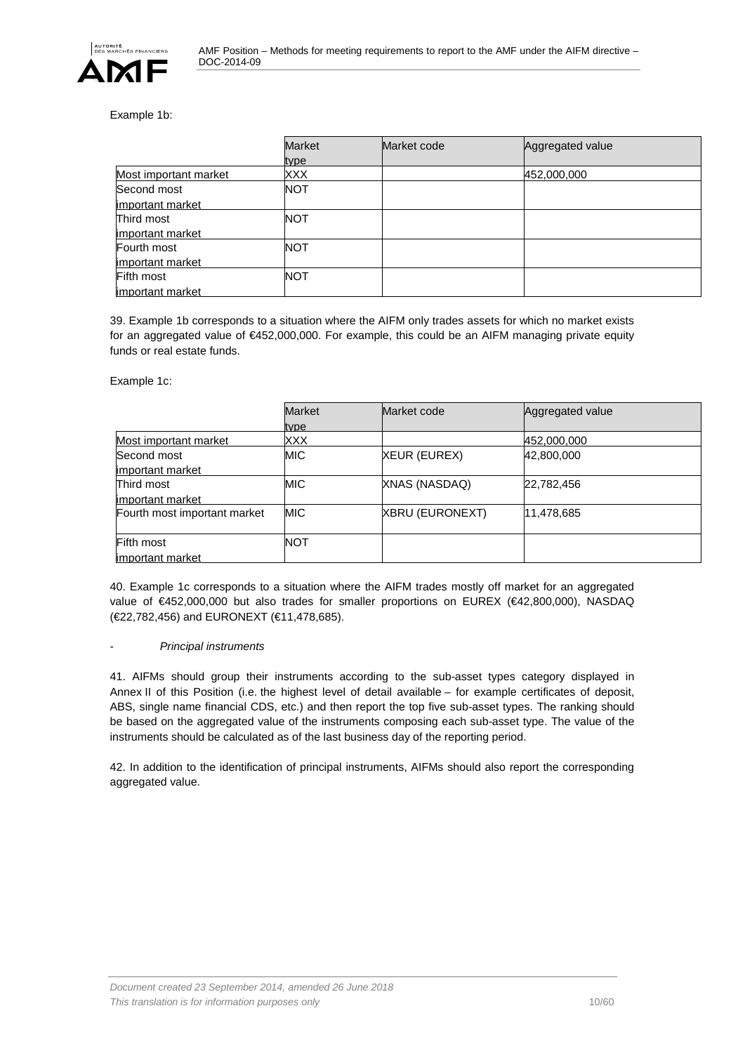Example 1b:

| | Market type | Market code | Aggregated value |
|---|---|---|---|
| Most important market | XXX | | 452,000,000 |
| Second most important market | NOT | | |
| Third most important market | NOT | | |
| Fourth most important market | NOT | | |
| Fifth most important market | NOT | | |

39. Example 1b corresponds to a situation where the AIFM only trades assets for which no market exists for an aggregated value of €452,000,000. For example, this could be an AIFM managing private equity funds or real estate funds.

Example 1c:

| | Market type | Market code | Aggregated value |
|---|---|---|---|
| Most important market | XXX | | 452,000,000 |
| Second most important market | MIC | XEUR (EUREX) | 42,800,000 |
| Third most important market | MIC | XNAS (NASDAQ) | 22,782,456 |
| Fourth most important market | MIC | XBRU (EURONEXT) | 11,478,685 |
| Fifth most important market | NOT | | |

40. Example 1c corresponds to a situation where the AIFM trades mostly off market for an aggregated value of €452,000,000 but also trades for smaller proportions on EUREX (€42,800,000), NASDAQ (€22,782,456) and EURONEXT (€11,478,685).

- *Principal instruments*

41. AIFMs should group their instruments according to the sub-asset types category displayed in Annex II of this Position (i.e. the highest level of detail available – for example certificates of deposit, ABS, single name financial CDS, etc.) and then report the top five sub-asset types. The ranking should be based on the aggregated value of the instruments composing each sub-asset type. The value of the instruments should be calculated as of the last business day of the reporting period.

42. In addition to the identification of principal instruments, AIFMs should also report the corresponding aggregated value.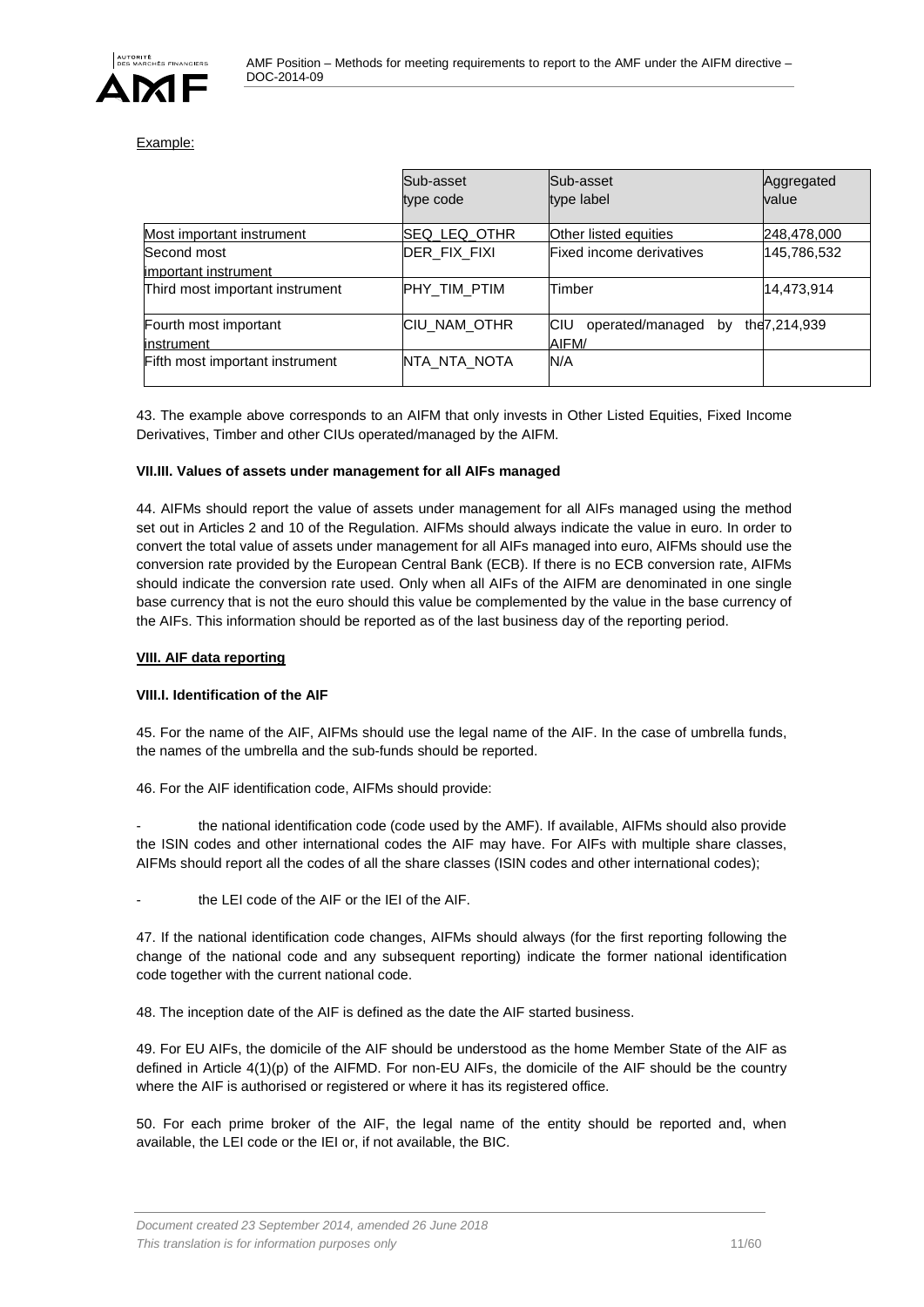Example:

| | Sub-asset type code | Sub-asset type label | Aggregated value |
|---|---|---|---|
| Most important instrument | SEQ_LEQ_OTHR | Other listed equities | 248,478,000 |
| Second most important instrument | DER_FIX_FIXI | Fixed income derivatives | 145,786,532 |
| Third most important instrument | PHY_TIM_PTIM | Timber | 14,473,914 |
| Fourth most important instrument | CIU_NAM_OTHR | CIU operated/managed by the AIFM/ | 7,214,939 |
| Fifth most important instrument | NTA_NTA_NOTA | N/A | |

43. The example above corresponds to an AIFM that only invests in Other Listed Equities, Fixed Income Derivatives, Timber and other CIUs operated/managed by the AIFM.

**VII.III. Values of assets under management for all AIFs managed**

44. AIFMs should report the value of assets under management for all AIFs managed using the method set out in Articles 2 and 10 of the Regulation. AIFMs should always indicate the value in euro. In order to convert the total value of assets under management for all AIFs managed into euro, AIFMs should use the conversion rate provided by the European Central Bank (ECB). If there is no ECB conversion rate, AIFMs should indicate the conversion rate used. Only when all AIFs of the AIFM are denominated in one single base currency that is not the euro should this value be complemented by the value in the base currency of the AIFs. This information should be reported as of the last business day of the reporting period.

**VIII. AIF data reporting**

**VIII.I. Identification of the AIF**

45. For the name of the AIF, AIFMs should use the legal name of the AIF. In the case of umbrella funds, the names of the umbrella and the sub-funds should be reported.

46. For the AIF identification code, AIFMs should provide:

- the national identification code (code used by the AMF). If available, AIFMs should also provide the ISIN codes and other international codes the AIF may have. For AIFs with multiple share classes, AIFMs should report all the codes of all the share classes (ISIN codes and other international codes);

- the LEI code of the AIF or the IEI of the AIF.

47. If the national identification code changes, AIFMs should always (for the first reporting following the change of the national code and any subsequent reporting) indicate the former national identification code together with the current national code.

48. The inception date of the AIF is defined as the date the AIF started business.

49. For EU AIFs, the domicile of the AIF should be understood as the home Member State of the AIF as defined in Article 4(1)(p) of the AIFMD. For non-EU AIFs, the domicile of the AIF should be the country where the AIF is authorised or registered or where it has its registered office.

50. For each prime broker of the AIF, the legal name of the entity should be reported and, when available, the LEI code or the IEI or, if not available, the BIC.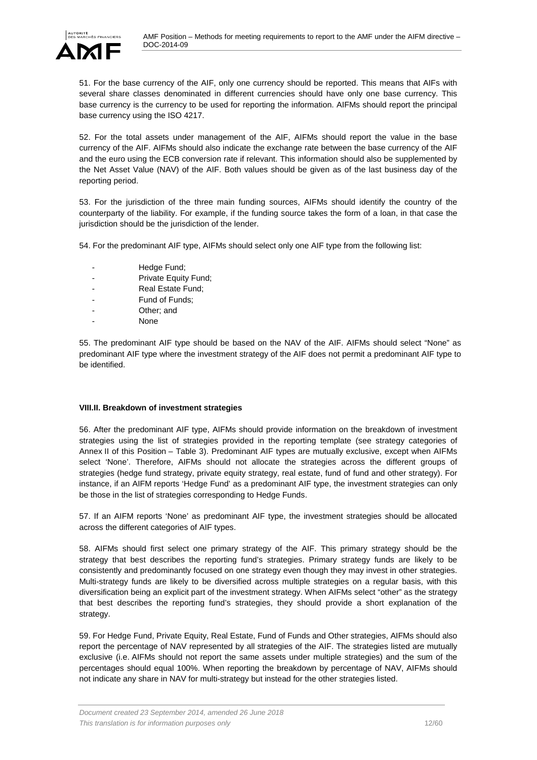51. For the base currency of the AIF, only one currency should be reported. This means that AIFs with several share classes denominated in different currencies should have only one base currency. This base currency is the currency to be used for reporting the information. AIFMs should report the principal base currency using the ISO 4217.

52. For the total assets under management of the AIF, AIFMs should report the value in the base currency of the AIF. AIFMs should also indicate the exchange rate between the base currency of the AIF and the euro using the ECB conversion rate if relevant. This information should also be supplemented by the Net Asset Value (NAV) of the AIF. Both values should be given as of the last business day of the reporting period.

53. For the jurisdiction of the three main funding sources, AIFMs should identify the country of the counterparty of the liability. For example, if the funding source takes the form of a loan, in that case the jurisdiction should be the jurisdiction of the lender.

54. For the predominant AIF type, AIFMs should select only one AIF type from the following list:

- Hedge Fund;
- Private Equity Fund;
- Real Estate Fund;
- Fund of Funds;
- Other; and
- None

55. The predominant AIF type should be based on the NAV of the AIF. AIFMs should select "None" as predominant AIF type where the investment strategy of the AIF does not permit a predominant AIF type to be identified.

**VIII.II. Breakdown of investment strategies**

56. After the predominant AIF type, AIFMs should provide information on the breakdown of investment strategies using the list of strategies provided in the reporting template (see strategy categories of Annex II of this Position – Table 3). Predominant AIF types are mutually exclusive, except when AIFMs select 'None'. Therefore, AIFMs should not allocate the strategies across the different groups of strategies (hedge fund strategy, private equity strategy, real estate, fund of fund and other strategy). For instance, if an AIFM reports 'Hedge Fund' as a predominant AIF type, the investment strategies can only be those in the list of strategies corresponding to Hedge Funds.

57. If an AIFM reports 'None' as predominant AIF type, the investment strategies should be allocated across the different categories of AIF types.

58. AIFMs should first select one primary strategy of the AIF. This primary strategy should be the strategy that best describes the reporting fund's strategies. Primary strategy funds are likely to be consistently and predominantly focused on one strategy even though they may invest in other strategies. Multi-strategy funds are likely to be diversified across multiple strategies on a regular basis, with this diversification being an explicit part of the investment strategy. When AIFMs select "other" as the strategy that best describes the reporting fund's strategies, they should provide a short explanation of the strategy.

59. For Hedge Fund, Private Equity, Real Estate, Fund of Funds and Other strategies, AIFMs should also report the percentage of NAV represented by all strategies of the AIF. The strategies listed are mutually exclusive (i.e. AIFMs should not report the same assets under multiple strategies) and the sum of the percentages should equal 100%. When reporting the breakdown by percentage of NAV, AIFMs should not indicate any share in NAV for multi-strategy but instead for the other strategies listed.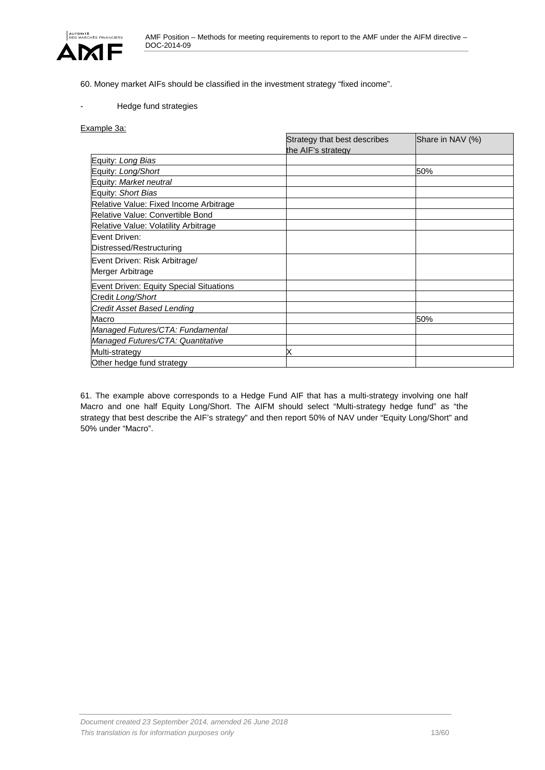60. Money market AIFs should be classified in the investment strategy “fixed income”.

- Hedge fund strategies

Example 3a:

| | Strategy that best describes the AIF's strategy | Share in NAV (%) |
|---|---|---|
| Equity: *Long Bias* | | |
| Equity: *Long/Short* | | 50% |
| Equity: *Market neutral* | | |
| Equity: *Short Bias* | | |
| Relative Value: Fixed Income Arbitrage | | |
| Relative Value: Convertible Bond | | |
| Relative Value: Volatility Arbitrage | | |
| Event Driven: Distressed/Restructuring | | |
| Event Driven: Risk Arbitrage/ Merger Arbitrage | | |
| Event Driven: Equity Special Situations | | |
| Credit *Long/Short* | | |
| *Credit Asset Based Lending* | | |
| Macro | | 50% |
| *Managed Futures/CTA: Fundamental* | | |
| *Managed Futures/CTA: Quantitative* | | |
| Multi-strategy | X | |
| Other hedge fund strategy | | |

61. The example above corresponds to a Hedge Fund AIF that has a multi-strategy involving one half Macro and one half Equity Long/Short. The AIFM should select “Multi-strategy hedge fund” as “the strategy that best describe the AIF's strategy” and then report 50% of NAV under “Equity Long/Short” and 50% under “Macro”.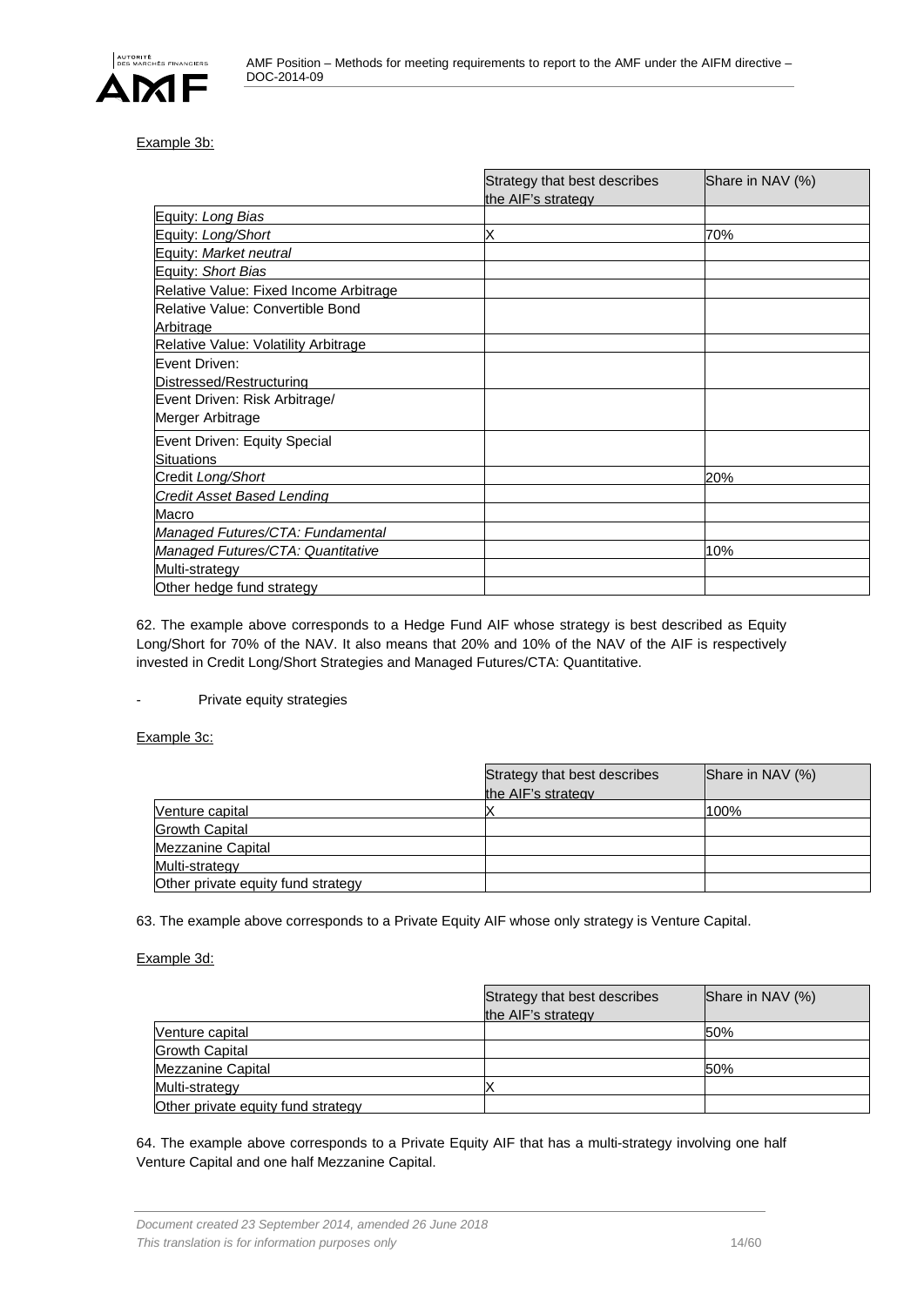Example 3b:

| | Strategy that best describes the AIF's strategy | Share in NAV (%) |
|---|---|---|
| Equity: *Long Bias* | | |
| Equity: *Long/Short* | X | 70% |
| Equity: *Market neutral* | | |
| Equity: *Short Bias* | | |
| Relative Value: Fixed Income Arbitrage | | |
| Relative Value: Convertible Bond Arbitrage | | |
| Relative Value: Volatility Arbitrage | | |
| Event Driven: Distressed/Restructuring | | |
| Event Driven: Risk Arbitrage/ Merger Arbitrage | | |
| Event Driven: Equity Special Situations | | |
| Credit *Long/Short* | | 20% |
| *Credit Asset Based Lending* | | |
| Macro | | |
| *Managed Futures/CTA: Fundamental* | | |
| *Managed Futures/CTA: Quantitative* | | 10% |
| Multi-strategy | | |
| Other hedge fund strategy | | |

62. The example above corresponds to a Hedge Fund AIF whose strategy is best described as Equity Long/Short for 70% of the NAV. It also means that 20% and 10% of the NAV of the AIF is respectively invested in Credit Long/Short Strategies and Managed Futures/CTA: Quantitative.

- Private equity strategies

Example 3c:

| | Strategy that best describes the AIF's strategy | Share in NAV (%) |
|---|---|---|
| Venture capital | X | 100% |
| Growth Capital | | |
| Mezzanine Capital | | |
| Multi-strategy | | |
| Other private equity fund strategy | | |

63. The example above corresponds to a Private Equity AIF whose only strategy is Venture Capital.

Example 3d:

| | Strategy that best describes the AIF's strategy | Share in NAV (%) |
|---|---|---|
| Venture capital | | 50% |
| Growth Capital | | |
| Mezzanine Capital | | 50% |
| Multi-strategy | X | |
| Other private equity fund strategy | | |

64. The example above corresponds to a Private Equity AIF that has a multi-strategy involving one half Venture Capital and one half Mezzanine Capital.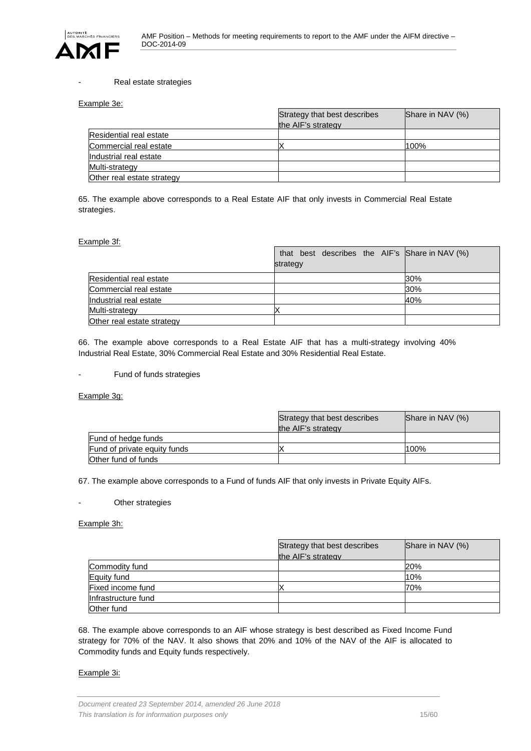- Real estate strategies

Example 3e:

| | Strategy that best describes the AIF's strategy | Share in NAV (%) |
|---|---|---|
| Residential real estate | | |
| Commercial real estate | X | 100% |
| Industrial real estate | | |
| Multi-strategy | | |
| Other real estate strategy | | |

65. The example above corresponds to a Real Estate AIF that only invests in Commercial Real Estate strategies.

Example 3f:

| | that best describes the AIF's strategy | Share in NAV (%) |
|---|---|---|
| Residential real estate | | 30% |
| Commercial real estate | | 30% |
| Industrial real estate | | 40% |
| Multi-strategy | X | |
| Other real estate strategy | | |

66. The example above corresponds to a Real Estate AIF that has a multi-strategy involving 40% Industrial Real Estate, 30% Commercial Real Estate and 30% Residential Real Estate.

- Fund of funds strategies

Example 3g:

| | Strategy that best describes the AIF's strategy | Share in NAV (%) |
|---|---|---|
| Fund of hedge funds | | |
| Fund of private equity funds | X | 100% |
| Other fund of funds | | |

67. The example above corresponds to a Fund of funds AIF that only invests in Private Equity AIFs.

- Other strategies

Example 3h:

| | Strategy that best describes the AIF's strategy | Share in NAV (%) |
|---|---|---|
| Commodity fund | | 20% |
| Equity fund | | 10% |
| Fixed income fund | X | 70% |
| Infrastructure fund | | |
| Other fund | | |

68. The example above corresponds to an AIF whose strategy is best described as Fixed Income Fund strategy for 70% of the NAV. It also shows that 20% and 10% of the NAV of the AIF is allocated to Commodity funds and Equity funds respectively.

Example 3i: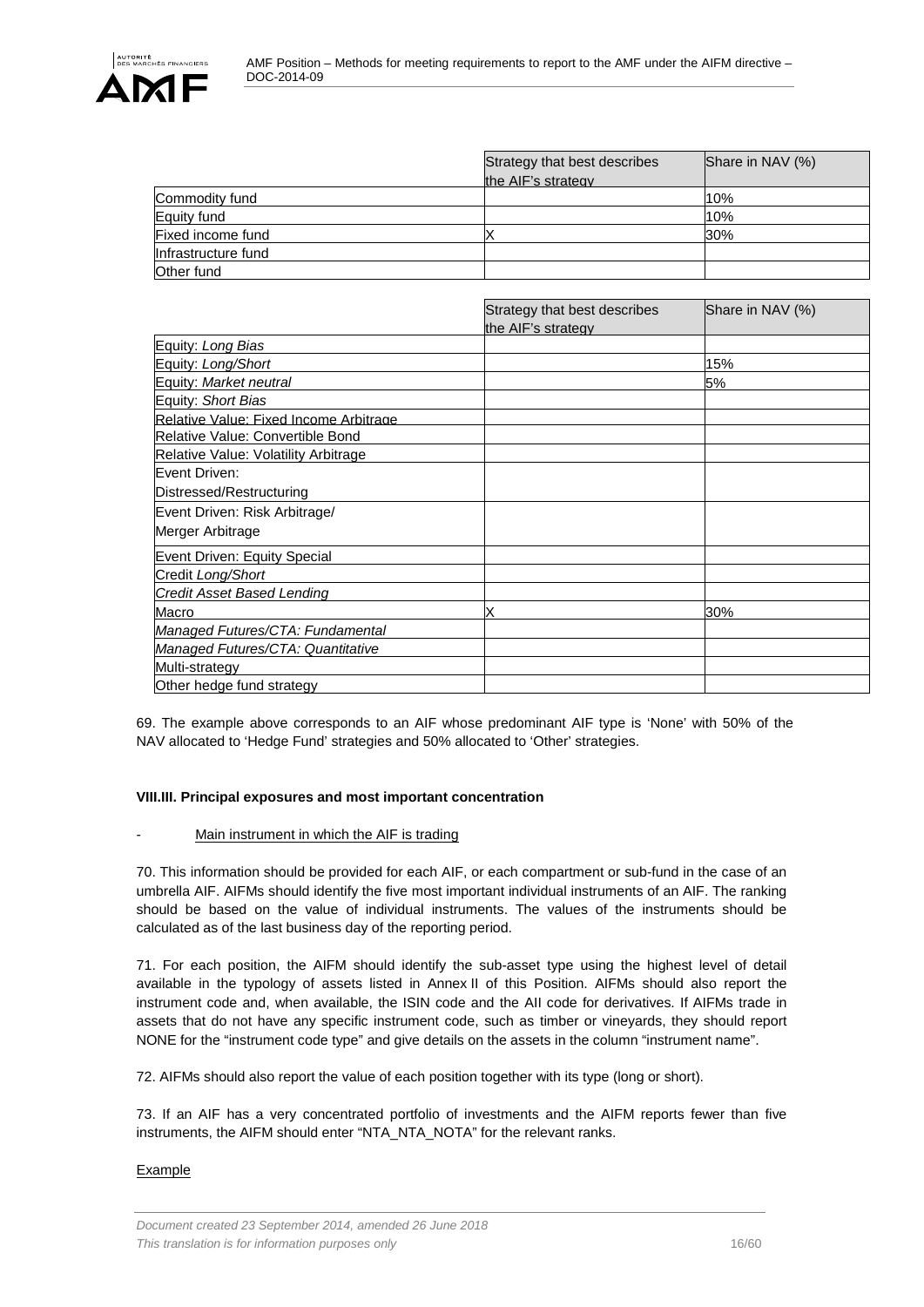| | Strategy that best describes the AIF's strategy | Share in NAV (%) |
|---|---|---|
| Commodity fund | | 10% |
| Equity fund | | 10% |
| Fixed income fund | X | 30% |
| Infrastructure fund | | |
| Other fund | | |

| | Strategy that best describes the AIF's strategy | Share in NAV (%) |
|---|---|---|
| Equity: *Long Bias* | | |
| Equity: *Long/Short* | | 15% |
| Equity: *Market neutral* | | 5% |
| Equity: *Short Bias* | | |
| Relative Value: Fixed Income Arbitrage | | |
| Relative Value: Convertible Bond | | |
| Relative Value: Volatility Arbitrage | | |
| Event Driven: Distressed/Restructuring | | |
| Event Driven: Risk Arbitrage/ Merger Arbitrage | | |
| Event Driven: Equity Special | | |
| Credit *Long/Short* | | |
| *Credit Asset Based Lending* | | |
| Macro | X | 30% |
| *Managed Futures/CTA: Fundamental* | | |
| *Managed Futures/CTA: Quantitative* | | |
| Multi-strategy | | |
| Other hedge fund strategy | | |

69. The example above corresponds to an AIF whose predominant AIF type is 'None' with 50% of the NAV allocated to 'Hedge Fund' strategies and 50% allocated to 'Other' strategies.

**VIII.III. Principal exposures and most important concentration**

- Main instrument in which the AIF is trading

70. This information should be provided for each AIF, or each compartment or sub-fund in the case of an umbrella AIF. AIFMs should identify the five most important individual instruments of an AIF. The ranking should be based on the value of individual instruments. The values of the instruments should be calculated as of the last business day of the reporting period.

71. For each position, the AIFM should identify the sub-asset type using the highest level of detail available in the typology of assets listed in Annex II of this Position. AIFMs should also report the instrument code and, when available, the ISIN code and the AII code for derivatives. If AIFMs trade in assets that do not have any specific instrument code, such as timber or vineyards, they should report NONE for the "instrument code type" and give details on the assets in the column "instrument name".

72. AIFMs should also report the value of each position together with its type (long or short).

73. If an AIF has a very concentrated portfolio of investments and the AIFM reports fewer than five instruments, the AIFM should enter "NTA_NTA_NOTA" for the relevant ranks.

Example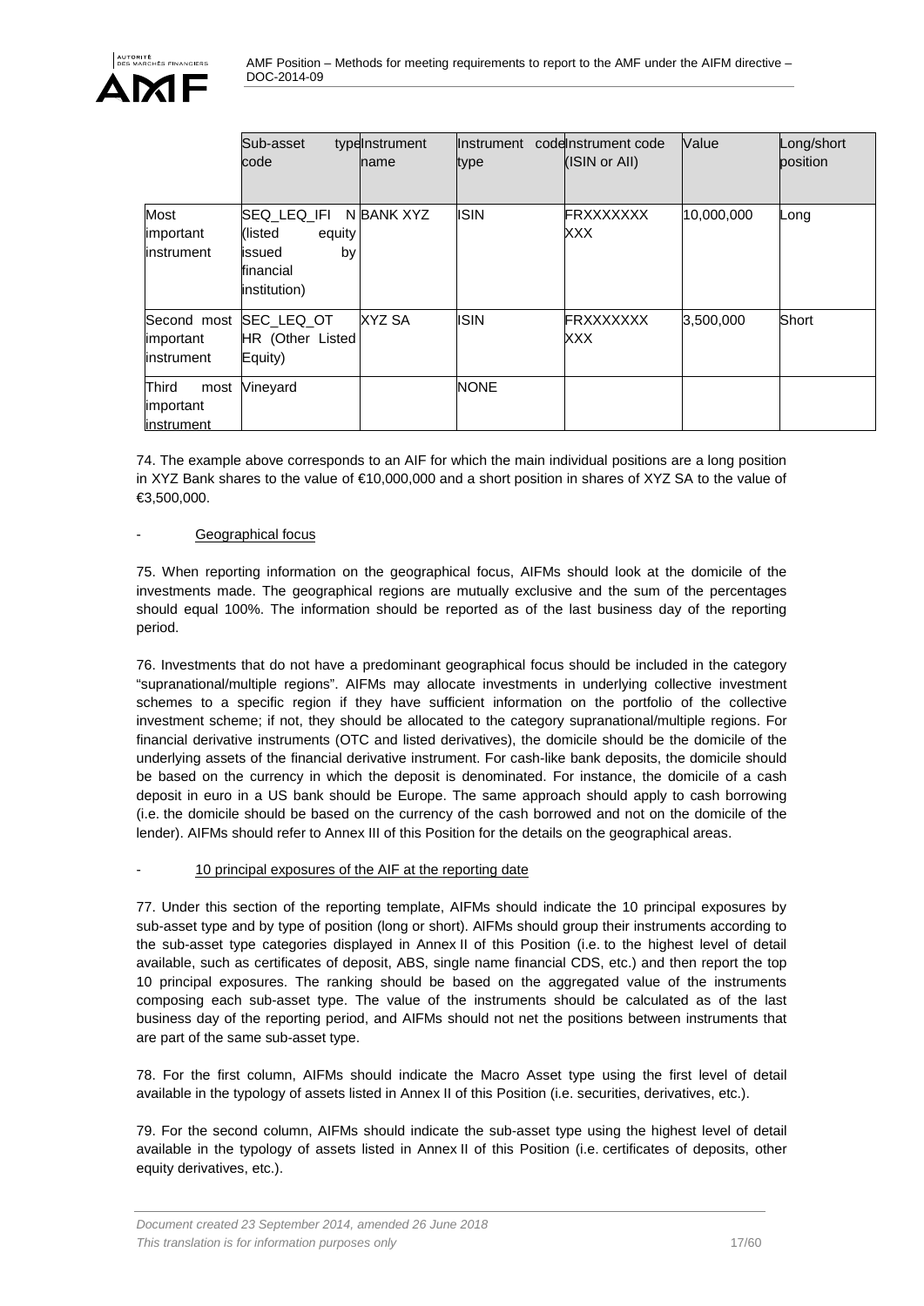| | Sub-asset type code | Instrument name | Instrument code type | Instrument code (ISIN or AII) | Value | Long/short position |
|---|---|---|---|---|---|---|
| Most important instrument | SEQ_LEQ_IFI N (listed equity issued by financial institution) | BANK XYZ | ISIN | FRXXXXXXXXXX | 10,000,000 | Long |
| Second most important instrument | SEC_LEQ_OTHR (Other Listed Equity) | XYZ SA | ISIN | FRXXXXXXXXXX | 3,500,000 | Short |
| Third most important instrument | Vineyard | | NONE | | | |

74. The example above corresponds to an AIF for which the main individual positions are a long position in XYZ Bank shares to the value of €10,000,000 and a short position in shares of XYZ SA to the value of €3,500,000.

- Geographical focus

75. When reporting information on the geographical focus, AIFMs should look at the domicile of the investments made. The geographical regions are mutually exclusive and the sum of the percentages should equal 100%. The information should be reported as of the last business day of the reporting period.

76. Investments that do not have a predominant geographical focus should be included in the category "supranational/multiple regions". AIFMs may allocate investments in underlying collective investment schemes to a specific region if they have sufficient information on the portfolio of the collective investment scheme; if not, they should be allocated to the category supranational/multiple regions. For financial derivative instruments (OTC and listed derivatives), the domicile should be the domicile of the underlying assets of the financial derivative instrument. For cash-like bank deposits, the domicile should be based on the currency in which the deposit is denominated. For instance, the domicile of a cash deposit in euro in a US bank should be Europe. The same approach should apply to cash borrowing (i.e. the domicile should be based on the currency of the cash borrowed and not on the domicile of the lender). AIFMs should refer to Annex III of this Position for the details on the geographical areas.

- 10 principal exposures of the AIF at the reporting date

77. Under this section of the reporting template, AIFMs should indicate the 10 principal exposures by sub-asset type and by type of position (long or short). AIFMs should group their instruments according to the sub-asset type categories displayed in Annex II of this Position (i.e. to the highest level of detail available, such as certificates of deposit, ABS, single name financial CDS, etc.) and then report the top 10 principal exposures. The ranking should be based on the aggregated value of the instruments composing each sub-asset type. The value of the instruments should be calculated as of the last business day of the reporting period, and AIFMs should not net the positions between instruments that are part of the same sub-asset type.

78. For the first column, AIFMs should indicate the Macro Asset type using the first level of detail available in the typology of assets listed in Annex II of this Position (i.e. securities, derivatives, etc.).

79. For the second column, AIFMs should indicate the sub-asset type using the highest level of detail available in the typology of assets listed in Annex II of this Position (i.e. certificates of deposits, other equity derivatives, etc.).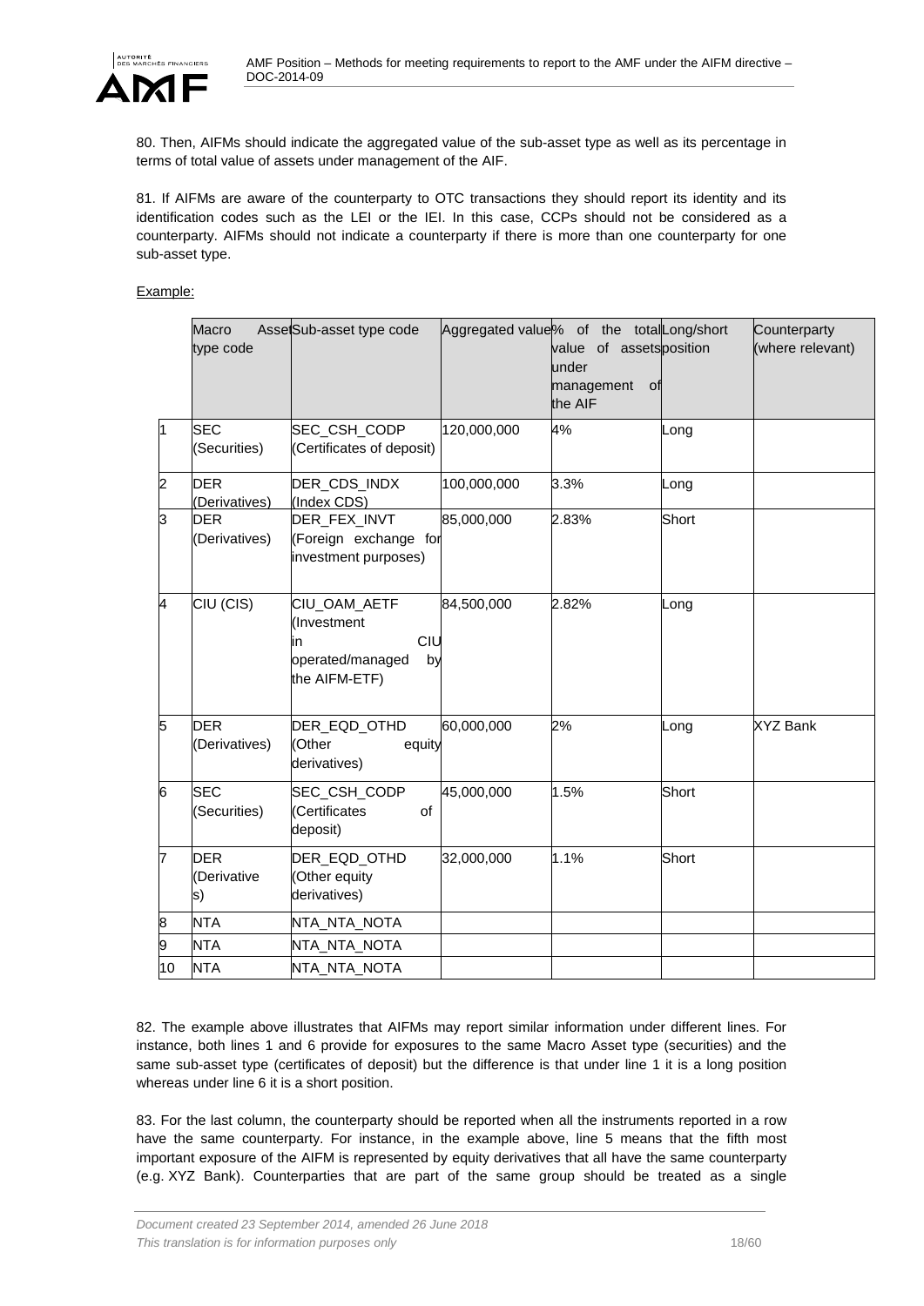80. Then, AIFMs should indicate the aggregated value of the sub-asset type as well as its percentage in terms of total value of assets under management of the AIF.

81. If AIFMs are aware of the counterparty to OTC transactions they should report its identity and its identification codes such as the LEI or the IEI. In this case, CCPs should not be considered as a counterparty. AIFMs should not indicate a counterparty if there is more than one counterparty for one sub-asset type.

Example:

| | Macro Asset type code | Sub-asset type code | Aggregated value | % of the total value of assets under management of the AIF | Long/short position | Counterparty (where relevant) |
|---|---|---|---|---|---|---|
| 1 | SEC (Securities) | SEC_CSH_CODP (Certificates of deposit) | 120,000,000 | 4% | Long | |
| 2 | DER (Derivatives) | DER_CDS_INDX (Index CDS) | 100,000,000 | 3.3% | Long | |
| 3 | DER (Derivatives) | DER_FEX_INVT (Foreign exchange for investment purposes) | 85,000,000 | 2.83% | Short | |
| 4 | CIU (CIS) | CIU_OAM_AETF (Investment in CIU operated/managed by the AIFM-ETF) | 84,500,000 | 2.82% | Long | |
| 5 | DER (Derivatives) | DER_EQD_OTHD (Other equity derivatives) | 60,000,000 | 2% | Long | XYZ Bank |
| 6 | SEC (Securities) | SEC_CSH_CODP (Certificates of deposit) | 45,000,000 | 1.5% | Short | |
| 7 | DER (Derivatives) | DER_EQD_OTHD (Other equity derivatives) | 32,000,000 | 1.1% | Short | |
| 8 | NTA | NTA_NTA_NOTA | | | | |
| 9 | NTA | NTA_NTA_NOTA | | | | |
| 10 | NTA | NTA_NTA_NOTA | | | | |

82. The example above illustrates that AIFMs may report similar information under different lines. For instance, both lines 1 and 6 provide for exposures to the same Macro Asset type (securities) and the same sub-asset type (certificates of deposit) but the difference is that under line 1 it is a long position whereas under line 6 it is a short position.

83. For the last column, the counterparty should be reported when all the instruments reported in a row have the same counterparty. For instance, in the example above, line 5 means that the fifth most important exposure of the AIFM is represented by equity derivatives that all have the same counterparty (e.g. XYZ Bank). Counterparties that are part of the same group should be treated as a single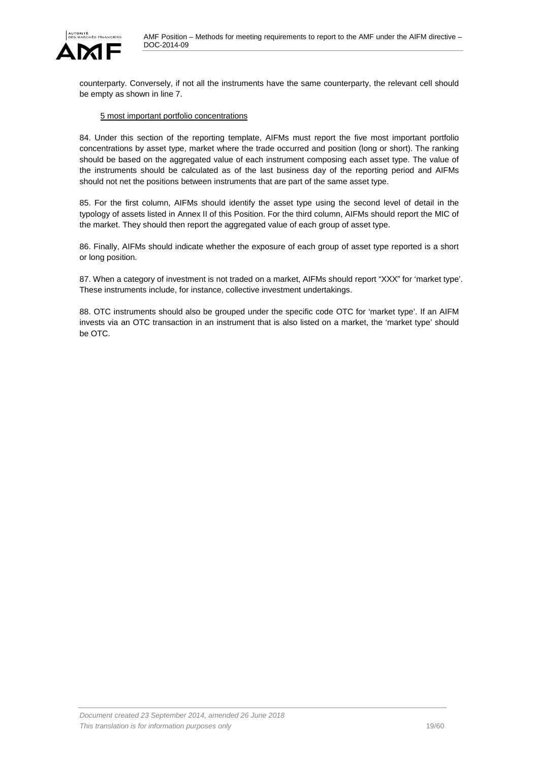counterparty. Conversely, if not all the instruments have the same counterparty, the relevant cell should be empty as shown in line 7.

5 most important portfolio concentrations

84. Under this section of the reporting template, AIFMs must report the five most important portfolio concentrations by asset type, market where the trade occurred and position (long or short). The ranking should be based on the aggregated value of each instrument composing each asset type. The value of the instruments should be calculated as of the last business day of the reporting period and AIFMs should not net the positions between instruments that are part of the same asset type.

85. For the first column, AIFMs should identify the asset type using the second level of detail in the typology of assets listed in Annex II of this Position. For the third column, AIFMs should report the MIC of the market. They should then report the aggregated value of each group of asset type.

86. Finally, AIFMs should indicate whether the exposure of each group of asset type reported is a short or long position.

87. When a category of investment is not traded on a market, AIFMs should report "XXX" for 'market type'. These instruments include, for instance, collective investment undertakings.

88. OTC instruments should also be grouped under the specific code OTC for 'market type'. If an AIFM invests via an OTC transaction in an instrument that is also listed on a market, the 'market type' should be OTC.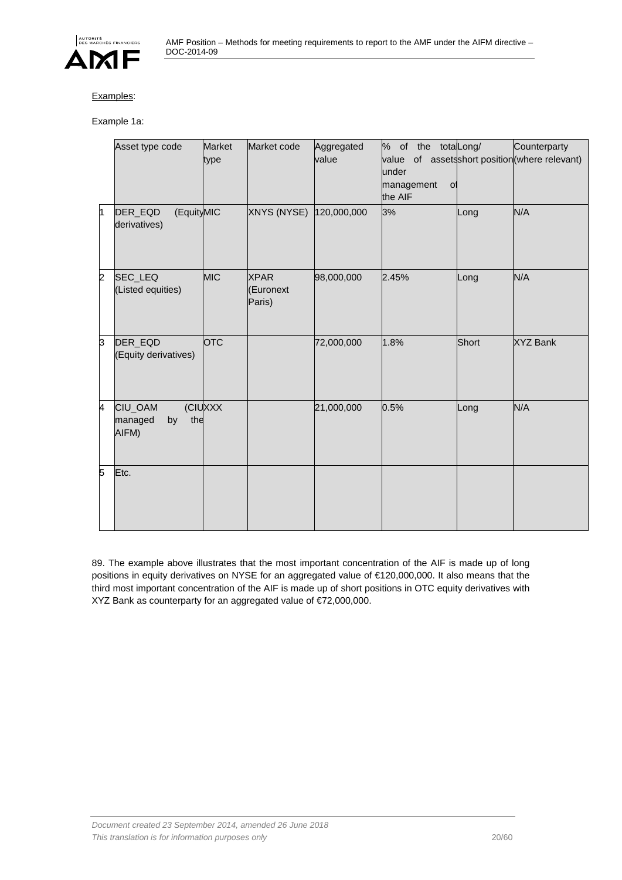Examples:

Example 1a:

| | Asset type code | Market type | Market code | Aggregated value | % of the total value of assets under management of the AIF | Long/ short position | Counterparty (where relevant) |
|---|---|---|---|---|---|---|---|
| 1 | DER_EQD (Equity derivatives) | MIC | XNYS (NYSE) | 120,000,000 | 3% | Long | N/A |
| 2 | SEC_LEQ (Listed equities) | MIC | XPAR (Euronext Paris) | 98,000,000 | 2.45% | Long | N/A |
| 3 | DER_EQD (Equity derivatives) | OTC | | 72,000,000 | 1.8% | Short | XYZ Bank |
| 4 | CIU_OAM (CIU managed by the AIFM) | XXX | | 21,000,000 | 0.5% | Long | N/A |
| 5 | Etc. | | | | | | |

89. The example above illustrates that the most important concentration of the AIF is made up of long positions in equity derivatives on NYSE for an aggregated value of €120,000,000. It also means that the third most important concentration of the AIF is made up of short positions in OTC equity derivatives with XYZ Bank as counterparty for an aggregated value of €72,000,000.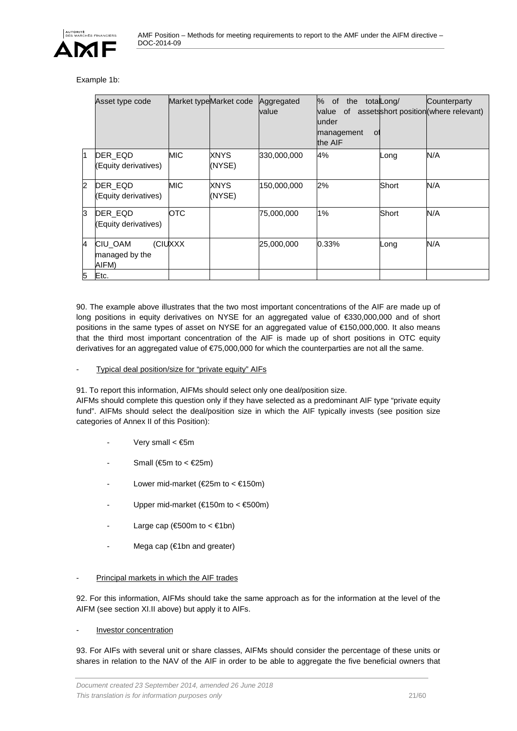Example 1b:

| | Asset type code | Market type | Market code | Aggregated value | % of the total value of assets under management of the AIF | Long/ short position | Counterparty (where relevant) |
|---|---|---|---|---|---|---|---|
| 1 | DER_EQD (Equity derivatives) | MIC | XNYS (NYSE) | 330,000,000 | 4% | Long | N/A |
| 2 | DER_EQD (Equity derivatives) | MIC | XNYS (NYSE) | 150,000,000 | 2% | Short | N/A |
| 3 | DER_EQD (Equity derivatives) | OTC | | 75,000,000 | 1% | Short | N/A |
| 4 | CIU_OAM (CIU managed by the AIFM) | XXX | | 25,000,000 | 0.33% | Long | N/A |
| 5 | Etc. | | | | | | |

90. The example above illustrates that the two most important concentrations of the AIF are made up of long positions in equity derivatives on NYSE for an aggregated value of €330,000,000 and of short positions in the same types of asset on NYSE for an aggregated value of €150,000,000. It also means that the third most important concentration of the AIF is made up of short positions in OTC equity derivatives for an aggregated value of €75,000,000 for which the counterparties are not all the same.

- Typical deal position/size for "private equity" AIFs

91. To report this information, AIFMs should select only one deal/position size.
AIFMs should complete this question only if they have selected as a predominant AIF type "private equity fund". AIFMs should select the deal/position size in which the AIF typically invests (see position size categories of Annex II of this Position):

- Very small < €5m
- Small (€5m to < €25m)
- Lower mid-market (€25m to < €150m)
- Upper mid-market (€150m to < €500m)
- Large cap (€500m to < €1bn)
- Mega cap (€1bn and greater)

- Principal markets in which the AIF trades

92. For this information, AIFMs should take the same approach as for the information at the level of the AIFM (see section XI.II above) but apply it to AIFs.

- Investor concentration

93. For AIFs with several unit or share classes, AIFMs should consider the percentage of these units or shares in relation to the NAV of the AIF in order to be able to aggregate the five beneficial owners that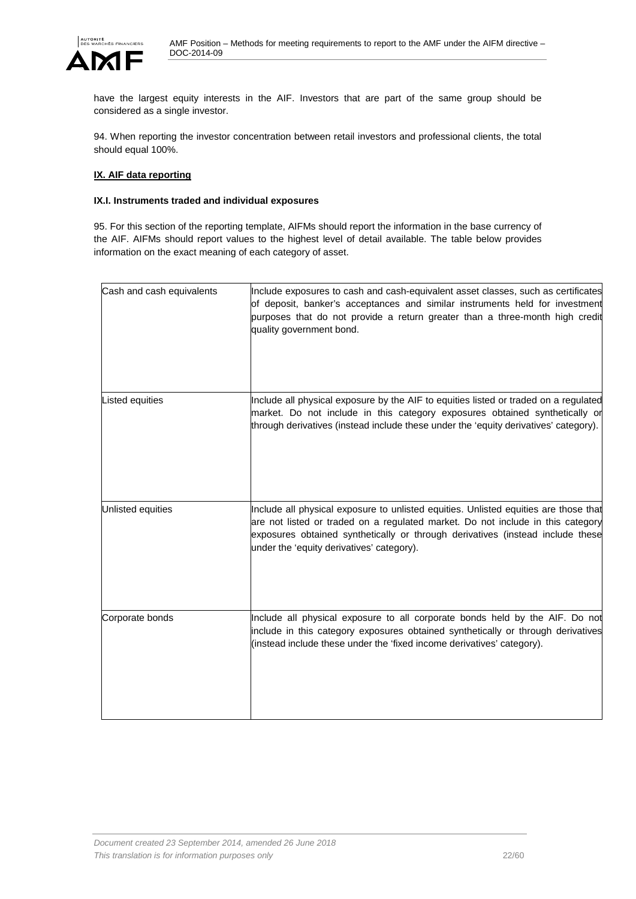have the largest equity interests in the AIF. Investors that are part of the same group should be considered as a single investor.

94. When reporting the investor concentration between retail investors and professional clients, the total should equal 100%.

## IX. AIF data reporting

### IX.I. Instruments traded and individual exposures

95. For this section of the reporting template, AIFMs should report the information in the base currency of the AIF. AIFMs should report values to the highest level of detail available. The table below provides information on the exact meaning of each category of asset.

| | |
|---|---|
| Cash and cash equivalents | Include exposures to cash and cash-equivalent asset classes, such as certificates of deposit, banker's acceptances and similar instruments held for investment purposes that do not provide a return greater than a three-month high credit quality government bond. |
| Listed equities | Include all physical exposure by the AIF to equities listed or traded on a regulated market. Do not include in this category exposures obtained synthetically or through derivatives (instead include these under the 'equity derivatives' category). |
| Unlisted equities | Include all physical exposure to unlisted equities. Unlisted equities are those that are not listed or traded on a regulated market. Do not include in this category exposures obtained synthetically or through derivatives (instead include these under the 'equity derivatives' category). |
| Corporate bonds | Include all physical exposure to all corporate bonds held by the AIF. Do not include in this category exposures obtained synthetically or through derivatives (instead include these under the 'fixed income derivatives' category). |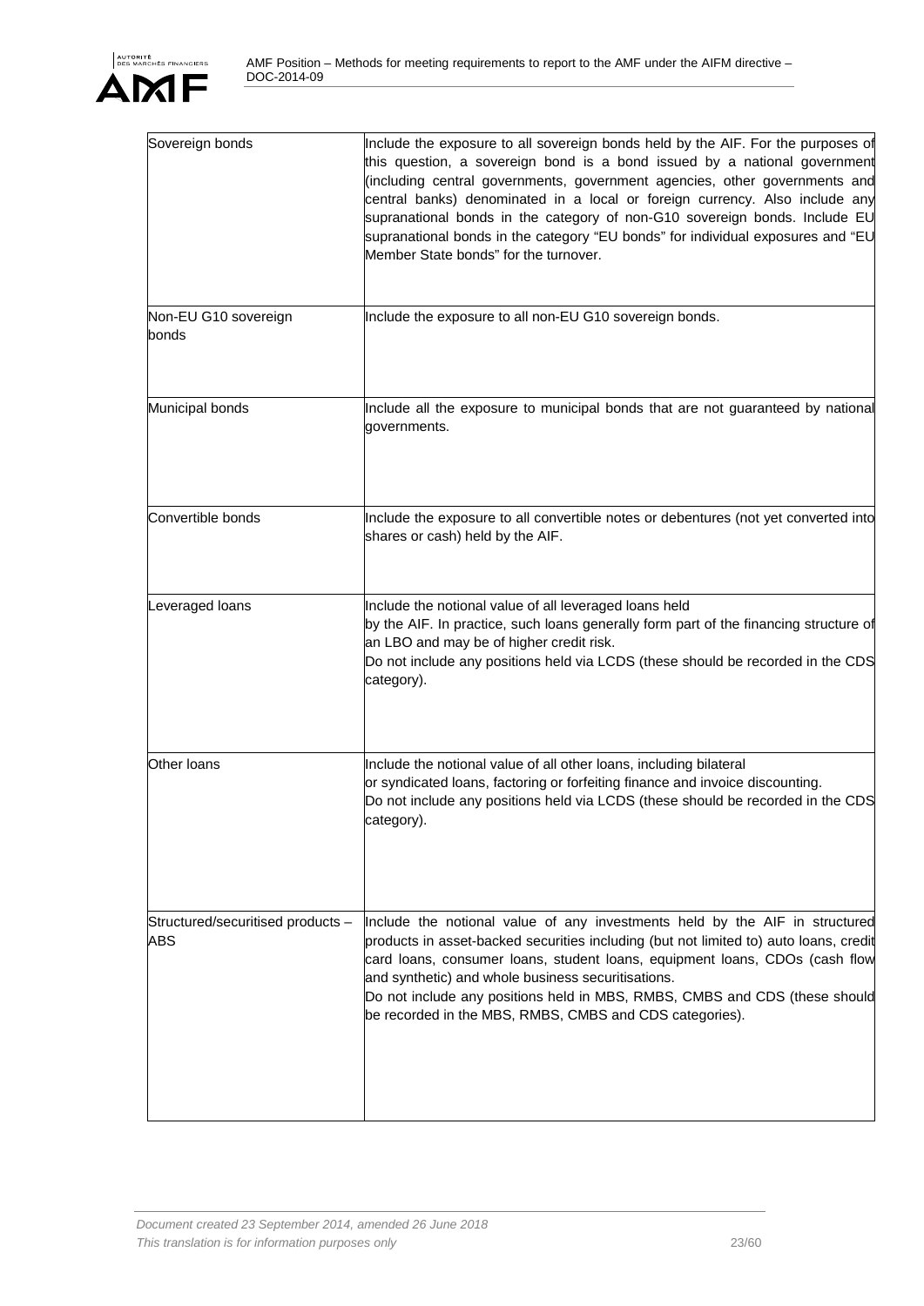| | |
|---|---|
| Sovereign bonds | Include the exposure to all sovereign bonds held by the AIF. For the purposes of this question, a sovereign bond is a bond issued by a national government (including central governments, government agencies, other governments and central banks) denominated in a local or foreign currency. Also include any supranational bonds in the category of non-G10 sovereign bonds. Include EU supranational bonds in the category "EU bonds" for individual exposures and "EU Member State bonds" for the turnover. |
| Non-EU G10 sovereign bonds | Include the exposure to all non-EU G10 sovereign bonds. |
| Municipal bonds | Include all the exposure to municipal bonds that are not guaranteed by national governments. |
| Convertible bonds | Include the exposure to all convertible notes or debentures (not yet converted into shares or cash) held by the AIF. |
| Leveraged loans | Include the notional value of all leveraged loans held by the AIF. In practice, such loans generally form part of the financing structure of an LBO and may be of higher credit risk.<br>Do not include any positions held via LCDS (these should be recorded in the CDS category). |
| Other loans | Include the notional value of all other loans, including bilateral or syndicated loans, factoring or forfeiting finance and invoice discounting.<br>Do not include any positions held via LCDS (these should be recorded in the CDS category). |
| Structured/securitised products – ABS | Include the notional value of any investments held by the AIF in structured products in asset-backed securities including (but not limited to) auto loans, credit card loans, consumer loans, student loans, equipment loans, CDOs (cash flow and synthetic) and whole business securitisations.<br>Do not include any positions held in MBS, RMBS, CMBS and CDS (these should be recorded in the MBS, RMBS, CMBS and CDS categories). |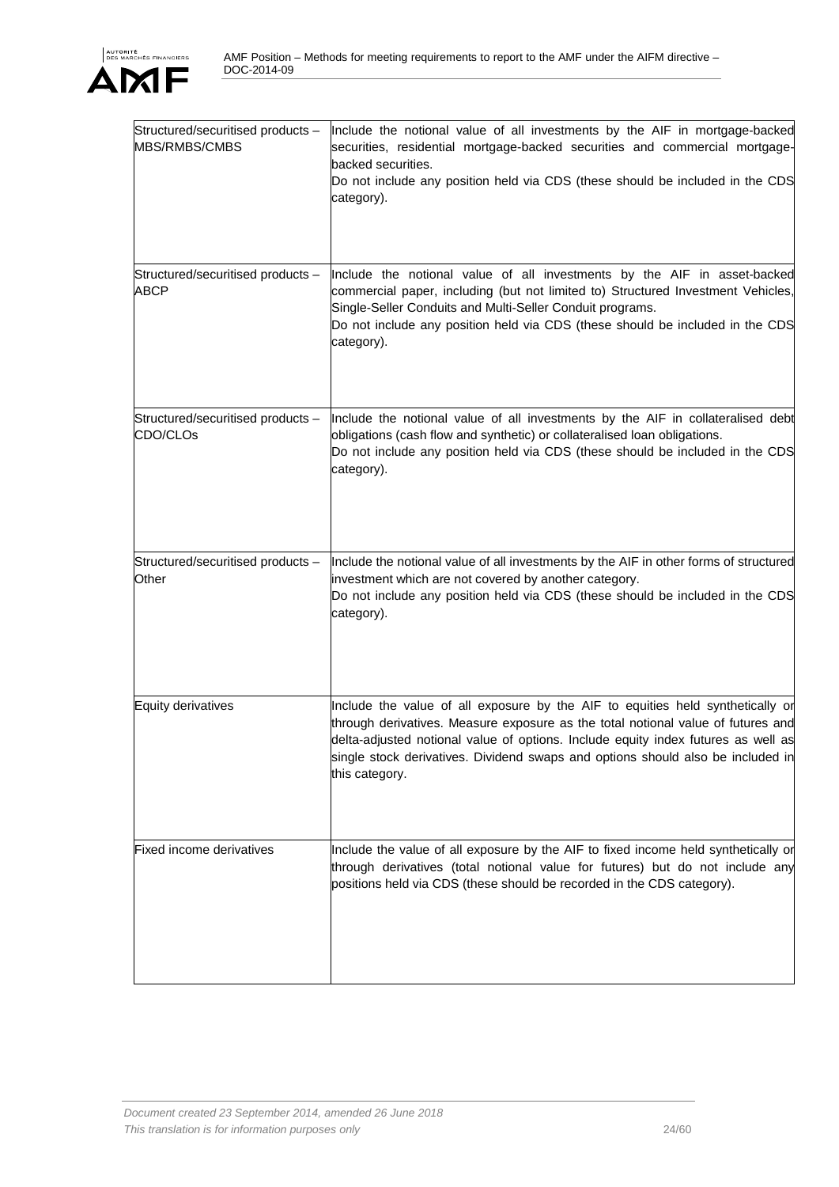| | |
|---|---|
| Structured/securitised products – MBS/RMBS/CMBS | Include the notional value of all investments by the AIF in mortgage-backed securities, residential mortgage-backed securities and commercial mortgage-backed securities.<br>Do not include any position held via CDS (these should be included in the CDS category). |
| Structured/securitised products – ABCP | Include the notional value of all investments by the AIF in asset-backed commercial paper, including (but not limited to) Structured Investment Vehicles, Single-Seller Conduits and Multi-Seller Conduit programs.<br>Do not include any position held via CDS (these should be included in the CDS category). |
| Structured/securitised products – CDO/CLOs | Include the notional value of all investments by the AIF in collateralised debt obligations (cash flow and synthetic) or collateralised loan obligations.<br>Do not include any position held via CDS (these should be included in the CDS category). |
| Structured/securitised products – Other | Include the notional value of all investments by the AIF in other forms of structured investment which are not covered by another category.<br>Do not include any position held via CDS (these should be included in the CDS category). |
| Equity derivatives | Include the value of all exposure by the AIF to equities held synthetically or through derivatives. Measure exposure as the total notional value of futures and delta-adjusted notional value of options. Include equity index futures as well as single stock derivatives. Dividend swaps and options should also be included in this category. |
| Fixed income derivatives | Include the value of all exposure by the AIF to fixed income held synthetically or through derivatives (total notional value for futures) but do not include any positions held via CDS (these should be recorded in the CDS category). |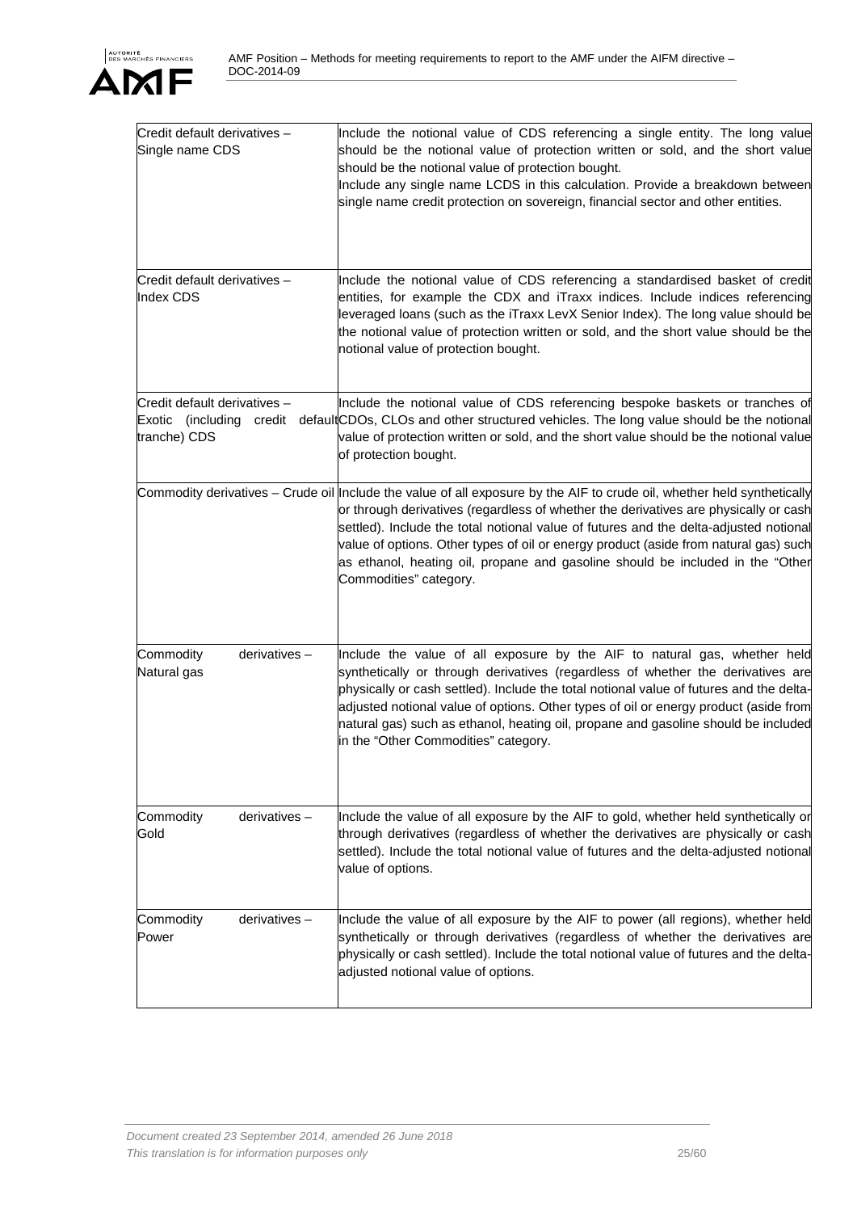| | |
|---|---|
| Credit default derivatives – Single name CDS | Include the notional value of CDS referencing a single entity. The long value should be the notional value of protection written or sold, and the short value should be the notional value of protection bought.<br>Include any single name LCDS in this calculation. Provide a breakdown between single name credit protection on sovereign, financial sector and other entities. |
| Credit default derivatives – Index CDS | Include the notional value of CDS referencing a standardised basket of credit entities, for example the CDX and iTraxx indices. Include indices referencing leveraged loans (such as the iTraxx LevX Senior Index). The long value should be the notional value of protection written or sold, and the short value should be the notional value of protection bought. |
| Credit default derivatives – Exotic (including credit default tranche) CDS | Include the notional value of CDS referencing bespoke baskets or tranches of CDOs, CLOs and other structured vehicles. The long value should be the notional value of protection written or sold, and the short value should be the notional value of protection bought. |
| Commodity derivatives – Crude oil | Include the value of all exposure by the AIF to crude oil, whether held synthetically or through derivatives (regardless of whether the derivatives are physically or cash settled). Include the total notional value of futures and the delta-adjusted notional value of options. Other types of oil or energy product (aside from natural gas) such as ethanol, heating oil, propane and gasoline should be included in the "Other Commodities" category. |
| Commodity derivatives – Natural gas | Include the value of all exposure by the AIF to natural gas, whether held synthetically or through derivatives (regardless of whether the derivatives are physically or cash settled). Include the total notional value of futures and the delta-adjusted notional value of options. Other types of oil or energy product (aside from natural gas) such as ethanol, heating oil, propane and gasoline should be included in the "Other Commodities" category. |
| Commodity derivatives – Gold | Include the value of all exposure by the AIF to gold, whether held synthetically or through derivatives (regardless of whether the derivatives are physically or cash settled). Include the total notional value of futures and the delta-adjusted notional value of options. |
| Commodity derivatives – Power | Include the value of all exposure by the AIF to power (all regions), whether held synthetically or through derivatives (regardless of whether the derivatives are physically or cash settled). Include the total notional value of futures and the delta-adjusted notional value of options. |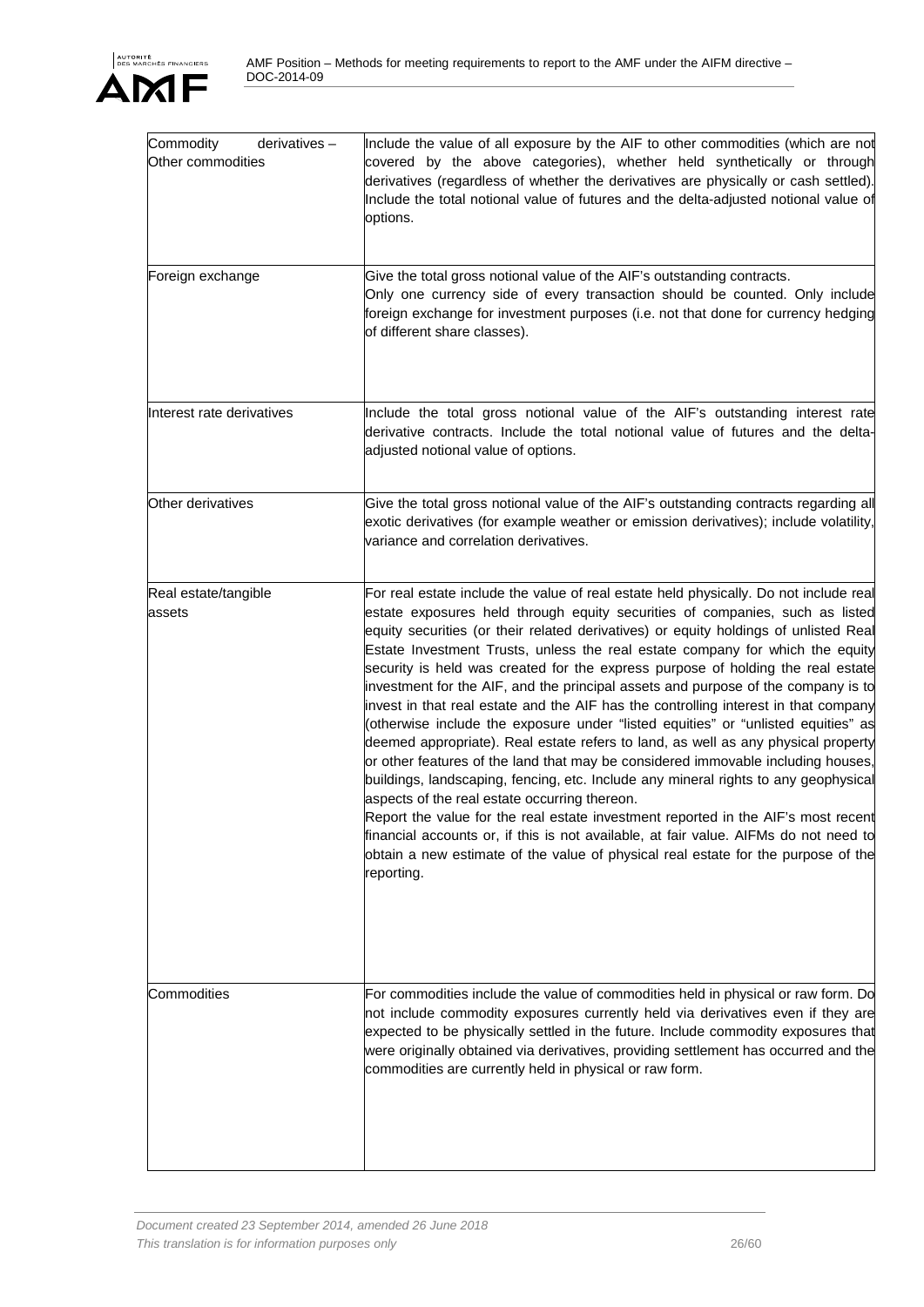| | |
|---|---|
| Commodity derivatives – Other commodities | Include the value of all exposure by the AIF to other commodities (which are not covered by the above categories), whether held synthetically or through derivatives (regardless of whether the derivatives are physically or cash settled). Include the total notional value of futures and the delta-adjusted notional value of options. |
| Foreign exchange | Give the total gross notional value of the AIF's outstanding contracts.<br>Only one currency side of every transaction should be counted. Only include foreign exchange for investment purposes (i.e. not that done for currency hedging of different share classes). |
| Interest rate derivatives | Include the total gross notional value of the AIF's outstanding interest rate derivative contracts. Include the total notional value of futures and the delta-adjusted notional value of options. |
| Other derivatives | Give the total gross notional value of the AIF's outstanding contracts regarding all exotic derivatives (for example weather or emission derivatives); include volatility, variance and correlation derivatives. |
| Real estate/tangible assets | For real estate include the value of real estate held physically. Do not include real estate exposures held through equity securities of companies, such as listed equity securities (or their related derivatives) or equity holdings of unlisted Real Estate Investment Trusts, unless the real estate company for which the equity security is held was created for the express purpose of holding the real estate investment for the AIF, and the principal assets and purpose of the company is to invest in that real estate and the AIF has the controlling interest in that company (otherwise include the exposure under "listed equities" or "unlisted equities" as deemed appropriate). Real estate refers to land, as well as any physical property or other features of the land that may be considered immovable including houses, buildings, landscaping, fencing, etc. Include any mineral rights to any geophysical aspects of the real estate occurring thereon.<br>Report the value for the real estate investment reported in the AIF's most recent financial accounts or, if this is not available, at fair value. AIFMs do not need to obtain a new estimate of the value of physical real estate for the purpose of the reporting. |
| Commodities | For commodities include the value of commodities held in physical or raw form. Do not include commodity exposures currently held via derivatives even if they are expected to be physically settled in the future. Include commodity exposures that were originally obtained via derivatives, providing settlement has occurred and the commodities are currently held in physical or raw form. |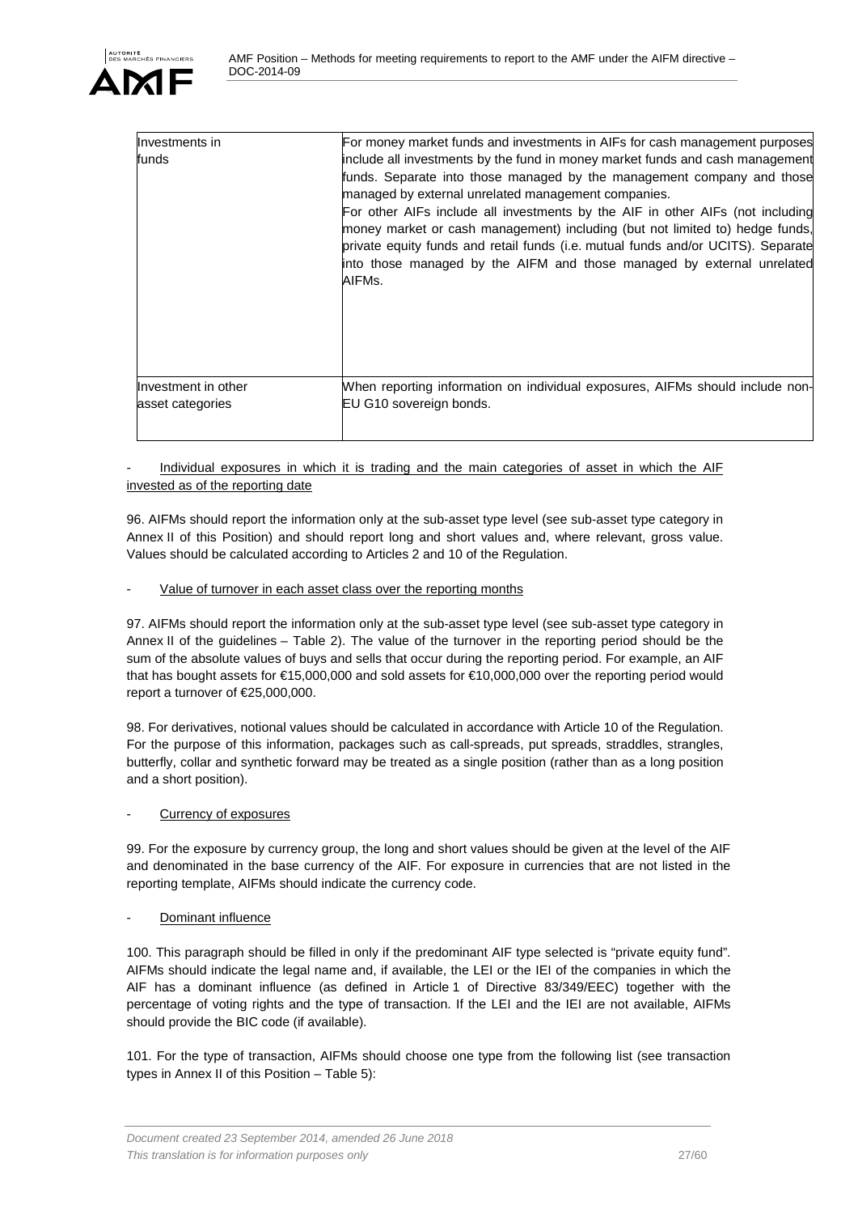| Investments in funds | For money market funds and investments in AIFs for cash management purposes include all investments by the fund in money market funds and cash management funds. Separate into those managed by the management company and those managed by external unrelated management companies.<br>For other AIFs include all investments by the AIF in other AIFs (not including money market or cash management) including (but not limited to) hedge funds, private equity funds and retail funds (i.e. mutual funds and/or UCITS). Separate into those managed by the AIFM and those managed by external unrelated AIFMs. |
|---|---|
| Investment in other asset categories | When reporting information on individual exposures, AIFMs should include non-EU G10 sovereign bonds. |

- Individual exposures in which it is trading and the main categories of asset in which the AIF invested as of the reporting date

96. AIFMs should report the information only at the sub-asset type level (see sub-asset type category in Annex II of this Position) and should report long and short values and, where relevant, gross value. Values should be calculated according to Articles 2 and 10 of the Regulation.

- Value of turnover in each asset class over the reporting months

97. AIFMs should report the information only at the sub-asset type level (see sub-asset type category in Annex II of the guidelines – Table 2). The value of the turnover in the reporting period should be the sum of the absolute values of buys and sells that occur during the reporting period. For example, an AIF that has bought assets for €15,000,000 and sold assets for €10,000,000 over the reporting period would report a turnover of €25,000,000.

98. For derivatives, notional values should be calculated in accordance with Article 10 of the Regulation. For the purpose of this information, packages such as call-spreads, put spreads, straddles, strangles, butterfly, collar and synthetic forward may be treated as a single position (rather than as a long position and a short position).

- Currency of exposures

99. For the exposure by currency group, the long and short values should be given at the level of the AIF and denominated in the base currency of the AIF. For exposure in currencies that are not listed in the reporting template, AIFMs should indicate the currency code.

- Dominant influence

100. This paragraph should be filled in only if the predominant AIF type selected is "private equity fund". AIFMs should indicate the legal name and, if available, the LEI or the IEI of the companies in which the AIF has a dominant influence (as defined in Article 1 of Directive 83/349/EEC) together with the percentage of voting rights and the type of transaction. If the LEI and the IEI are not available, AIFMs should provide the BIC code (if available).

101. For the type of transaction, AIFMs should choose one type from the following list (see transaction types in Annex II of this Position – Table 5):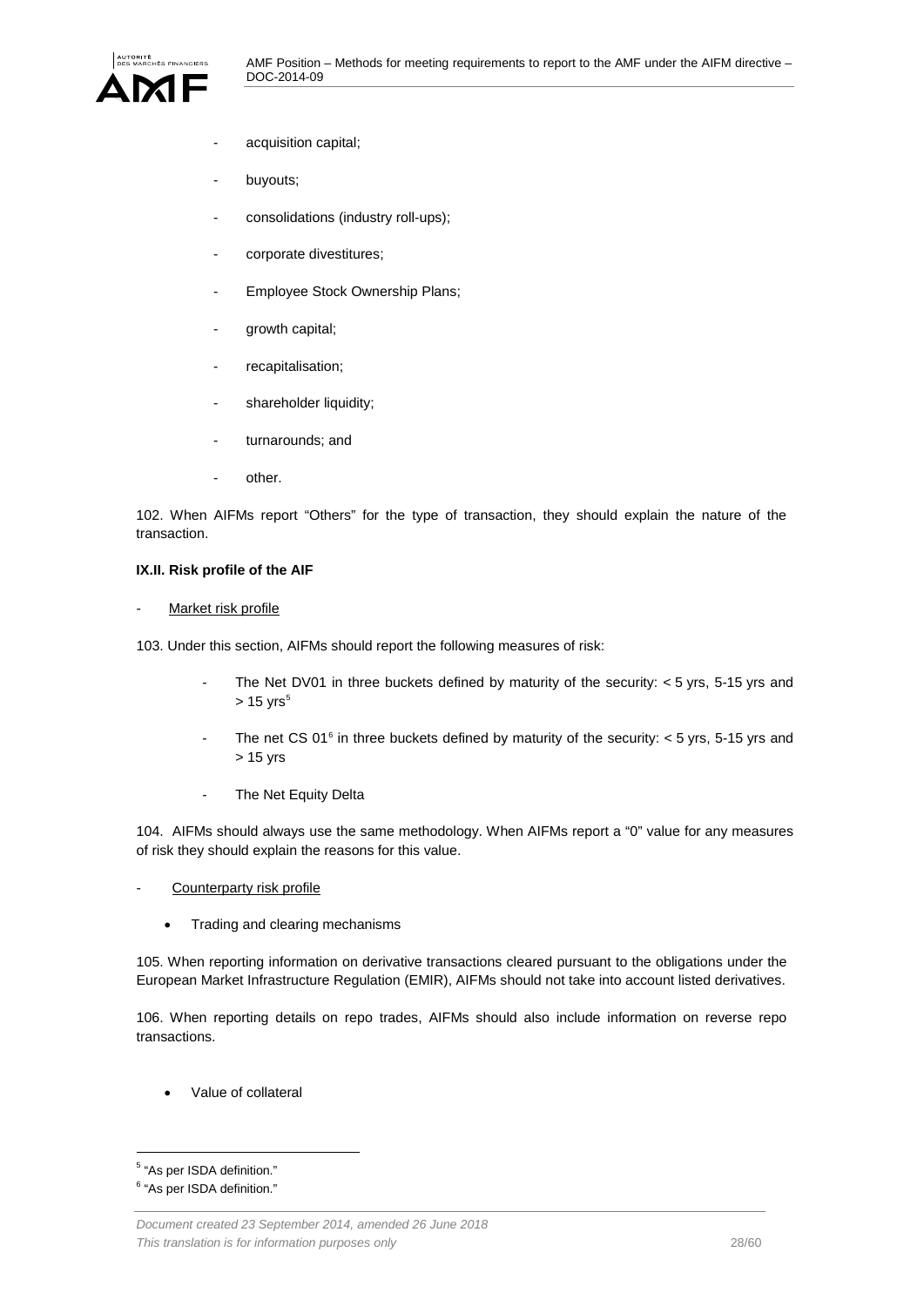- acquisition capital;
- buyouts;
- consolidations (industry roll-ups);
- corporate divestitures;
- Employee Stock Ownership Plans;
- growth capital;
- recapitalisation;
- shareholder liquidity;
- turnarounds; and
- other.

102. When AIFMs report “Others” for the type of transaction, they should explain the nature of the transaction.

**IX.II. Risk profile of the AIF**

- Market risk profile

103. Under this section, AIFMs should report the following measures of risk:

- The Net DV01 in three buckets defined by maturity of the security: < 5 yrs, 5-15 yrs and > 15 yrs[5]
- The net CS 01[6] in three buckets defined by maturity of the security: < 5 yrs, 5-15 yrs and > 15 yrs
- The Net Equity Delta

104. AIFMs should always use the same methodology. When AIFMs report a “0” value for any measures of risk they should explain the reasons for this value.

- Counterparty risk profile

- Trading and clearing mechanisms

105. When reporting information on derivative transactions cleared pursuant to the obligations under the European Market Infrastructure Regulation (EMIR), AIFMs should not take into account listed derivatives.

106. When reporting details on repo trades, AIFMs should also include information on reverse repo transactions.

- Value of collateral

[5] “As per ISDA definition.”

[6] “As per ISDA definition.”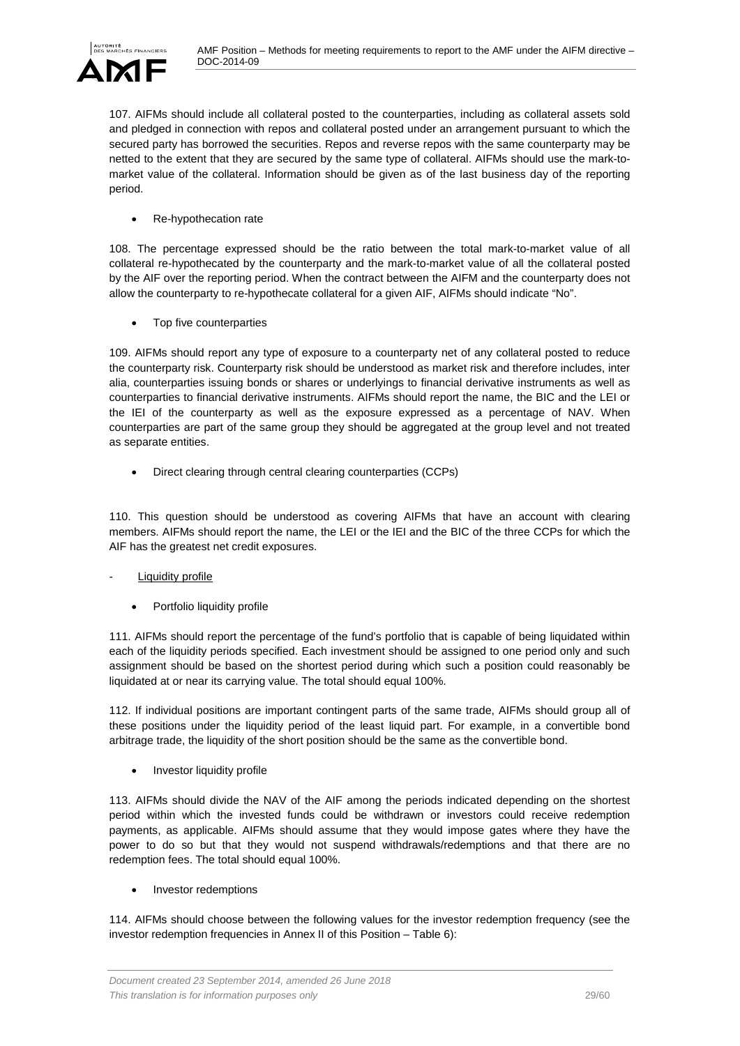107. AIFMs should include all collateral posted to the counterparties, including as collateral assets sold and pledged in connection with repos and collateral posted under an arrangement pursuant to which the secured party has borrowed the securities. Repos and reverse repos with the same counterparty may be netted to the extent that they are secured by the same type of collateral. AIFMs should use the mark-to-market value of the collateral. Information should be given as of the last business day of the reporting period.

- Re-hypothecation rate

108. The percentage expressed should be the ratio between the total mark-to-market value of all collateral re-hypothecated by the counterparty and the mark-to-market value of all the collateral posted by the AIF over the reporting period. When the contract between the AIFM and the counterparty does not allow the counterparty to re-hypothecate collateral for a given AIF, AIFMs should indicate "No".

- Top five counterparties

109. AIFMs should report any type of exposure to a counterparty net of any collateral posted to reduce the counterparty risk. Counterparty risk should be understood as market risk and therefore includes, inter alia, counterparties issuing bonds or shares or underlyings to financial derivative instruments as well as counterparties to financial derivative instruments. AIFMs should report the name, the BIC and the LEI or the IEI of the counterparty as well as the exposure expressed as a percentage of NAV. When counterparties are part of the same group they should be aggregated at the group level and not treated as separate entities.

- Direct clearing through central clearing counterparties (CCPs)

110. This question should be understood as covering AIFMs that have an account with clearing members. AIFMs should report the name, the LEI or the IEI and the BIC of the three CCPs for which the AIF has the greatest net credit exposures.

- Liquidity profile

  - Portfolio liquidity profile

111. AIFMs should report the percentage of the fund's portfolio that is capable of being liquidated within each of the liquidity periods specified. Each investment should be assigned to one period only and such assignment should be based on the shortest period during which such a position could reasonably be liquidated at or near its carrying value. The total should equal 100%.

112. If individual positions are important contingent parts of the same trade, AIFMs should group all of these positions under the liquidity period of the least liquid part. For example, in a convertible bond arbitrage trade, the liquidity of the short position should be the same as the convertible bond.

- Investor liquidity profile

113. AIFMs should divide the NAV of the AIF among the periods indicated depending on the shortest period within which the invested funds could be withdrawn or investors could receive redemption payments, as applicable. AIFMs should assume that they would impose gates where they have the power to do so but that they would not suspend withdrawals/redemptions and that there are no redemption fees. The total should equal 100%.

- Investor redemptions

114. AIFMs should choose between the following values for the investor redemption frequency (see the investor redemption frequencies in Annex II of this Position – Table 6):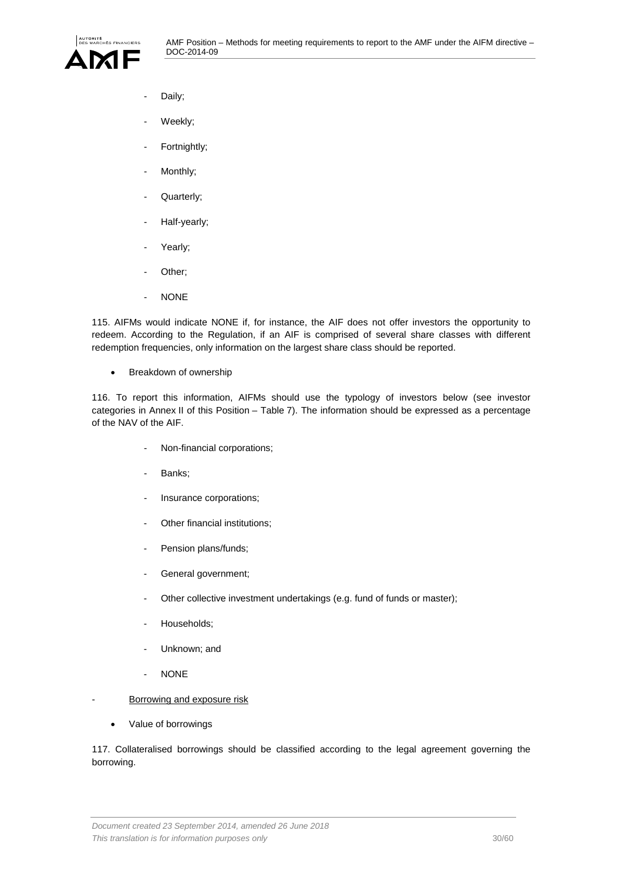- Daily;
- Weekly;
- Fortnightly;
- Monthly;
- Quarterly;
- Half-yearly;
- Yearly;
- Other;
- NONE

115. AIFMs would indicate NONE if, for instance, the AIF does not offer investors the opportunity to redeem. According to the Regulation, if an AIF is comprised of several share classes with different redemption frequencies, only information on the largest share class should be reported.

- Breakdown of ownership

116. To report this information, AIFMs should use the typology of investors below (see investor categories in Annex II of this Position – Table 7). The information should be expressed as a percentage of the NAV of the AIF.

- Non-financial corporations;
- Banks;
- Insurance corporations;
- Other financial institutions;
- Pension plans/funds;
- General government;
- Other collective investment undertakings (e.g. fund of funds or master);
- Households;
- Unknown; and
- NONE

- Borrowing and exposure risk

  - Value of borrowings

117. Collateralised borrowings should be classified according to the legal agreement governing the borrowing.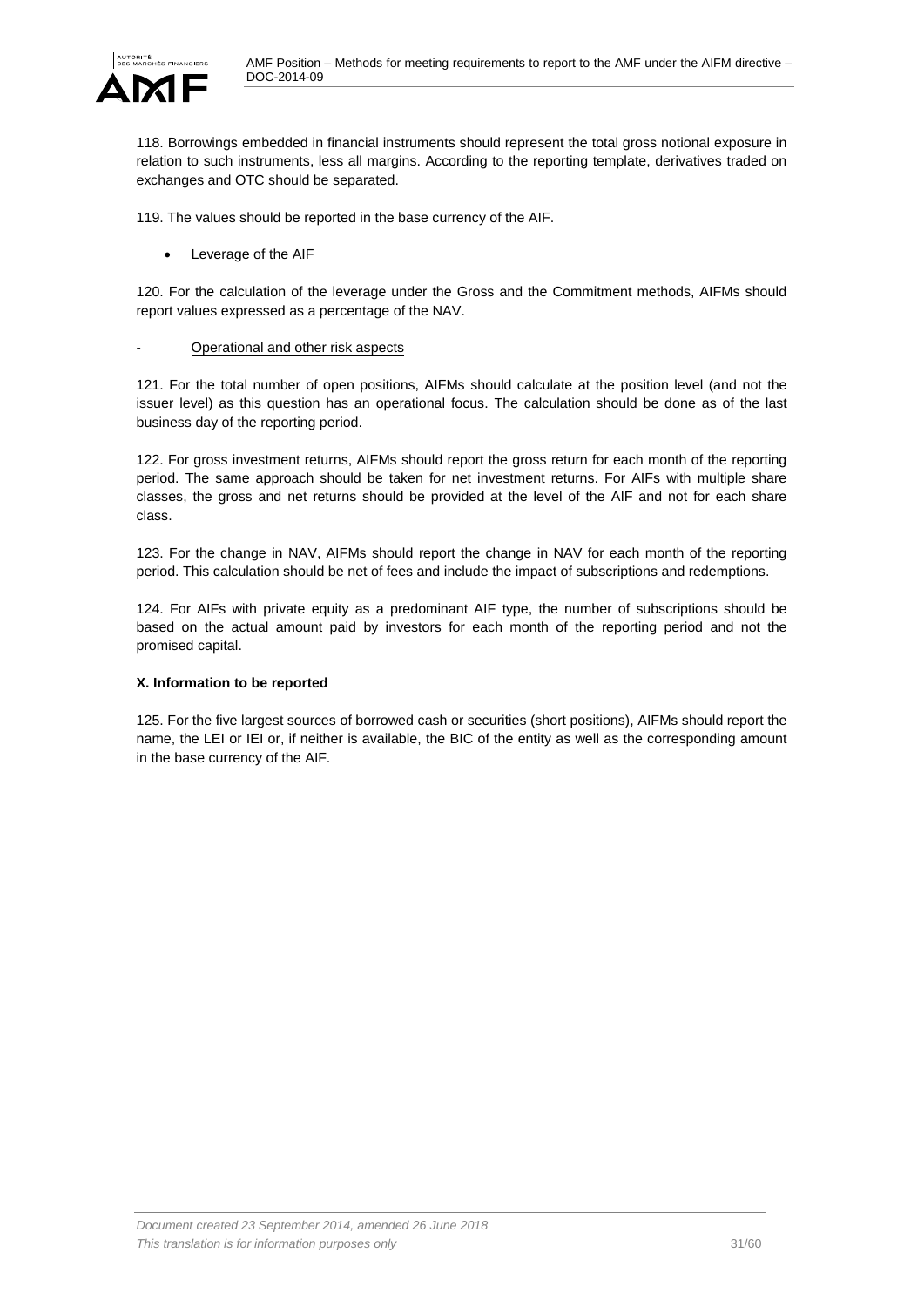118. Borrowings embedded in financial instruments should represent the total gross notional exposure in relation to such instruments, less all margins. According to the reporting template, derivatives traded on exchanges and OTC should be separated.

119. The values should be reported in the base currency of the AIF.

- Leverage of the AIF

120. For the calculation of the leverage under the Gross and the Commitment methods, AIFMs should report values expressed as a percentage of the NAV.

- Operational and other risk aspects

121. For the total number of open positions, AIFMs should calculate at the position level (and not the issuer level) as this question has an operational focus. The calculation should be done as of the last business day of the reporting period.

122. For gross investment returns, AIFMs should report the gross return for each month of the reporting period. The same approach should be taken for net investment returns. For AIFs with multiple share classes, the gross and net returns should be provided at the level of the AIF and not for each share class.

123. For the change in NAV, AIFMs should report the change in NAV for each month of the reporting period. This calculation should be net of fees and include the impact of subscriptions and redemptions.

124. For AIFs with private equity as a predominant AIF type, the number of subscriptions should be based on the actual amount paid by investors for each month of the reporting period and not the promised capital.

**X. Information to be reported**

125. For the five largest sources of borrowed cash or securities (short positions), AIFMs should report the name, the LEI or IEI or, if neither is available, the BIC of the entity as well as the corresponding amount in the base currency of the AIF.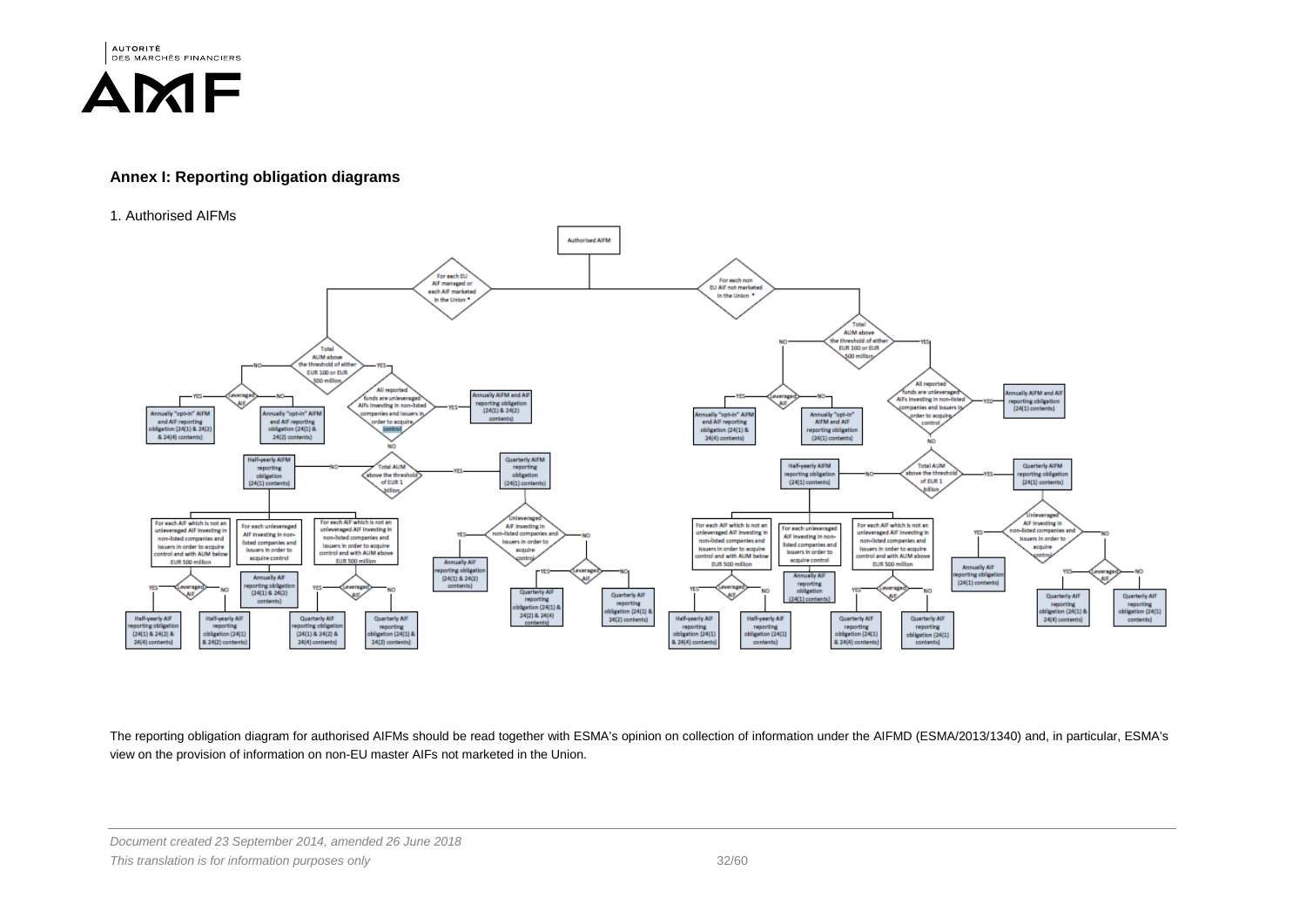## Annex I: Reporting obligation diagrams

1. Authorised AIFMs

Authorised AIFM

For each EU AIF managed or each AIF marketed in the Union *

For each non EU AIF not marketed in the Union *

Total AUM above the threshold of either EUR 100 or EUR 500 million

Leveraged AIF

Annually "opt-in" AIFM and AIF reporting obligation (24(1) & 24(2) & 24(4) contents)

Annually "opt-in" AIFM and AIF reporting obligation (24(1) & 24(2) contents)

All reported funds are unleveraged AIFs investing in non-listed companies and issuers in order to acquire control

Annually AIFM and AIF reporting obligation (24(1) & 24(2) contents)

Half-yearly AIFM reporting obligation (24(1) contents)

Total AUM above the threshold of EUR 1 billion

Quarterly AIFM reporting obligation (24(1) contents)

For each AIF which is not an unleveraged AIF investing in non-listed companies and issuers in order to acquire control and with AUM below EUR 500 million

For each unleveraged AIF investing in non-listed companies and issuers in order to acquire control

For each AIF which is not an unleveraged AIF investing in non-listed companies and issuers in order to acquire control and with AUM above EUR 500 million

Half-yearly AIF reporting obligation (24(1) & 24(2) & 24(4) contents)

Half-yearly AIF reporting obligation (24(1) & 24(2) contents)

Annually AIF reporting obligation (24(1) & 24(2) contents)

Quarterly AIF reporting obligation (24(1) & 24(2) & 24(4) contents)

Quarterly AIF reporting obligation (24(1) & 24(2) contents)

Unleveraged AIF investing in non-listed companies and issuers in order to acquire control

Annually AIF reporting obligation (24(1) & 24(2) contents)

Annually "opt-in" AIFM and AIF reporting obligation (24(1) & 24(4) contents)

Annually "opt-in" AIFM and AIF reporting obligation (24(1) contents)

Annually AIFM and AIF reporting obligation (24(1) contents)

Half-yearly AIF reporting obligation (24(1) & 24(4) contents)

Half-yearly AIF reporting obligation (24(1) contents)

Annually AIF reporting obligation (24(1) contents)

Quarterly AIF reporting obligation (24(1) & 24(4) contents)

Quarterly AIF reporting obligation (24(1) contents)

The reporting obligation diagram for authorised AIFMs should be read together with ESMA's opinion on collection of information under the AIFMD (ESMA/2013/1340) and, in particular, ESMA's view on the provision of information on non-EU master AIFs not marketed in the Union.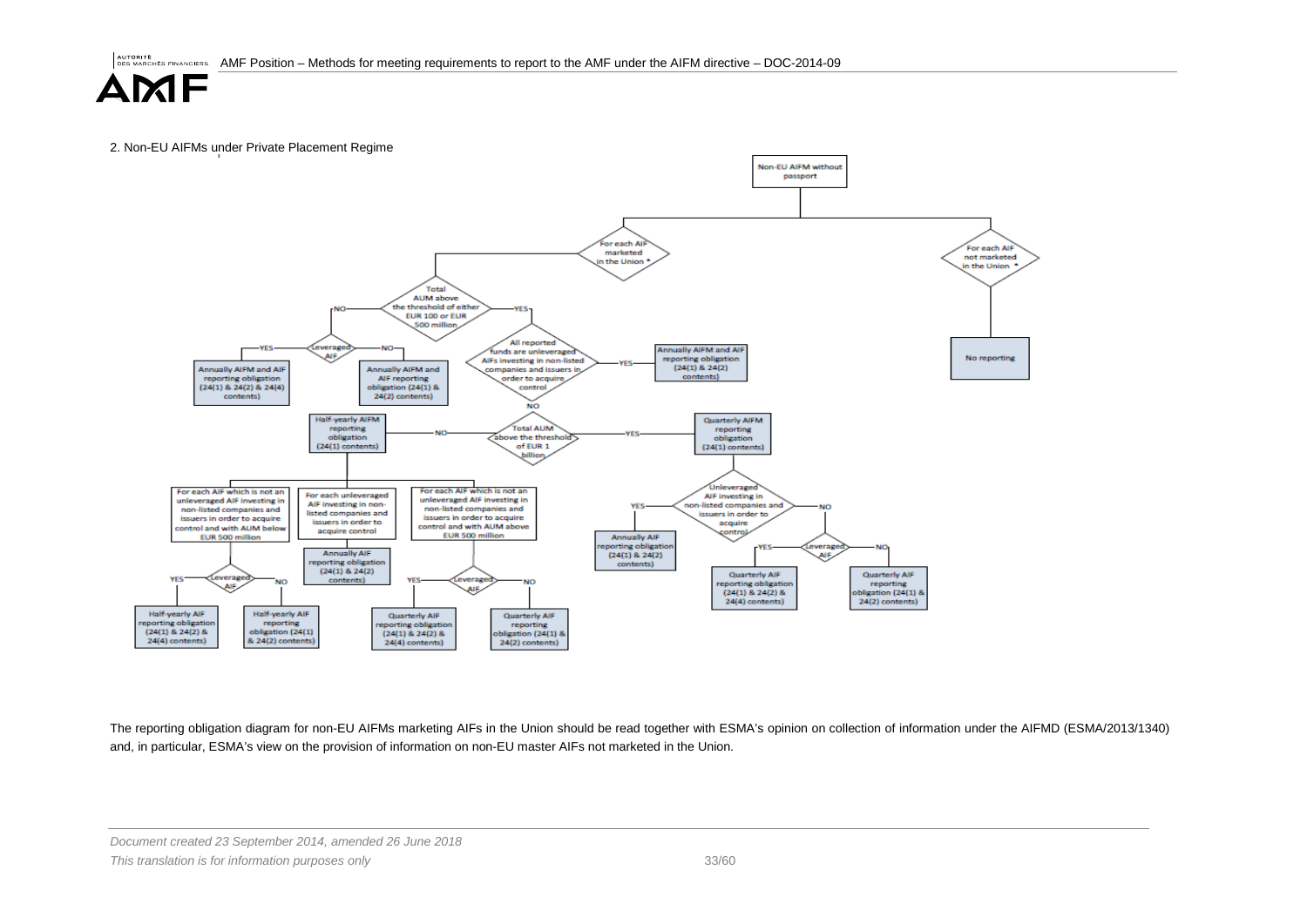2. Non-EU AIFMs under Private Placement Regime

Non-EU AIFM without passport

- For each AIF marketed in the Union *
  - Total AUM above the threshold of either EUR 100 or EUR 500 million
    - NO → Leveraged AIF
      - YES → Annually AIFM and AIF reporting obligation (24(1) & 24(2) & 24(4) contents)
      - NO → Annually AIFM and AIF reporting obligation (24(1) & 24(2) contents)
    - YES → All reported funds are unleveraged AIFs investing in non-listed companies and issuers in order to acquire control
      - YES → Annually AIFM and AIF reporting obligation (24(1) & 24(2) contents)
      - NO → Total AUM above the threshold of EUR 1 billion
        - NO → Half-yearly AIFM reporting obligation (24(1) contents)
          - For each AIF which is not an unleveraged AIF investing in non-listed companies and issuers in order to acquire control and with AUM below EUR 500 million → Leveraged AIF
            - YES → Half-yearly AIF reporting obligation (24(1) & 24(2) & 24(4) contents)
            - NO → Half-yearly AIF reporting obligation (24(1) & 24(2) contents)
          - For each unleveraged AIF investing in non-listed companies and issuers in order to acquire control → Annually AIF reporting obligation (24(1) & 24(2) contents)
          - For each AIF which is not an unleveraged AIF investing in non-listed companies and issuers in order to acquire control and with AUM above EUR 500 million → Leveraged AIF
            - YES → Quarterly AIF reporting obligation (24(1) & 24(2) & 24(4) contents)
            - NO → Quarterly AIF reporting obligation (24(1) & 24(2) contents)
        - YES → Quarterly AIFM reporting obligation (24(1) contents)
          - Unleveraged AIF investing in non-listed companies and issuers in order to acquire control
            - YES → Annually AIF reporting obligation (24(1) & 24(2) contents)
            - NO → Leveraged AIF
              - YES → Quarterly AIF reporting obligation (24(1) & 24(2) & 24(4) contents)
              - NO → Quarterly AIF reporting obligation (24(1) & 24(2) contents)
- For each AIF not marketed in the Union * → No reporting

The reporting obligation diagram for non-EU AIFMs marketing AIFs in the Union should be read together with ESMA's opinion on collection of information under the AIFMD (ESMA/2013/1340) and, in particular, ESMA's view on the provision of information on non-EU master AIFs not marketed in the Union.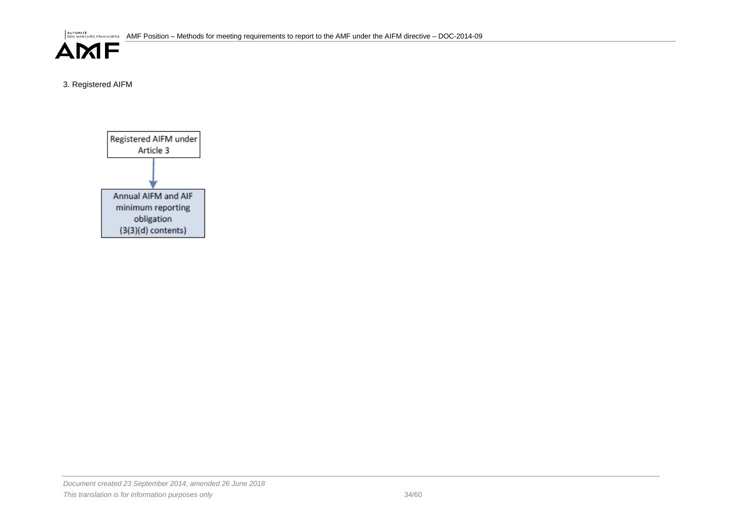3. Registered AIFM

Registered AIFM under Article 3

↓

Annual AIFM and AIF minimum reporting obligation (3(3)(d) contents)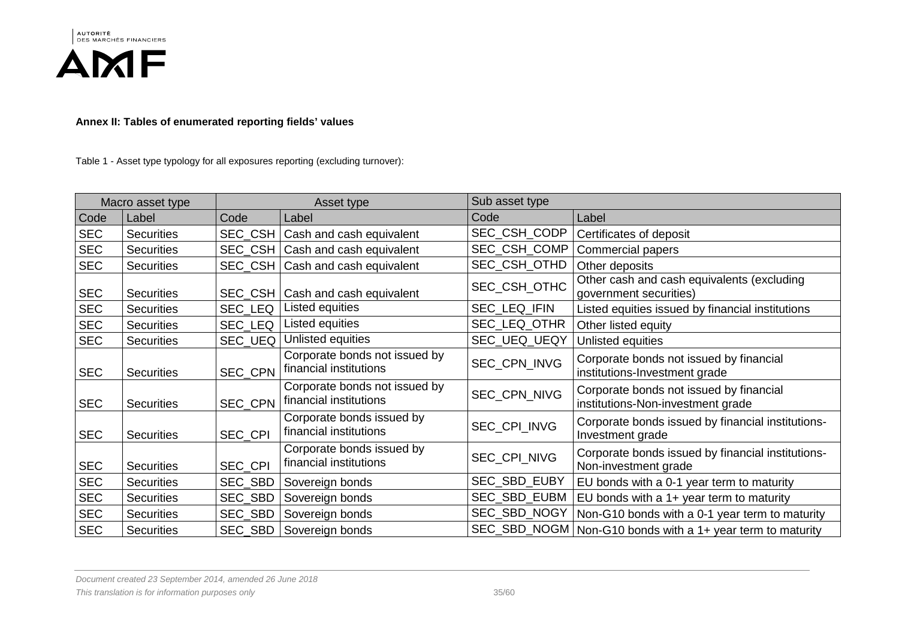**Annex II: Tables of enumerated reporting fields' values**

Table 1 - Asset type typology for all exposures reporting (excluding turnover):

| Macro asset type | | Asset type | | Sub asset type | |
|---|---|---|---|---|---|
| Code | Label | Code | Label | Code | Label |
| SEC | Securities | SEC_CSH | Cash and cash equivalent | SEC_CSH_CODP | Certificates of deposit |
| SEC | Securities | SEC_CSH | Cash and cash equivalent | SEC_CSH_COMP | Commercial papers |
| SEC | Securities | SEC_CSH | Cash and cash equivalent | SEC_CSH_OTHD | Other deposits |
| SEC | Securities | SEC_CSH | Cash and cash equivalent | SEC_CSH_OTHC | Other cash and cash equivalents (excluding government securities) |
| SEC | Securities | SEC_LEQ | Listed equities | SEC_LEQ_IFIN | Listed equities issued by financial institutions |
| SEC | Securities | SEC_LEQ | Listed equities | SEC_LEQ_OTHR | Other listed equity |
| SEC | Securities | SEC_UEQ | Unlisted equities | SEC_UEQ_UEQY | Unlisted equities |
| SEC | Securities | SEC_CPN | Corporate bonds not issued by financial institutions | SEC_CPN_INVG | Corporate bonds not issued by financial institutions-Investment grade |
| SEC | Securities | SEC_CPN | Corporate bonds not issued by financial institutions | SEC_CPN_NIVG | Corporate bonds not issued by financial institutions-Non-investment grade |
| SEC | Securities | SEC_CPI | Corporate bonds issued by financial institutions | SEC_CPI_INVG | Corporate bonds issued by financial institutions-Investment grade |
| SEC | Securities | SEC_CPI | Corporate bonds issued by financial institutions | SEC_CPI_NIVG | Corporate bonds issued by financial institutions-Non-investment grade |
| SEC | Securities | SEC_SBD | Sovereign bonds | SEC_SBD_EUBY | EU bonds with a 0-1 year term to maturity |
| SEC | Securities | SEC_SBD | Sovereign bonds | SEC_SBD_EUBM | EU bonds with a 1+ year term to maturity |
| SEC | Securities | SEC_SBD | Sovereign bonds | SEC_SBD_NOGY | Non-G10 bonds with a 0-1 year term to maturity |
| SEC | Securities | SEC_SBD | Sovereign bonds | SEC_SBD_NOGM | Non-G10 bonds with a 1+ year term to maturity |

*Document created 23 September 2014, amended 26 June 2018*

*This translation is for information purposes only*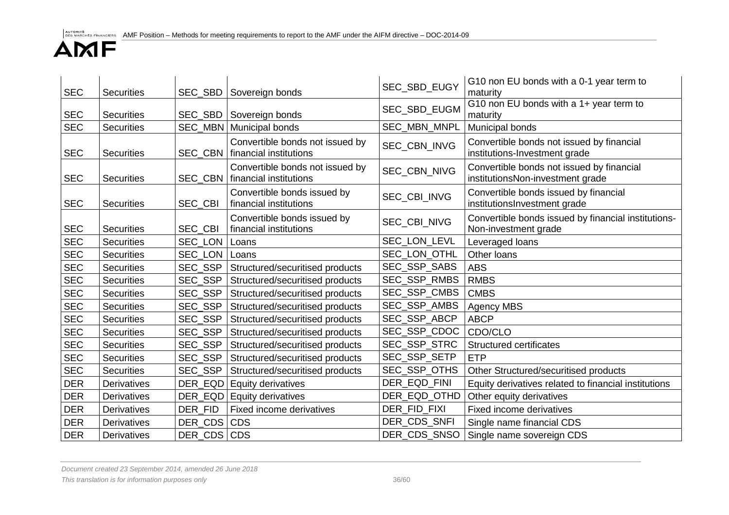| SEC | Securities | SEC_SBD | Sovereign bonds | SEC_SBD_EUGY | G10 non EU bonds with a 0-1 year term to maturity |
|---|---|---|---|---|---|
| SEC | Securities | SEC_SBD | Sovereign bonds | SEC_SBD_EUGM | G10 non EU bonds with a 1+ year term to maturity |
| SEC | Securities | SEC_MBN | Municipal bonds | SEC_MBN_MNPL | Municipal bonds |
| SEC | Securities | SEC_CBN | Convertible bonds not issued by financial institutions | SEC_CBN_INVG | Convertible bonds not issued by financial institutions-Investment grade |
| SEC | Securities | SEC_CBN | Convertible bonds not issued by financial institutions | SEC_CBN_NIVG | Convertible bonds not issued by financial institutionsNon-investment grade |
| SEC | Securities | SEC_CBI | Convertible bonds issued by financial institutions | SEC_CBI_INVG | Convertible bonds issued by financial institutionsInvestment grade |
| SEC | Securities | SEC_CBI | Convertible bonds issued by financial institutions | SEC_CBI_NIVG | Convertible bonds issued by financial institutions-Non-investment grade |
| SEC | Securities | SEC_LON | Loans | SEC_LON_LEVL | Leveraged loans |
| SEC | Securities | SEC_LON | Loans | SEC_LON_OTHL | Other loans |
| SEC | Securities | SEC_SSP | Structured/securitised products | SEC_SSP_SABS | ABS |
| SEC | Securities | SEC_SSP | Structured/securitised products | SEC_SSP_RMBS | RMBS |
| SEC | Securities | SEC_SSP | Structured/securitised products | SEC_SSP_CMBS | CMBS |
| SEC | Securities | SEC_SSP | Structured/securitised products | SEC_SSP_AMBS | Agency MBS |
| SEC | Securities | SEC_SSP | Structured/securitised products | SEC_SSP_ABCP | ABCP |
| SEC | Securities | SEC_SSP | Structured/securitised products | SEC_SSP_CDOC | CDO/CLO |
| SEC | Securities | SEC_SSP | Structured/securitised products | SEC_SSP_STRC | Structured certificates |
| SEC | Securities | SEC_SSP | Structured/securitised products | SEC_SSP_SETP | ETP |
| SEC | Securities | SEC_SSP | Structured/securitised products | SEC_SSP_OTHS | Other Structured/securitised products |
| DER | Derivatives | DER_EQD | Equity derivatives | DER_EQD_FINI | Equity derivatives related to financial institutions |
| DER | Derivatives | DER_EQD | Equity derivatives | DER_EQD_OTHD | Other equity derivatives |
| DER | Derivatives | DER_FID | Fixed income derivatives | DER_FID_FIXI | Fixed income derivatives |
| DER | Derivatives | DER_CDS | CDS | DER_CDS_SNFI | Single name financial CDS |
| DER | Derivatives | DER_CDS | CDS | DER_CDS_SNSO | Single name sovereign CDS |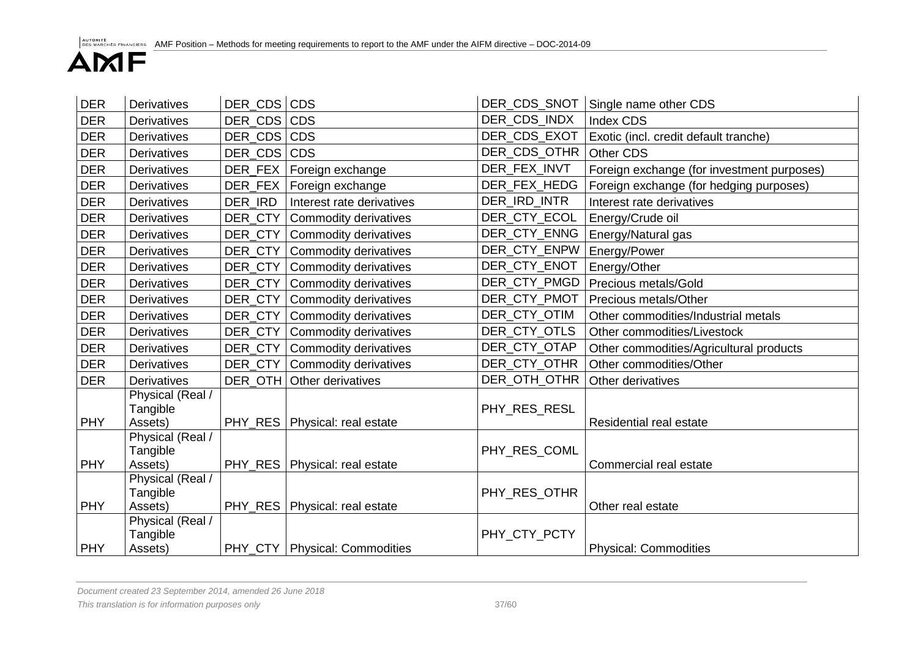| DER | Derivatives | DER_CDS | CDS | DER_CDS_SNOT | Single name other CDS |
|---|---|---|---|---|---|
| DER | Derivatives | DER_CDS | CDS | DER_CDS_INDX | Index CDS |
| DER | Derivatives | DER_CDS | CDS | DER_CDS_EXOT | Exotic (incl. credit default tranche) |
| DER | Derivatives | DER_CDS | CDS | DER_CDS_OTHR | Other CDS |
| DER | Derivatives | DER_FEX | Foreign exchange | DER_FEX_INVT | Foreign exchange (for investment purposes) |
| DER | Derivatives | DER_FEX | Foreign exchange | DER_FEX_HEDG | Foreign exchange (for hedging purposes) |
| DER | Derivatives | DER_IRD | Interest rate derivatives | DER_IRD_INTR | Interest rate derivatives |
| DER | Derivatives | DER_CTY | Commodity derivatives | DER_CTY_ECOL | Energy/Crude oil |
| DER | Derivatives | DER_CTY | Commodity derivatives | DER_CTY_ENNG | Energy/Natural gas |
| DER | Derivatives | DER_CTY | Commodity derivatives | DER_CTY_ENPW | Energy/Power |
| DER | Derivatives | DER_CTY | Commodity derivatives | DER_CTY_ENOT | Energy/Other |
| DER | Derivatives | DER_CTY | Commodity derivatives | DER_CTY_PMGD | Precious metals/Gold |
| DER | Derivatives | DER_CTY | Commodity derivatives | DER_CTY_PMOT | Precious metals/Other |
| DER | Derivatives | DER_CTY | Commodity derivatives | DER_CTY_OTIM | Other commodities/Industrial metals |
| DER | Derivatives | DER_CTY | Commodity derivatives | DER_CTY_OTLS | Other commodities/Livestock |
| DER | Derivatives | DER_CTY | Commodity derivatives | DER_CTY_OTAP | Other commodities/Agricultural products |
| DER | Derivatives | DER_CTY | Commodity derivatives | DER_CTY_OTHR | Other commodities/Other |
| DER | Derivatives | DER_OTH | Other derivatives | DER_OTH_OTHR | Other derivatives |
| PHY | Physical (Real / Tangible Assets) | PHY_RES | Physical: real estate | PHY_RES_RESL | Residential real estate |
| PHY | Physical (Real / Tangible Assets) | PHY_RES | Physical: real estate | PHY_RES_COML | Commercial real estate |
| PHY | Physical (Real / Tangible Assets) | PHY_RES | Physical: real estate | PHY_RES_OTHR | Other real estate |
| PHY | Physical (Real / Tangible Assets) | PHY_CTY | Physical: Commodities | PHY_CTY_PCTY | Physical: Commodities |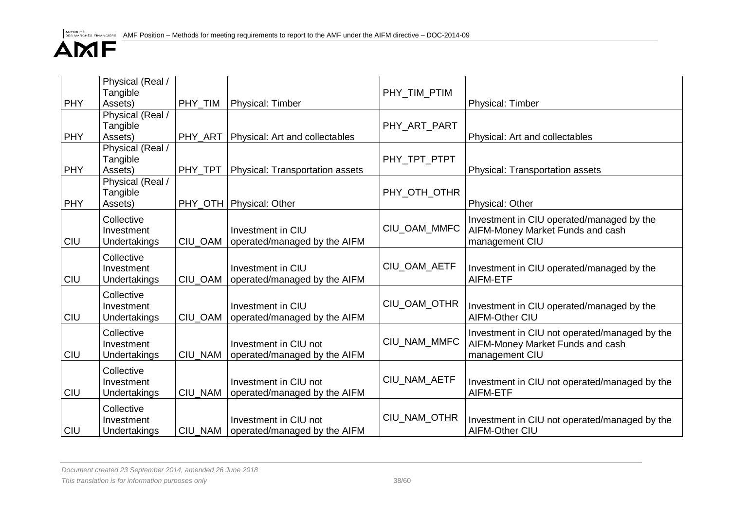| PHY | Physical (Real / Tangible Assets) | PHY_TIM | Physical: Timber | PHY_TIM_PTIM | Physical: Timber |
|---|---|---|---|---|---|
| PHY | Physical (Real / Tangible Assets) | PHY_ART | Physical: Art and collectables | PHY_ART_PART | Physical: Art and collectables |
| PHY | Physical (Real / Tangible Assets) | PHY_TPT | Physical: Transportation assets | PHY_TPT_PTPT | Physical: Transportation assets |
| PHY | Physical (Real / Tangible Assets) | PHY_OTH | Physical: Other | PHY_OTH_OTHR | Physical: Other |
| CIU | Collective Investment Undertakings | CIU_OAM | Investment in CIU operated/managed by the AIFM | CIU_OAM_MMFC | Investment in CIU operated/managed by the AIFM-Money Market Funds and cash management CIU |
| CIU | Collective Investment Undertakings | CIU_OAM | Investment in CIU operated/managed by the AIFM | CIU_OAM_AETF | Investment in CIU operated/managed by the AIFM-ETF |
| CIU | Collective Investment Undertakings | CIU_OAM | Investment in CIU operated/managed by the AIFM | CIU_OAM_OTHR | Investment in CIU operated/managed by the AIFM-Other CIU |
| CIU | Collective Investment Undertakings | CIU_NAM | Investment in CIU not operated/managed by the AIFM | CIU_NAM_MMFC | Investment in CIU not operated/managed by the AIFM-Money Market Funds and cash management CIU |
| CIU | Collective Investment Undertakings | CIU_NAM | Investment in CIU not operated/managed by the AIFM | CIU_NAM_AETF | Investment in CIU not operated/managed by the AIFM-ETF |
| CIU | Collective Investment Undertakings | CIU_NAM | Investment in CIU not operated/managed by the AIFM | CIU_NAM_OTHR | Investment in CIU not operated/managed by the AIFM-Other CIU |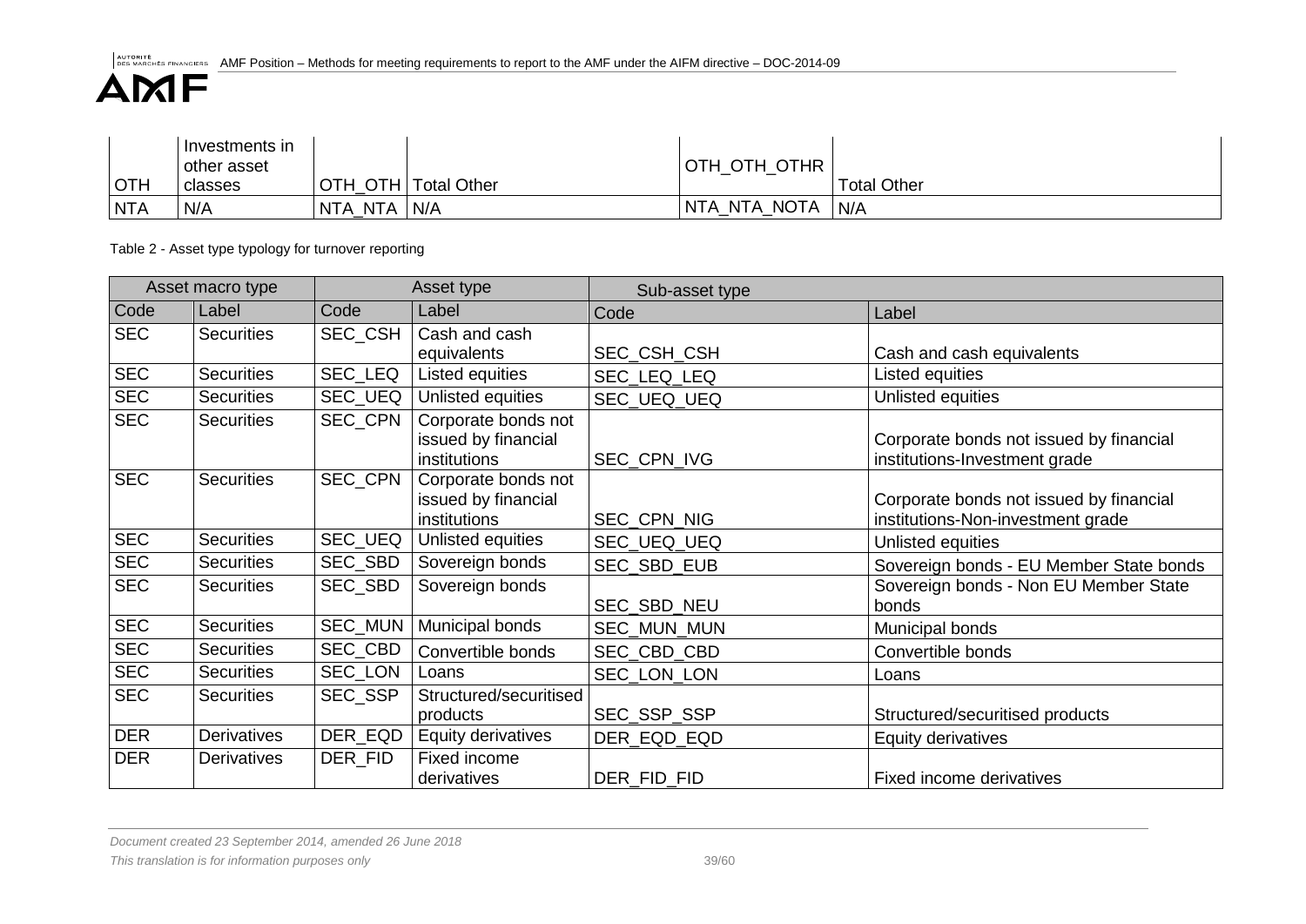| | | | | | |
|---|---|---|---|---|---|
| OTH | Investments in other asset classes | OTH_OTH | Total Other | OTH_OTH_OTHR | Total Other |
| NTA | N/A | NTA_NTA | N/A | NTA_NTA_NOTA | N/A |

Table 2 - Asset type typology for turnover reporting

| Asset macro type | | Asset type | | Sub-asset type | |
|---|---|---|---|---|---|
| Code | Label | Code | Label | Code | Label |
| SEC | Securities | SEC_CSH | Cash and cash equivalents | SEC_CSH_CSH | Cash and cash equivalents |
| SEC | Securities | SEC_LEQ | Listed equities | SEC_LEQ_LEQ | Listed equities |
| SEC | Securities | SEC_UEQ | Unlisted equities | SEC_UEQ_UEQ | Unlisted equities |
| SEC | Securities | SEC_CPN | Corporate bonds not issued by financial institutions | SEC_CPN_IVG | Corporate bonds not issued by financial institutions-Investment grade |
| SEC | Securities | SEC_CPN | Corporate bonds not issued by financial institutions | SEC_CPN_NIG | Corporate bonds not issued by financial institutions-Non-investment grade |
| SEC | Securities | SEC_UEQ | Unlisted equities | SEC_UEQ_UEQ | Unlisted equities |
| SEC | Securities | SEC_SBD | Sovereign bonds | SEC_SBD_EUB | Sovereign bonds - EU Member State bonds |
| SEC | Securities | SEC_SBD | Sovereign bonds | SEC_SBD_NEU | Sovereign bonds - Non EU Member State bonds |
| SEC | Securities | SEC_MUN | Municipal bonds | SEC_MUN_MUN | Municipal bonds |
| SEC | Securities | SEC_CBD | Convertible bonds | SEC_CBD_CBD | Convertible bonds |
| SEC | Securities | SEC_LON | Loans | SEC_LON_LON | Loans |
| SEC | Securities | SEC_SSP | Structured/securitised products | SEC_SSP_SSP | Structured/securitised products |
| DER | Derivatives | DER_EQD | Equity derivatives | DER_EQD_EQD | Equity derivatives |
| DER | Derivatives | DER_FID | Fixed income derivatives | DER_FID_FID | Fixed income derivatives |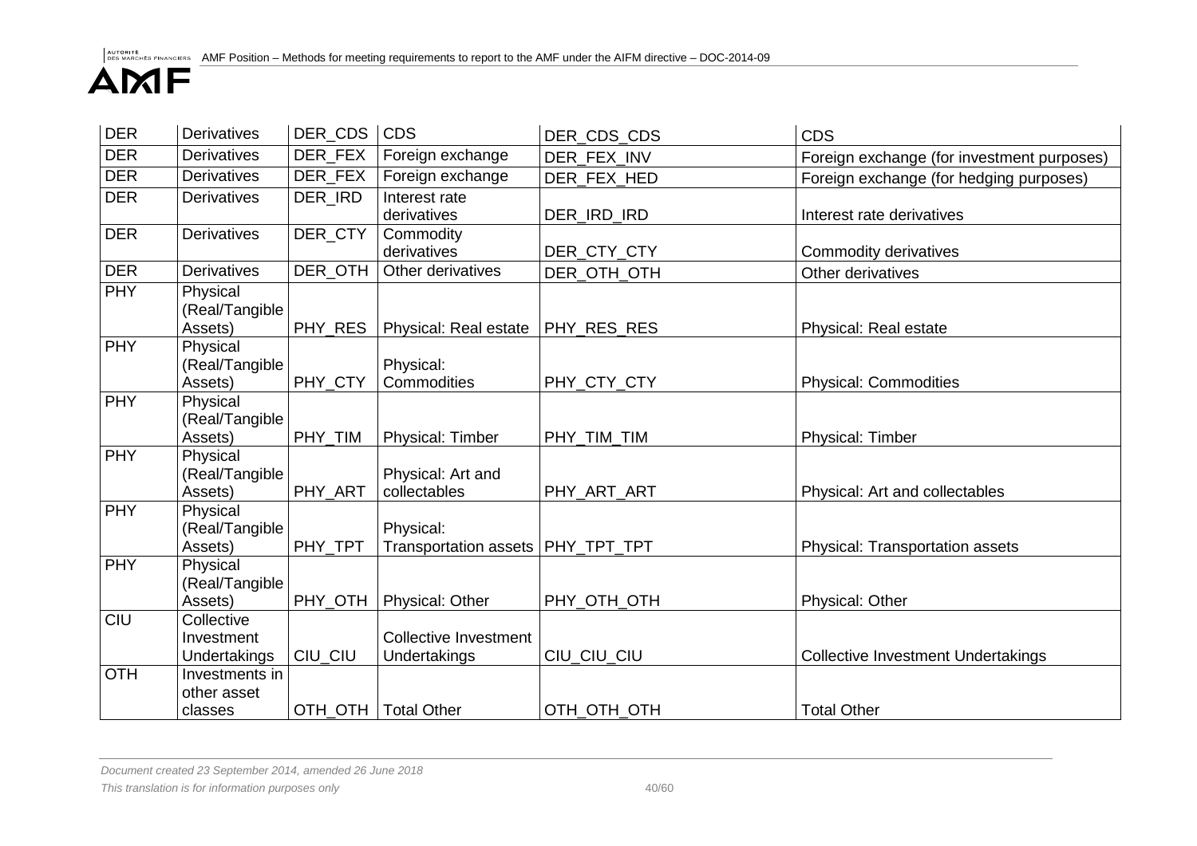| DER | Derivatives | DER_CDS | CDS | DER_CDS_CDS | CDS |
|---|---|---|---|---|---|
| DER | Derivatives | DER_FEX | Foreign exchange | DER_FEX_INV | Foreign exchange (for investment purposes) |
| DER | Derivatives | DER_FEX | Foreign exchange | DER_FEX_HED | Foreign exchange (for hedging purposes) |
| DER | Derivatives | DER_IRD | Interest rate derivatives | DER_IRD_IRD | Interest rate derivatives |
| DER | Derivatives | DER_CTY | Commodity derivatives | DER_CTY_CTY | Commodity derivatives |
| DER | Derivatives | DER_OTH | Other derivatives | DER_OTH_OTH | Other derivatives |
| PHY | Physical (Real/Tangible Assets) | PHY_RES | Physical: Real estate | PHY_RES_RES | Physical: Real estate |
| PHY | Physical (Real/Tangible Assets) | PHY_CTY | Physical: Commodities | PHY_CTY_CTY | Physical: Commodities |
| PHY | Physical (Real/Tangible Assets) | PHY_TIM | Physical: Timber | PHY_TIM_TIM | Physical: Timber |
| PHY | Physical (Real/Tangible Assets) | PHY_ART | Physical: Art and collectables | PHY_ART_ART | Physical: Art and collectables |
| PHY | Physical (Real/Tangible Assets) | PHY_TPT | Physical: Transportation assets | PHY_TPT_TPT | Physical: Transportation assets |
| PHY | Physical (Real/Tangible Assets) | PHY_OTH | Physical: Other | PHY_OTH_OTH | Physical: Other |
| CIU | Collective Investment Undertakings | CIU_CIU | Collective Investment Undertakings | CIU_CIU_CIU | Collective Investment Undertakings |
| OTH | Investments in other asset classes | OTH_OTH | Total Other | OTH_OTH_OTH | Total Other |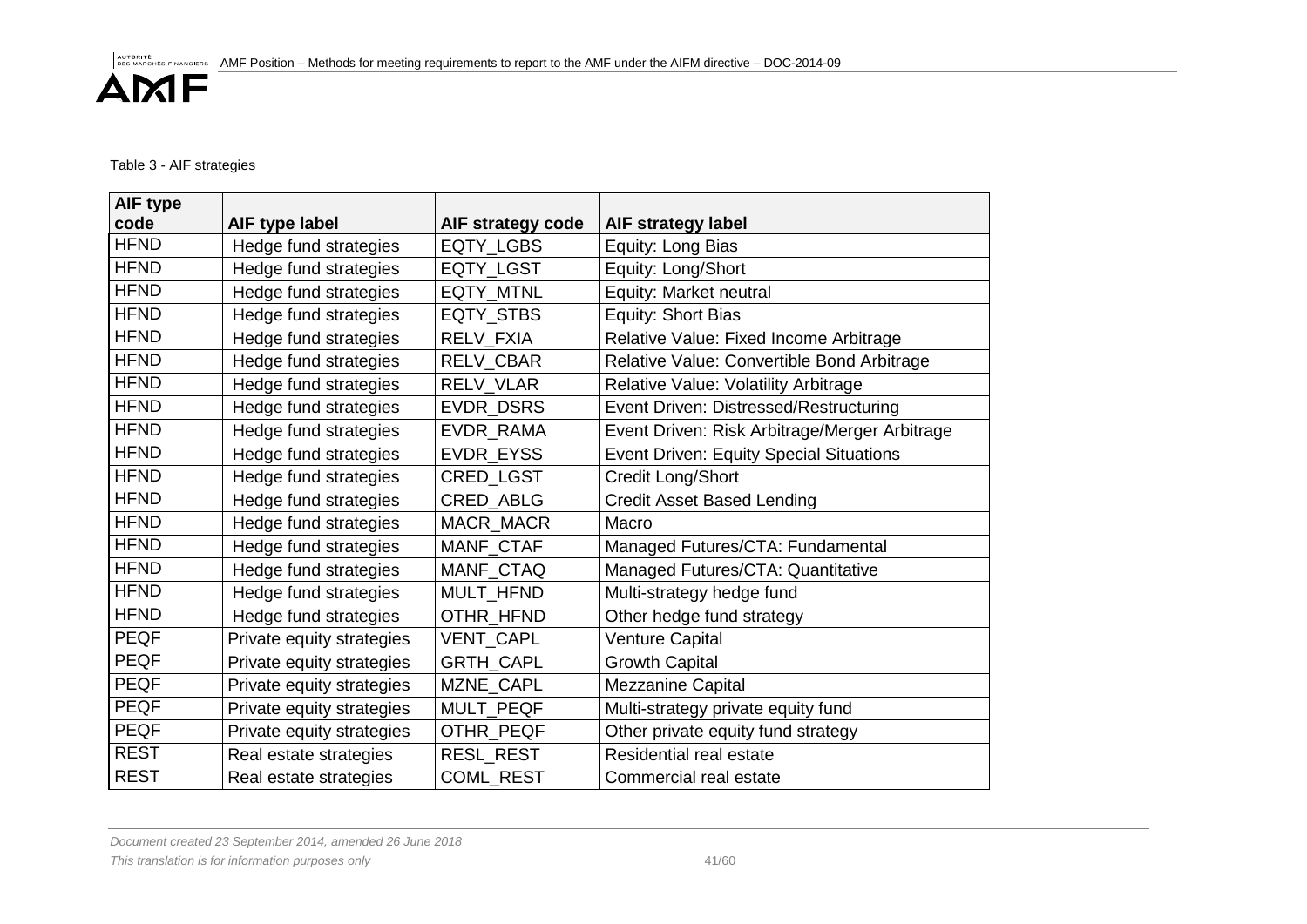Table 3 - AIF strategies

| AIF type code | AIF type label | AIF strategy code | AIF strategy label |
|---|---|---|---|
| HFND | Hedge fund strategies | EQTY_LGBS | Equity: Long Bias |
| HFND | Hedge fund strategies | EQTY_LGST | Equity: Long/Short |
| HFND | Hedge fund strategies | EQTY_MTNL | Equity: Market neutral |
| HFND | Hedge fund strategies | EQTY_STBS | Equity: Short Bias |
| HFND | Hedge fund strategies | RELV_FXIA | Relative Value: Fixed Income Arbitrage |
| HFND | Hedge fund strategies | RELV_CBAR | Relative Value: Convertible Bond Arbitrage |
| HFND | Hedge fund strategies | RELV_VLAR | Relative Value: Volatility Arbitrage |
| HFND | Hedge fund strategies | EVDR_DSRS | Event Driven: Distressed/Restructuring |
| HFND | Hedge fund strategies | EVDR_RAMA | Event Driven: Risk Arbitrage/Merger Arbitrage |
| HFND | Hedge fund strategies | EVDR_EYSS | Event Driven: Equity Special Situations |
| HFND | Hedge fund strategies | CRED_LGST | Credit Long/Short |
| HFND | Hedge fund strategies | CRED_ABLG | Credit Asset Based Lending |
| HFND | Hedge fund strategies | MACR_MACR | Macro |
| HFND | Hedge fund strategies | MANF_CTAF | Managed Futures/CTA: Fundamental |
| HFND | Hedge fund strategies | MANF_CTAQ | Managed Futures/CTA: Quantitative |
| HFND | Hedge fund strategies | MULT_HFND | Multi-strategy hedge fund |
| HFND | Hedge fund strategies | OTHR_HFND | Other hedge fund strategy |
| PEQF | Private equity strategies | VENT_CAPL | Venture Capital |
| PEQF | Private equity strategies | GRTH_CAPL | Growth Capital |
| PEQF | Private equity strategies | MZNE_CAPL | Mezzanine Capital |
| PEQF | Private equity strategies | MULT_PEQF | Multi-strategy private equity fund |
| PEQF | Private equity strategies | OTHR_PEQF | Other private equity fund strategy |
| REST | Real estate strategies | RESL_REST | Residential real estate |
| REST | Real estate strategies | COML_REST | Commercial real estate |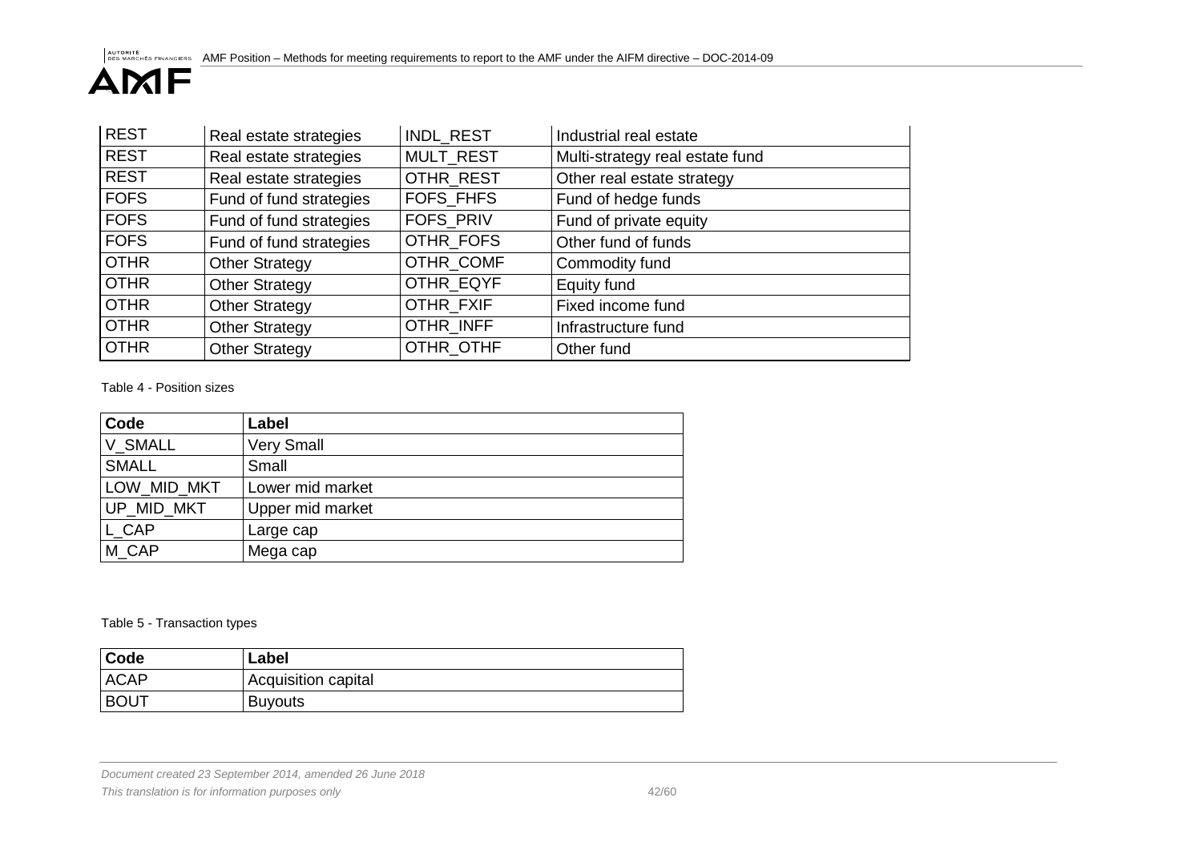| REST | Real estate strategies | INDL_REST | Industrial real estate |
| --- | --- | --- | --- |
| REST | Real estate strategies | MULT_REST | Multi-strategy real estate fund |
| REST | Real estate strategies | OTHR_REST | Other real estate strategy |
| FOFS | Fund of fund strategies | FOFS_FHFS | Fund of hedge funds |
| FOFS | Fund of fund strategies | FOFS_PRIV | Fund of private equity |
| FOFS | Fund of fund strategies | OTHR_FOFS | Other fund of funds |
| OTHR | Other Strategy | OTHR_COMF | Commodity fund |
| OTHR | Other Strategy | OTHR_EQYF | Equity fund |
| OTHR | Other Strategy | OTHR_FXIF | Fixed income fund |
| OTHR | Other Strategy | OTHR_INFF | Infrastructure fund |
| OTHR | Other Strategy | OTHR_OTHF | Other fund |

Table 4 - Position sizes

| Code | Label |
| --- | --- |
| V_SMALL | Very Small |
| SMALL | Small |
| LOW_MID_MKT | Lower mid market |
| UP_MID_MKT | Upper mid market |
| L_CAP | Large cap |
| M_CAP | Mega cap |

Table 5 - Transaction types

| Code | Label |
| --- | --- |
| ACAP | Acquisition capital |
| BOUT | Buyouts |

*Document created 23 September 2014, amended 26 June 2018*

*This translation is for information purposes only*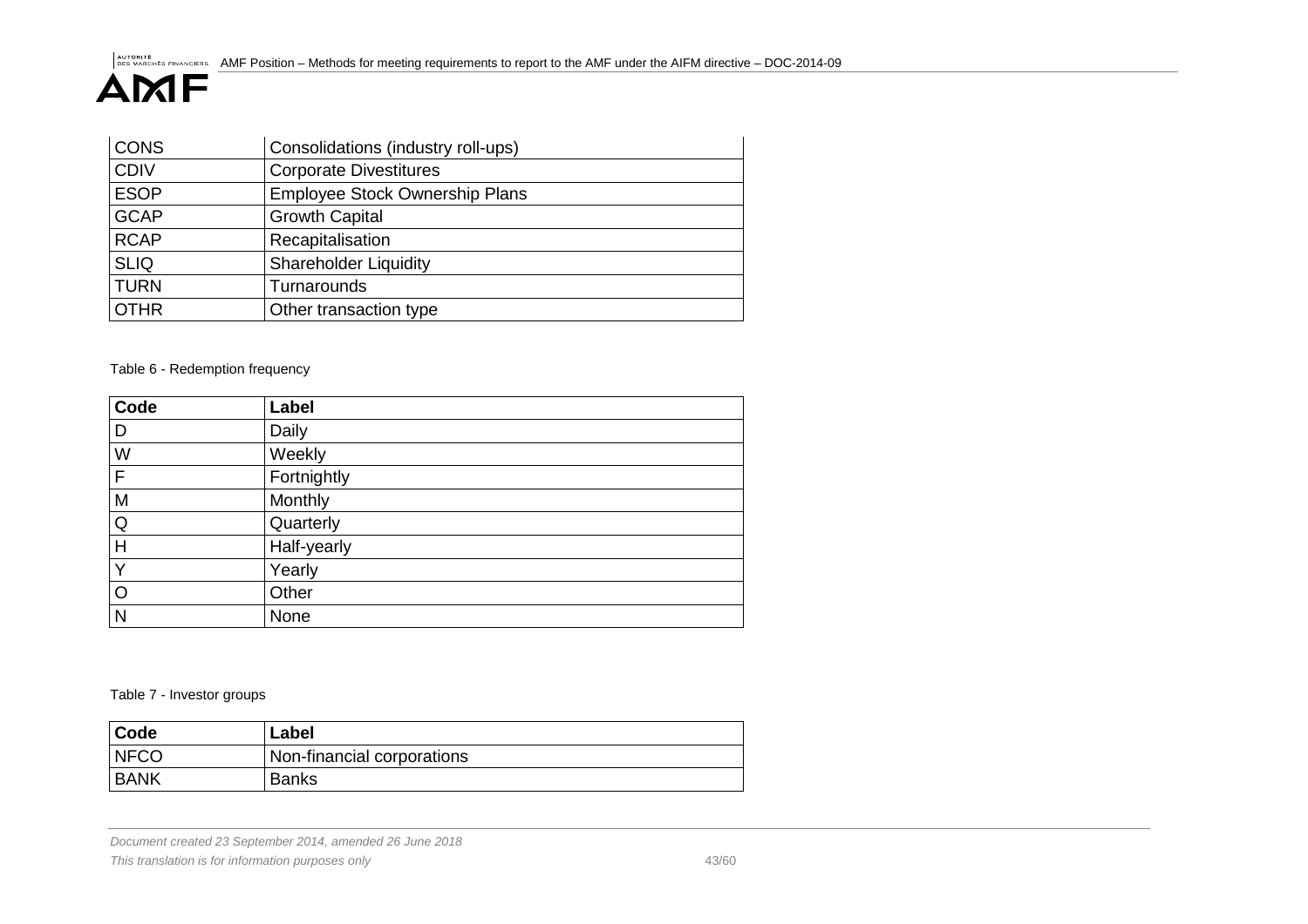| CONS | Consolidations (industry roll-ups) |
|---|---|
| CDIV | Corporate Divestitures |
| ESOP | Employee Stock Ownership Plans |
| GCAP | Growth Capital |
| RCAP | Recapitalisation |
| SLIQ | Shareholder Liquidity |
| TURN | Turnarounds |
| OTHR | Other transaction type |

Table 6 - Redemption frequency

| Code | Label |
|---|---|
| D | Daily |
| W | Weekly |
| F | Fortnightly |
| M | Monthly |
| Q | Quarterly |
| H | Half-yearly |
| Y | Yearly |
| O | Other |
| N | None |

Table 7 - Investor groups

| Code | Label |
|---|---|
| NFCO | Non-financial corporations |
| BANK | Banks |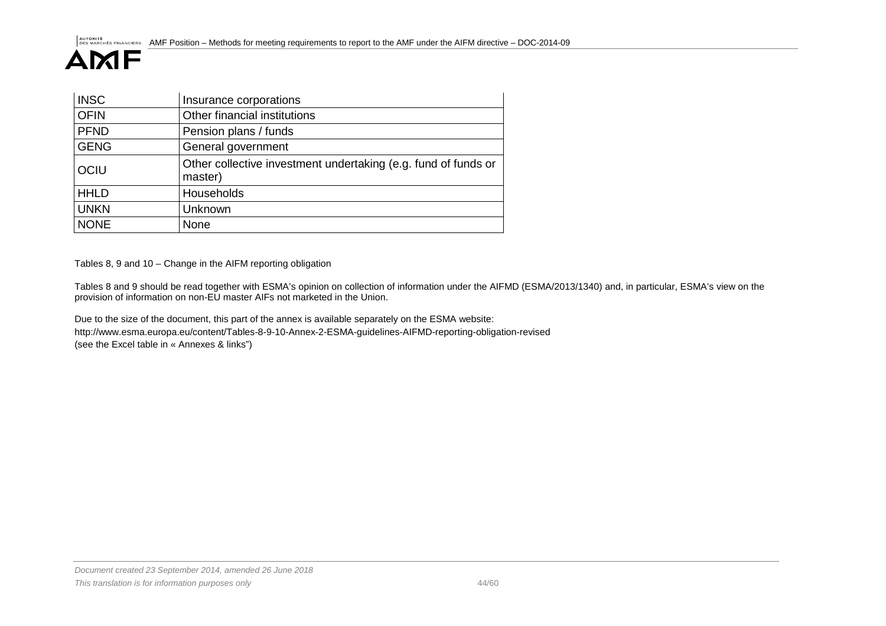| INSC | Insurance corporations |
|---|---|
| OFIN | Other financial institutions |
| PFND | Pension plans / funds |
| GENG | General government |
| OCIU | Other collective investment undertaking (e.g. fund of funds or master) |
| HHLD | Households |
| UNKN | Unknown |
| NONE | None |

Tables 8, 9 and 10 – Change in the AIFM reporting obligation

Tables 8 and 9 should be read together with ESMA's opinion on collection of information under the AIFMD (ESMA/2013/1340) and, in particular, ESMA's view on the provision of information on non-EU master AIFs not marketed in the Union.

Due to the size of the document, this part of the annex is available separately on the ESMA website:
http://www.esma.europa.eu/content/Tables-8-9-10-Annex-2-ESMA-guidelines-AIFMD-reporting-obligation-revised
(see the Excel table in « Annexes & links")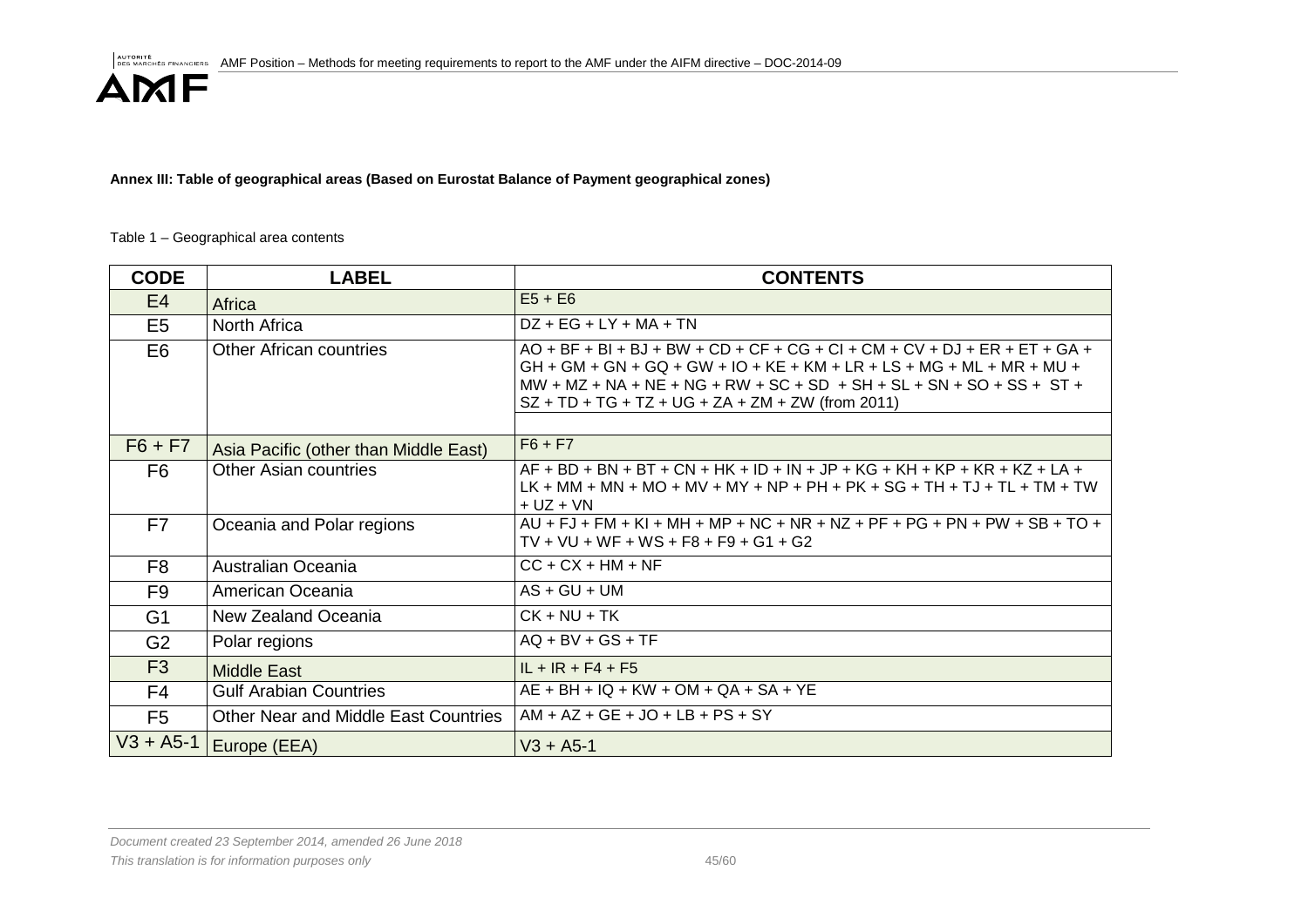**Annex III: Table of geographical areas (Based on Eurostat Balance of Payment geographical zones)**

Table 1 – Geographical area contents

| CODE | LABEL | CONTENTS |
|---|---|---|
| E4 | Africa | E5 + E6 |
| E5 | North Africa | DZ + EG + LY + MA + TN |
| E6 | Other African countries | AO + BF + BI + BJ + BW + CD + CF + CG + CI + CM + CV + DJ + ER + ET + GA + GH + GM + GN + GQ + GW + IO + KE + KM + LR + LS + MG + ML + MR + MU + MW + MZ + NA + NE + NG + RW + SC + SD + SH + SL + SN + SO + SS + ST + SZ + TD + TG + TZ + UG + ZA + ZM + ZW (from 2011) |
| | | |
| F6 + F7 | Asia Pacific (other than Middle East) | F6 + F7 |
| F6 | Other Asian countries | AF + BD + BN + BT + CN + HK + ID + IN + JP + KG + KH + KP + KR + KZ + LA + LK + MM + MN + MO + MV + MY + NP + PH + PK + SG + TH + TJ + TL + TM + TW + UZ + VN |
| F7 | Oceania and Polar regions | AU + FJ + FM + KI + MH + MP + NC + NR + NZ + PF + PG + PN + PW + SB + TO + TV + VU + WF + WS + F8 + F9 + G1 + G2 |
| F8 | Australian Oceania | CC + CX + HM + NF |
| F9 | American Oceania | AS + GU + UM |
| G1 | New Zealand Oceania | CK + NU + TK |
| G2 | Polar regions | AQ + BV + GS + TF |
| F3 | Middle East | IL + IR + F4 + F5 |
| F4 | Gulf Arabian Countries | AE + BH + IQ + KW + OM + QA + SA + YE |
| F5 | Other Near and Middle East Countries | AM + AZ + GE + JO + LB + PS + SY |
| V3 + A5-1 | Europe (EEA) | V3 + A5-1 |

*Document created 23 September 2014, amended 26 June 2018*

*This translation is for information purposes only*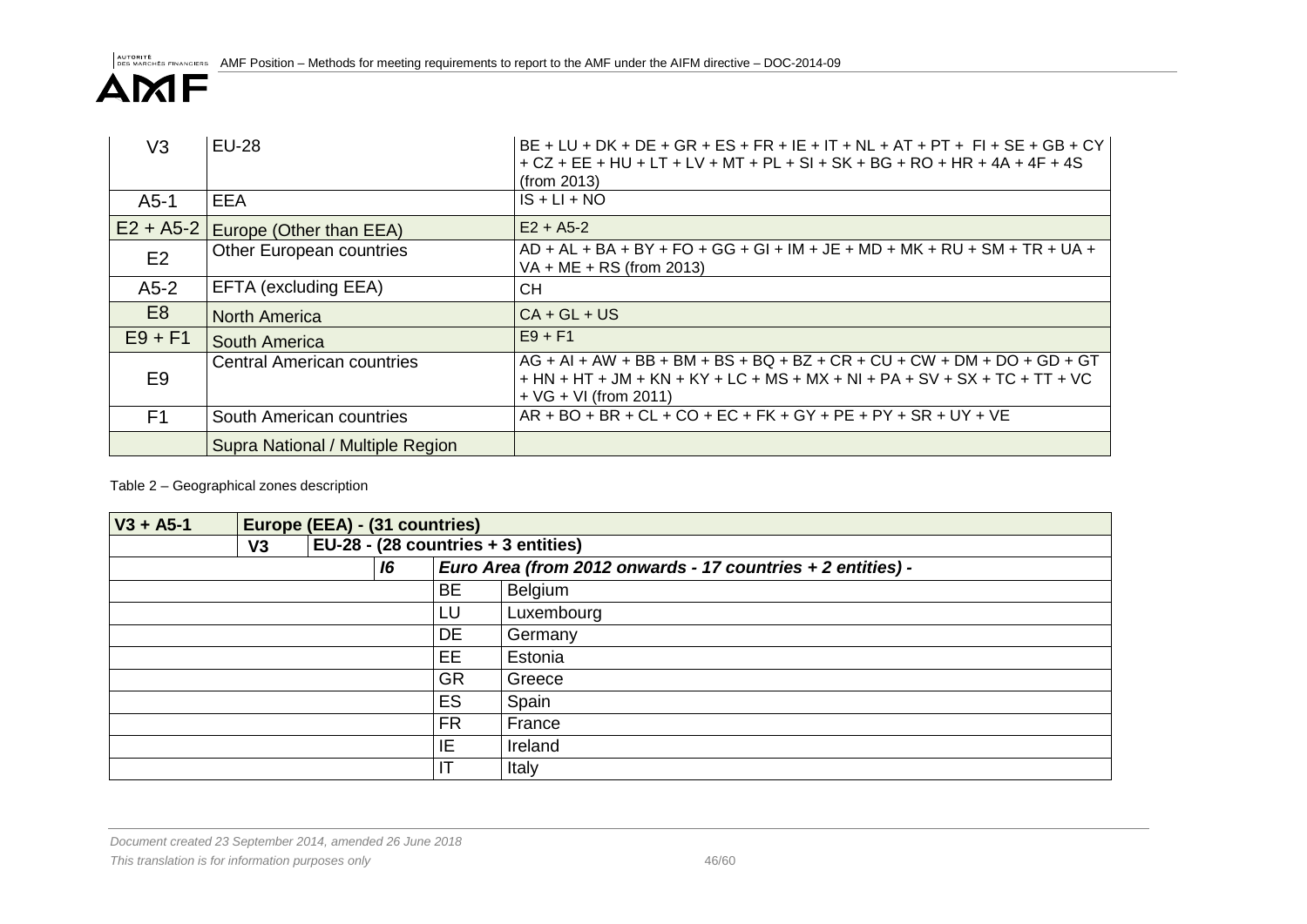| | | |
|---|---|---|
| V3 | EU-28 | BE + LU + DK + DE + GR + ES + FR + IE + IT + NL + AT + PT + FI + SE + GB + CY + CZ + EE + HU + LT + LV + MT + PL + SI + SK + BG + RO + HR + 4A + 4F + 4S (from 2013) |
| A5-1 | EEA | IS + LI + NO |
| E2 + A5-2 | Europe (Other than EEA) | E2 + A5-2 |
| E2 | Other European countries | AD + AL + BA + BY + FO + GG + GI + IM + JE + MD + MK + RU + SM + TR + UA + VA + ME + RS (from 2013) |
| A5-2 | EFTA (excluding EEA) | CH |
| E8 | North America | CA + GL + US |
| E9 + F1 | South America | E9 + F1 |
| E9 | Central American countries | AG + AI + AW + BB + BM + BS + BQ + BZ + CR + CU + CW + DM + DO + GD + GT + HN + HT + JM + KN + KY + LC + MS + MX + NI + PA + SV + SX + TC + TT + VC + VG + VI (from 2011) |
| F1 | South American countries | AR + BO + BR + CL + CO + EC + FK + GY + PE + PY + SR + UY + VE |
| | Supra National / Multiple Region | |

Table 2 – Geographical zones description

| **V3 + A5-1** | **Europe (EEA) - (31 countries)** | | | |
|---|---|---|---|---|
| | **V3** | **EU-28 - (28 countries + 3 entities)** | | |
| | | ***I6*** | ***Euro Area (from 2012 onwards - 17 countries + 2 entities) -*** | |
| | | | BE | Belgium |
| | | | LU | Luxembourg |
| | | | DE | Germany |
| | | | EE | Estonia |
| | | | GR | Greece |
| | | | ES | Spain |
| | | | FR | France |
| | | | IE | Ireland |
| | | | IT | Italy |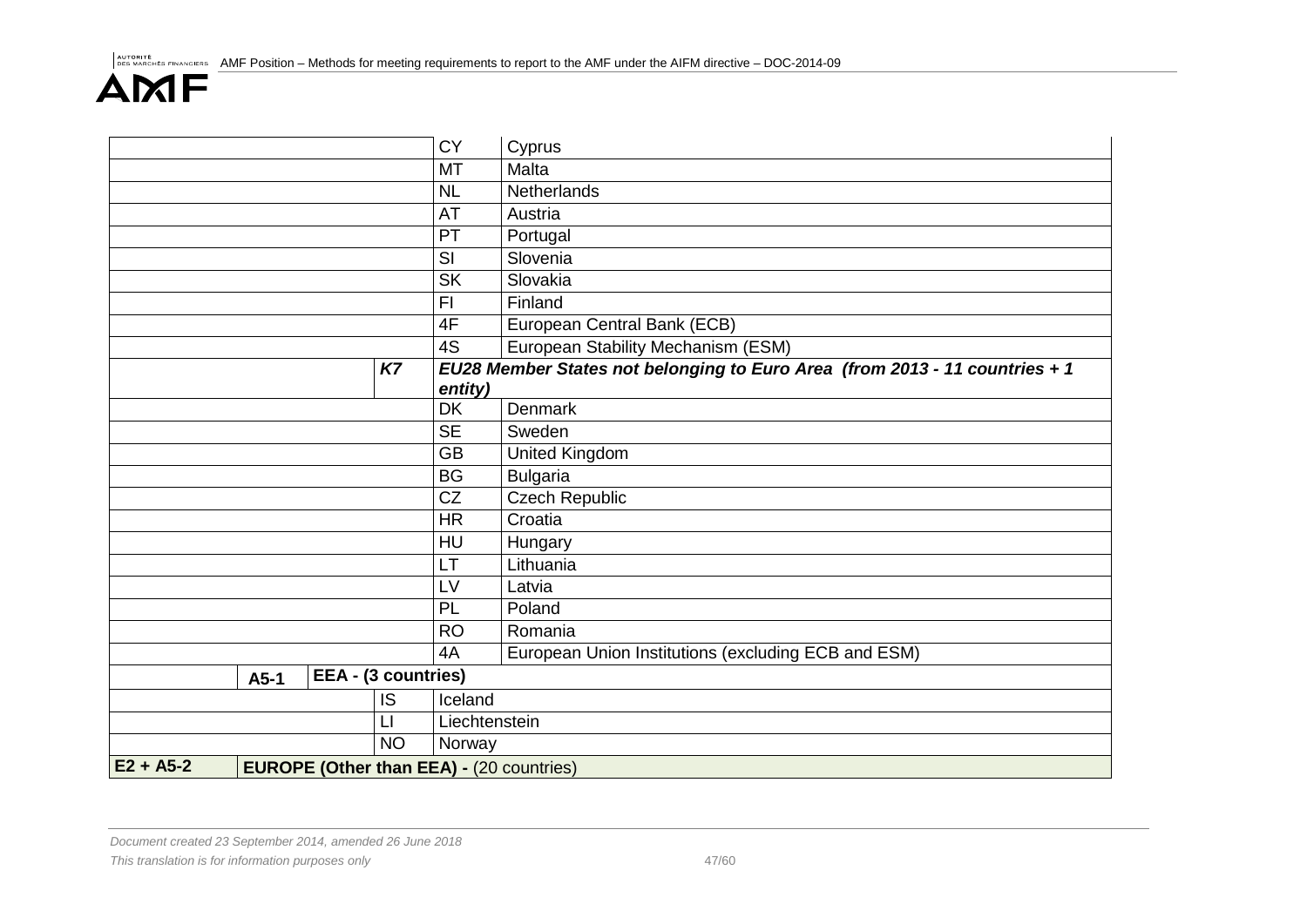| | | | | | |
|---|---|---|---|---|---|
| | | | | CY | Cyprus |
| | | | | MT | Malta |
| | | | | NL | Netherlands |
| | | | | AT | Austria |
| | | | | PT | Portugal |
| | | | | SI | Slovenia |
| | | | | SK | Slovakia |
| | | | | FI | Finland |
| | | | | 4F | European Central Bank (ECB) |
| | | | | 4S | European Stability Mechanism (ESM) |
| | | | ***K7*** | ***EU28 Member States not belonging to Euro Area (from 2013 - 11 countries + 1 entity)*** | |
| | | | | DK | Denmark |
| | | | | SE | Sweden |
| | | | | GB | United Kingdom |
| | | | | BG | Bulgaria |
| | | | | CZ | Czech Republic |
| | | | | HR | Croatia |
| | | | | HU | Hungary |
| | | | | LT | Lithuania |
| | | | | LV | Latvia |
| | | | | PL | Poland |
| | | | | RO | Romania |
| | | | | 4A | European Union Institutions (excluding ECB and ESM) |
| | **A5-1** | **EEA - (3 countries)** | | | |
| | | | IS | Iceland | |
| | | | LI | Liechtenstein | |
| | | | NO | Norway | |
| **E2 + A5-2** | **EUROPE (Other than EEA) -** (20 countries) | | | | |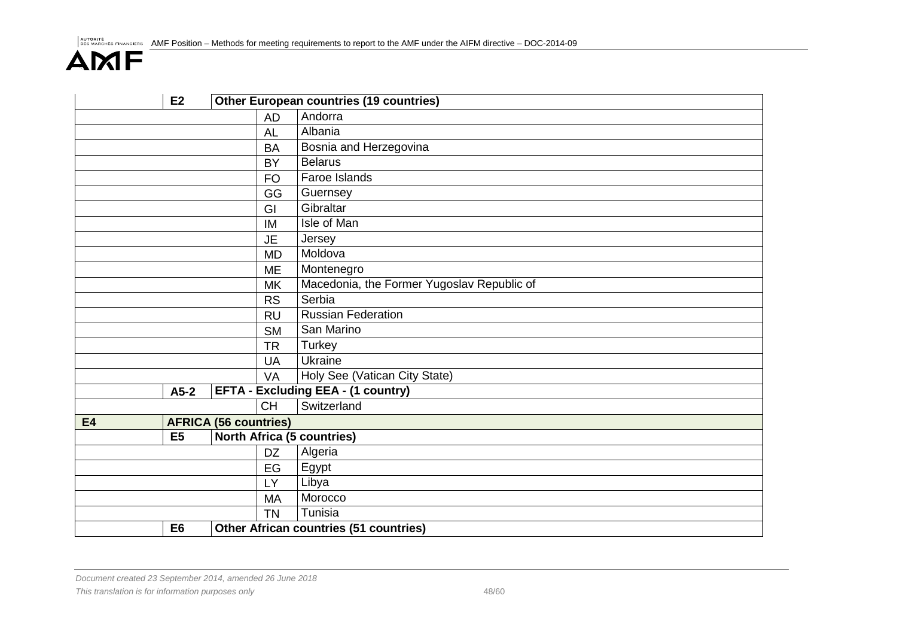| | | | |
|---|---|---|---|
| | E2 | Other European countries (19 countries) | |
| | | AD | Andorra |
| | | AL | Albania |
| | | BA | Bosnia and Herzegovina |
| | | BY | Belarus |
| | | FO | Faroe Islands |
| | | GG | Guernsey |
| | | GI | Gibraltar |
| | | IM | Isle of Man |
| | | JE | Jersey |
| | | MD | Moldova |
| | | ME | Montenegro |
| | | MK | Macedonia, the Former Yugoslav Republic of |
| | | RS | Serbia |
| | | RU | Russian Federation |
| | | SM | San Marino |
| | | TR | Turkey |
| | | UA | Ukraine |
| | | VA | Holy See (Vatican City State) |
| | A5-2 | EFTA - Excluding EEA - (1 country) | |
| | | CH | Switzerland |
| E4 | AFRICA (56 countries) | | |
| | E5 | North Africa (5 countries) | |
| | | DZ | Algeria |
| | | EG | Egypt |
| | | LY | Libya |
| | | MA | Morocco |
| | | TN | Tunisia |
| | E6 | Other African countries (51 countries) | |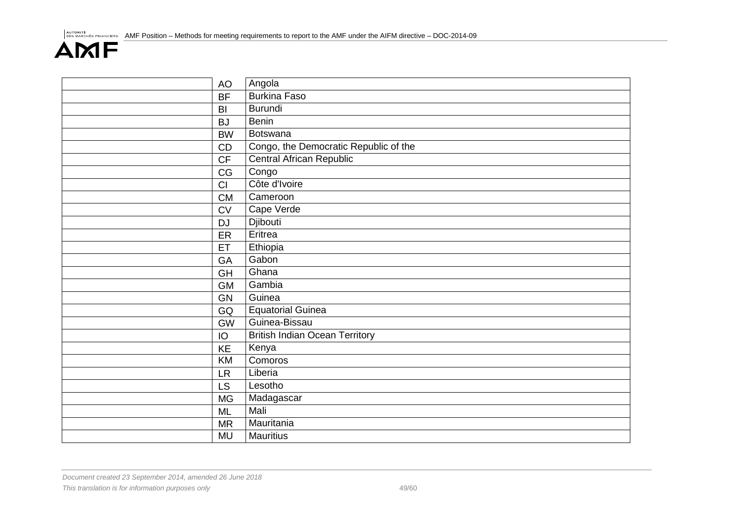| | | |
|---|---|---|
| | AO | Angola |
| | BF | Burkina Faso |
| | BI | Burundi |
| | BJ | Benin |
| | BW | Botswana |
| | CD | Congo, the Democratic Republic of the |
| | CF | Central African Republic |
| | CG | Congo |
| | CI | Côte d'Ivoire |
| | CM | Cameroon |
| | CV | Cape Verde |
| | DJ | Djibouti |
| | ER | Eritrea |
| | ET | Ethiopia |
| | GA | Gabon |
| | GH | Ghana |
| | GM | Gambia |
| | GN | Guinea |
| | GQ | Equatorial Guinea |
| | GW | Guinea-Bissau |
| | IO | British Indian Ocean Territory |
| | KE | Kenya |
| | KM | Comoros |
| | LR | Liberia |
| | LS | Lesotho |
| | MG | Madagascar |
| | ML | Mali |
| | MR | Mauritania |
| | MU | Mauritius |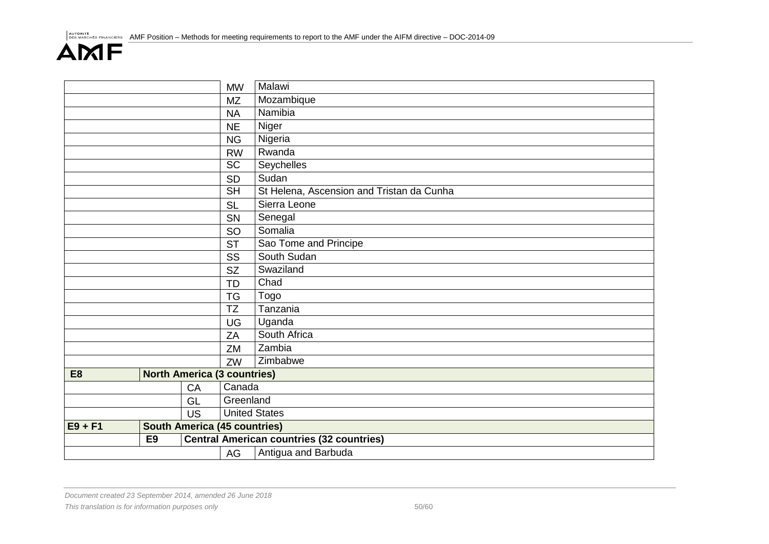| | | | |
|---|---|---|---|
| | | MW | Malawi |
| | | MZ | Mozambique |
| | | NA | Namibia |
| | | NE | Niger |
| | | NG | Nigeria |
| | | RW | Rwanda |
| | | SC | Seychelles |
| | | SD | Sudan |
| | | SH | St Helena, Ascension and Tristan da Cunha |
| | | SL | Sierra Leone |
| | | SN | Senegal |
| | | SO | Somalia |
| | | ST | Sao Tome and Principe |
| | | SS | South Sudan |
| | | SZ | Swaziland |
| | | TD | Chad |
| | | TG | Togo |
| | | TZ | Tanzania |
| | | UG | Uganda |
| | | ZA | South Africa |
| | | ZM | Zambia |
| | | ZW | Zimbabwe |
| **E8** | **North America (3 countries)** | | |
| | | CA | Canada |
| | | GL | Greenland |
| | | US | United States |
| **E9 + F1** | **South America (45 countries)** | | |
| | **E9** | **Central American countries (32 countries)** | |
| | | AG | Antigua and Barbuda |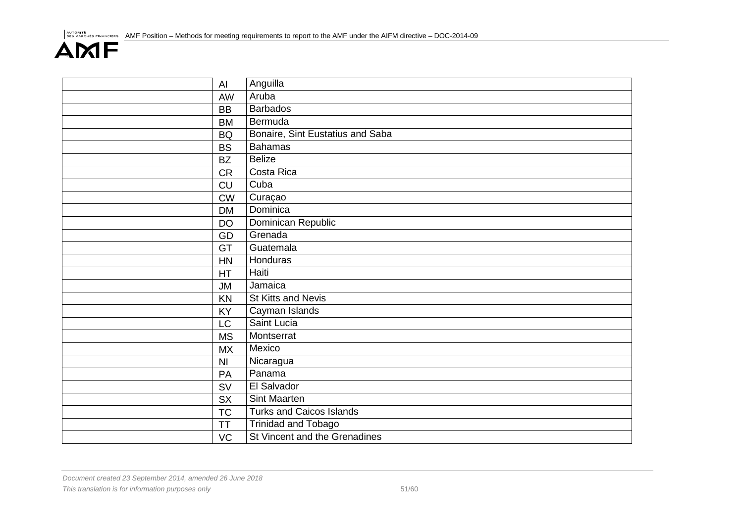| | | |
|---|---|---|
| | AI | Anguilla |
| | AW | Aruba |
| | BB | Barbados |
| | BM | Bermuda |
| | BQ | Bonaire, Sint Eustatius and Saba |
| | BS | Bahamas |
| | BZ | Belize |
| | CR | Costa Rica |
| | CU | Cuba |
| | CW | Curaçao |
| | DM | Dominica |
| | DO | Dominican Republic |
| | GD | Grenada |
| | GT | Guatemala |
| | HN | Honduras |
| | HT | Haiti |
| | JM | Jamaica |
| | KN | St Kitts and Nevis |
| | KY | Cayman Islands |
| | LC | Saint Lucia |
| | MS | Montserrat |
| | MX | Mexico |
| | NI | Nicaragua |
| | PA | Panama |
| | SV | El Salvador |
| | SX | Sint Maarten |
| | TC | Turks and Caicos Islands |
| | TT | Trinidad and Tobago |
| | VC | St Vincent and the Grenadines |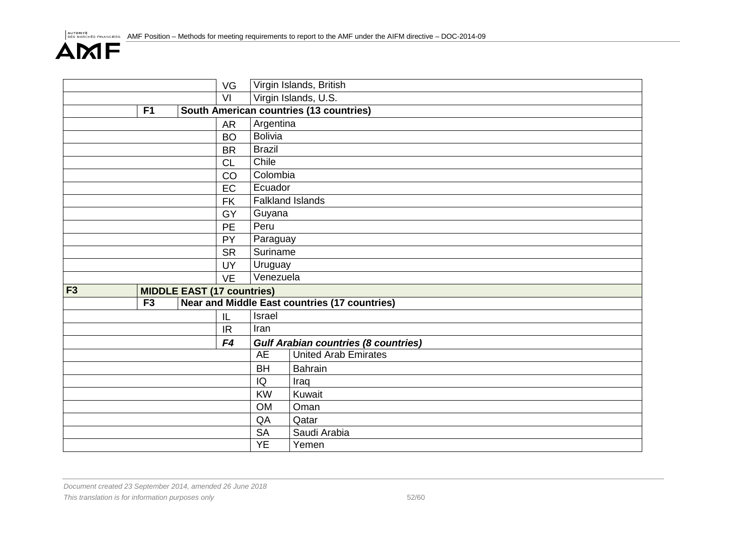| | | | | |
|---|---|---|---|---|
| | | VG | Virgin Islands, British | |
| | | VI | Virgin Islands, U.S. | |
| | **F1** | **South American countries (13 countries)** | | |
| | | AR | Argentina | |
| | | BO | Bolivia | |
| | | BR | Brazil | |
| | | CL | Chile | |
| | | CO | Colombia | |
| | | EC | Ecuador | |
| | | FK | Falkland Islands | |
| | | GY | Guyana | |
| | | PE | Peru | |
| | | PY | Paraguay | |
| | | SR | Suriname | |
| | | UY | Uruguay | |
| | | VE | Venezuela | |
| **F3** | **MIDDLE EAST (17 countries)** | | | |
| | **F3** | **Near and Middle East countries (17 countries)** | | |
| | | IL | Israel | |
| | | IR | Iran | |
| | | ***F4*** | ***Gulf Arabian countries (8 countries)*** | |
| | | | AE | United Arab Emirates |
| | | | BH | Bahrain |
| | | | IQ | Iraq |
| | | | KW | Kuwait |
| | | | OM | Oman |
| | | | QA | Qatar |
| | | | SA | Saudi Arabia |
| | | | YE | Yemen |

*Document created 23 September 2014, amended 26 June 2018*

*This translation is for information purposes only*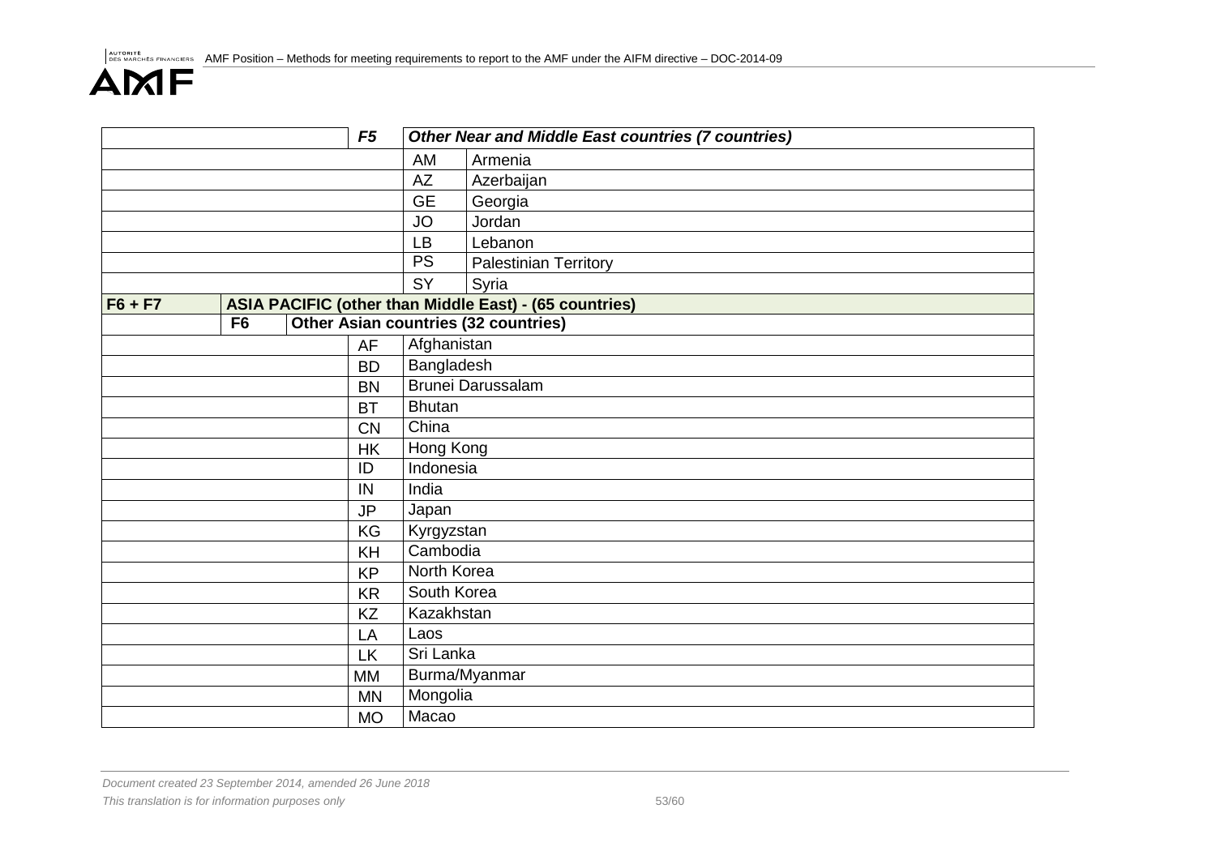| | | | | |
|---|---|---|---|---|
| | | *F5* | ***Other Near and Middle East countries (7 countries)*** | |
| | | | AM | Armenia |
| | | | AZ | Azerbaijan |
| | | | GE | Georgia |
| | | | JO | Jordan |
| | | | LB | Lebanon |
| | | | PS | Palestinian Territory |
| | | | SY | Syria |
| **F6 + F7** | **ASIA PACIFIC (other than Middle East) - (65 countries)** | | | |
| | **F6** | **Other Asian countries (32 countries)** | | |
| | | AF | Afghanistan | |
| | | BD | Bangladesh | |
| | | BN | Brunei Darussalam | |
| | | BT | Bhutan | |
| | | CN | China | |
| | | HK | Hong Kong | |
| | | ID | Indonesia | |
| | | IN | India | |
| | | JP | Japan | |
| | | KG | Kyrgyzstan | |
| | | KH | Cambodia | |
| | | KP | North Korea | |
| | | KR | South Korea | |
| | | KZ | Kazakhstan | |
| | | LA | Laos | |
| | | LK | Sri Lanka | |
| | | MM | Burma/Myanmar | |
| | | MN | Mongolia | |
| | | MO | Macao | |

*Document created 23 September 2014, amended 26 June 2018*

*This translation is for information purposes only*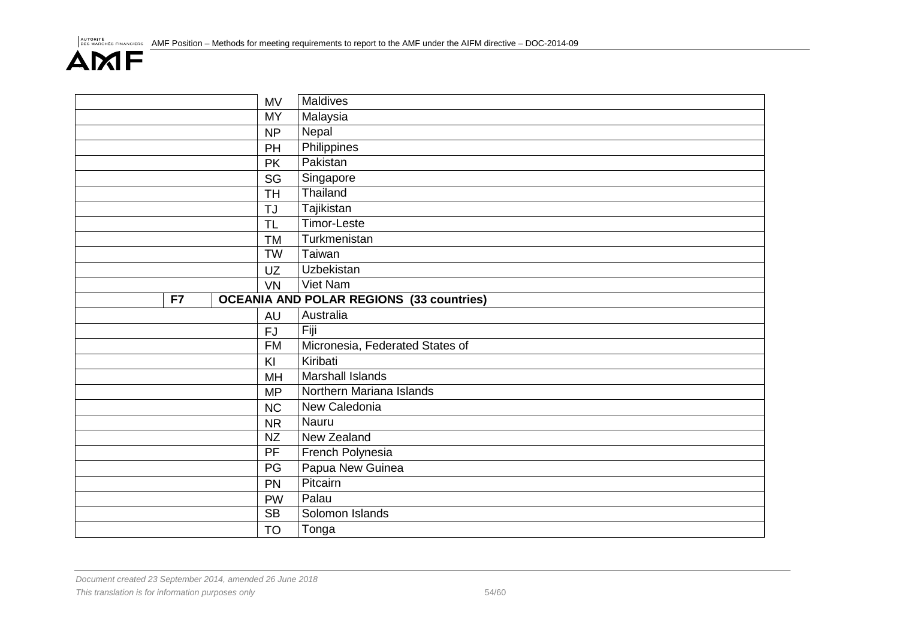| | | | |
|---|---|---|---|
| | | MV | Maldives |
| | | MY | Malaysia |
| | | NP | Nepal |
| | | PH | Philippines |
| | | PK | Pakistan |
| | | SG | Singapore |
| | | TH | Thailand |
| | | TJ | Tajikistan |
| | | TL | Timor-Leste |
| | | TM | Turkmenistan |
| | | TW | Taiwan |
| | | UZ | Uzbekistan |
| | | VN | Viet Nam |
| | **F7** | **OCEANIA AND POLAR REGIONS (33 countries)** | |
| | | AU | Australia |
| | | FJ | Fiji |
| | | FM | Micronesia, Federated States of |
| | | KI | Kiribati |
| | | MH | Marshall Islands |
| | | MP | Northern Mariana Islands |
| | | NC | New Caledonia |
| | | NR | Nauru |
| | | NZ | New Zealand |
| | | PF | French Polynesia |
| | | PG | Papua New Guinea |
| | | PN | Pitcairn |
| | | PW | Palau |
| | | SB | Solomon Islands |
| | | TO | Tonga |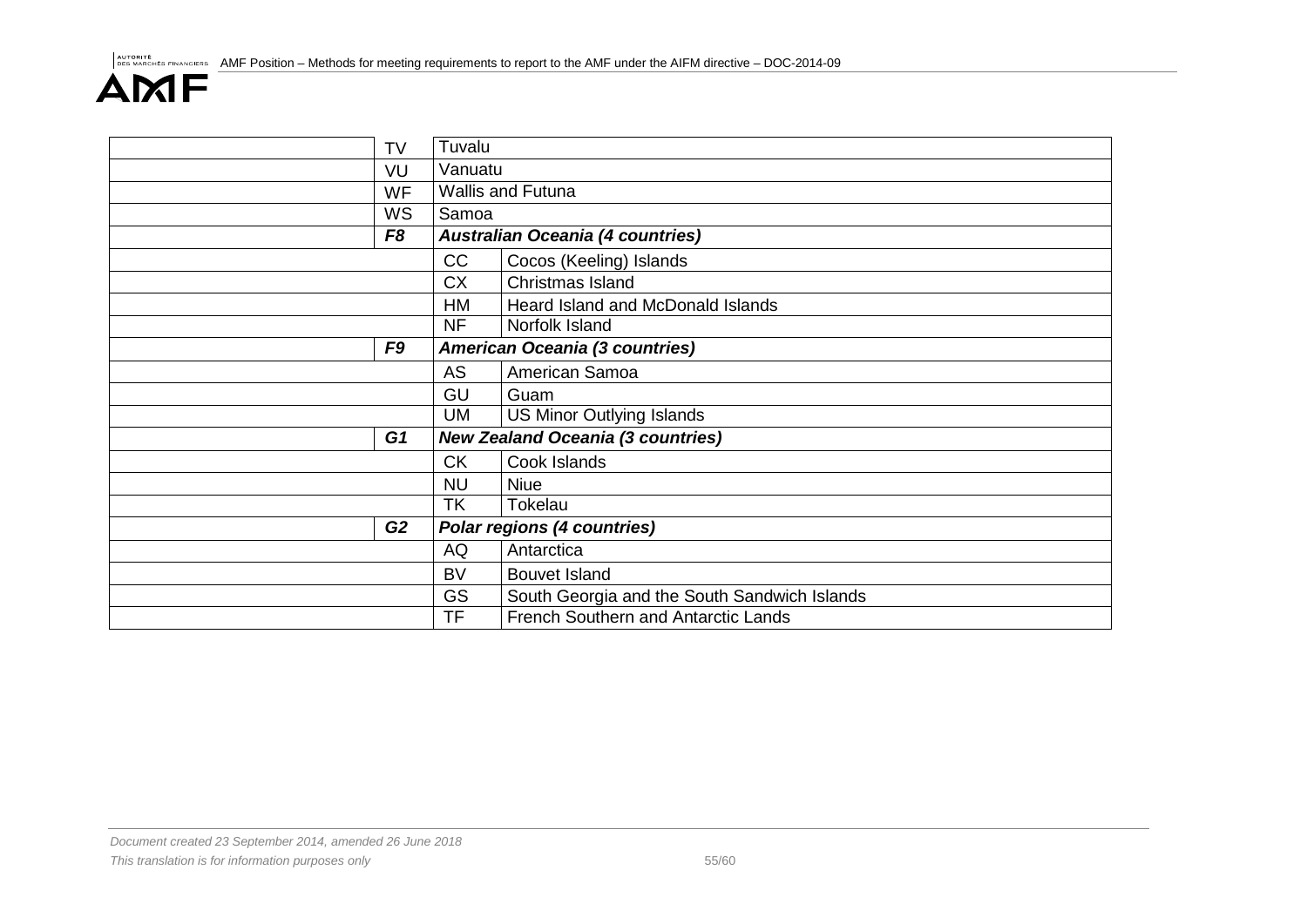|  | TV | Tuvalu | |
|---|---|---|---|
|  | VU | Vanuatu | |
|  | WF | Wallis and Futuna | |
|  | WS | Samoa | |
|  | ***F8*** | ***Australian Oceania (4 countries)*** | |
|  | | CC | Cocos (Keeling) Islands |
|  | | CX | Christmas Island |
|  | | HM | Heard Island and McDonald Islands |
|  | | NF | Norfolk Island |
|  | ***F9*** | ***American Oceania (3 countries)*** | |
|  | | AS | American Samoa |
|  | | GU | Guam |
|  | | UM | US Minor Outlying Islands |
|  | ***G1*** | ***New Zealand Oceania (3 countries)*** | |
|  | | CK | Cook Islands |
|  | | NU | Niue |
|  | | TK | Tokelau |
|  | ***G2*** | ***Polar regions (4 countries)*** | |
|  | | AQ | Antarctica |
|  | | BV | Bouvet Island |
|  | | GS | South Georgia and the South Sandwich Islands |
|  | | TF | French Southern and Antarctic Lands |

*Document created 23 September 2014, amended 26 June 2018*

*This translation is for information purposes only*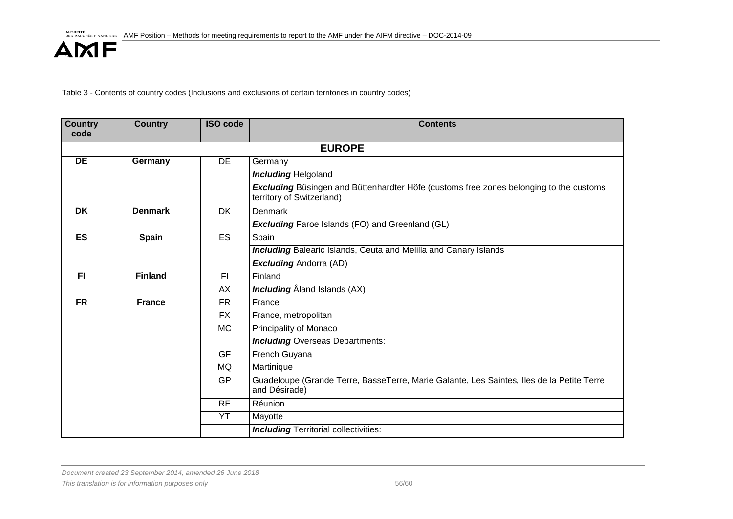Table 3 - Contents of country codes (Inclusions and exclusions of certain territories in country codes)

| Country code | Country | ISO code | Contents |
|---|---|---|---|
| | | | **EUROPE** |
| **DE** | **Germany** | DE | Germany |
| | | | ***Including*** Helgoland |
| | | | ***Excluding*** Büsingen and Büttenhardter Höfe (customs free zones belonging to the customs territory of Switzerland) |
| **DK** | **Denmark** | DK | Denmark |
| | | | ***Excluding*** Faroe Islands (FO) and Greenland (GL) |
| **ES** | **Spain** | ES | Spain |
| | | | ***Including*** Balearic Islands, Ceuta and Melilla and Canary Islands |
| | | | ***Excluding*** Andorra (AD) |
| **FI** | **Finland** | FI | Finland |
| | | AX | ***Including*** Åland Islands (AX) |
| **FR** | **France** | FR | France |
| | | FX | France, metropolitan |
| | | MC | Principality of Monaco |
| | | | ***Including*** Overseas Departments: |
| | | GF | French Guyana |
| | | MQ | Martinique |
| | | GP | Guadeloupe (Grande Terre, BasseTerre, Marie Galante, Les Saintes, Iles de la Petite Terre and Désirade) |
| | | RE | Réunion |
| | | YT | Mayotte |
| | | | ***Including*** Territorial collectivities: |

*Document created 23 September 2014, amended 26 June 2018*

*This translation is for information purposes only*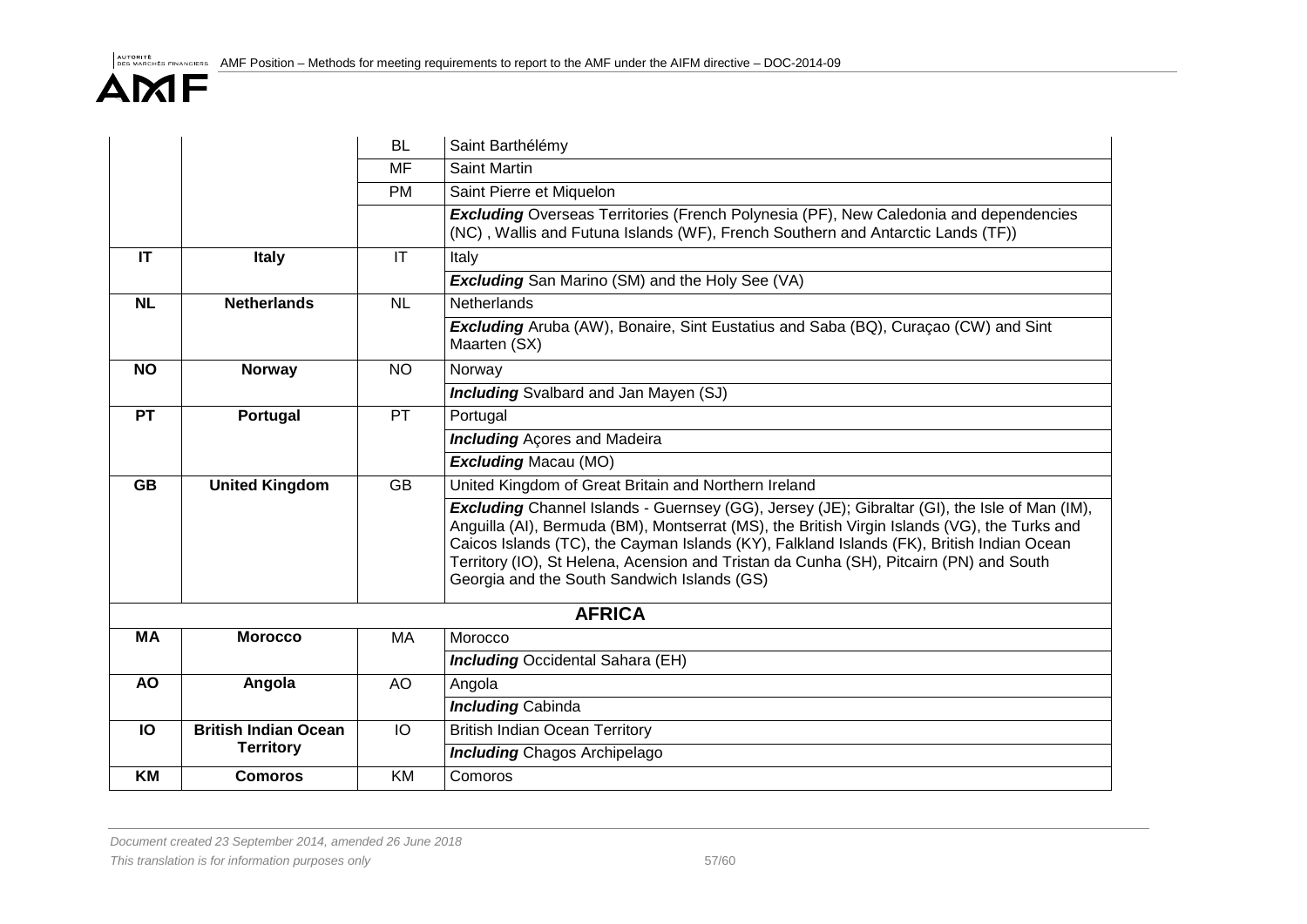| | | | |
|---|---|---|---|
| | | BL | Saint Barthélémy |
| | | MF | Saint Martin |
| | | PM | Saint Pierre et Miquelon |
| | | | ***Excluding*** Overseas Territories (French Polynesia (PF), New Caledonia and dependencies (NC) , Wallis and Futuna Islands (WF), French Southern and Antarctic Lands (TF)) |
| **IT** | **Italy** | IT | Italy |
| | | | ***Excluding*** San Marino (SM) and the Holy See (VA) |
| **NL** | **Netherlands** | NL | Netherlands |
| | | | ***Excluding*** Aruba (AW), Bonaire, Sint Eustatius and Saba (BQ), Curaçao (CW) and Sint Maarten (SX) |
| **NO** | **Norway** | NO | Norway |
| | | | ***Including*** Svalbard and Jan Mayen (SJ) |
| **PT** | **Portugal** | PT | Portugal |
| | | | ***Including*** Açores and Madeira |
| | | | ***Excluding*** Macau (MO) |
| **GB** | **United Kingdom** | GB | United Kingdom of Great Britain and Northern Ireland |
| | | | ***Excluding*** Channel Islands - Guernsey (GG), Jersey (JE); Gibraltar (GI), the Isle of Man (IM), Anguilla (AI), Bermuda (BM), Montserrat (MS), the British Virgin Islands (VG), the Turks and Caicos Islands (TC), the Cayman Islands (KY), Falkland Islands (FK), British Indian Ocean Territory (IO), St Helena, Acension and Tristan da Cunha (SH), Pitcairn (PN) and South Georgia and the South Sandwich Islands (GS) |
| | | | **AFRICA** |
| **MA** | **Morocco** | MA | Morocco |
| | | | ***Including*** Occidental Sahara (EH) |
| **AO** | **Angola** | AO | Angola |
| | | | ***Including*** Cabinda |
| **IO** | **British Indian Ocean Territory** | IO | British Indian Ocean Territory |
| | | | ***Including*** Chagos Archipelago |
| **KM** | **Comoros** | KM | Comoros |

*Document created 23 September 2014, amended 26 June 2018*

*This translation is for information purposes only*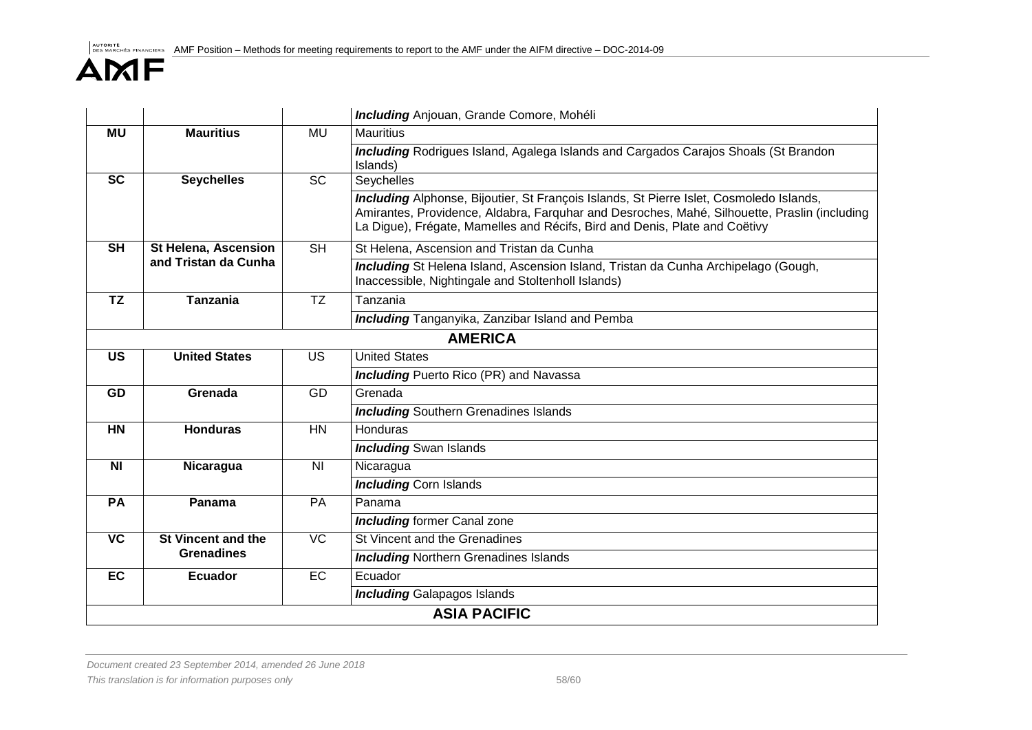| | | | |
|---|---|---|---|
| | | | ***Including*** Anjouan, Grande Comore, Mohéli |
| **MU** | **Mauritius** | MU | Mauritius |
| | | | ***Including*** Rodrigues Island, Agalega Islands and Cargados Carajos Shoals (St Brandon Islands) |
| **SC** | **Seychelles** | SC | Seychelles |
| | | | ***Including*** Alphonse, Bijoutier, St François Islands, St Pierre Islet, Cosmoledo Islands, Amirantes, Providence, Aldabra, Farquhar and Desroches, Mahé, Silhouette, Praslin (including La Digue), Frégate, Mamelles and Récifs, Bird and Denis, Plate and Coëtivy |
| **SH** | **St Helena, Ascension and Tristan da Cunha** | SH | St Helena, Ascension and Tristan da Cunha |
| | | | ***Including*** St Helena Island, Ascension Island, Tristan da Cunha Archipelago (Gough, Inaccessible, Nightingale and Stoltenholl Islands) |
| **TZ** | **Tanzania** | TZ | Tanzania |
| | | | ***Including*** Tanganyika, Zanzibar Island and Pemba |
| | | **AMERICA** | |
| **US** | **United States** | US | United States |
| | | | ***Including*** Puerto Rico (PR) and Navassa |
| **GD** | **Grenada** | GD | Grenada |
| | | | ***Including*** Southern Grenadines Islands |
| **HN** | **Honduras** | HN | Honduras |
| | | | ***Including*** Swan Islands |
| **NI** | **Nicaragua** | NI | Nicaragua |
| | | | ***Including*** Corn Islands |
| **PA** | **Panama** | PA | Panama |
| | | | ***Including*** former Canal zone |
| **VC** | **St Vincent and the Grenadines** | VC | St Vincent and the Grenadines |
| | | | ***Including*** Northern Grenadines Islands |
| **EC** | **Ecuador** | EC | Ecuador |
| | | | ***Including*** Galapagos Islands |
| | | **ASIA PACIFIC** | |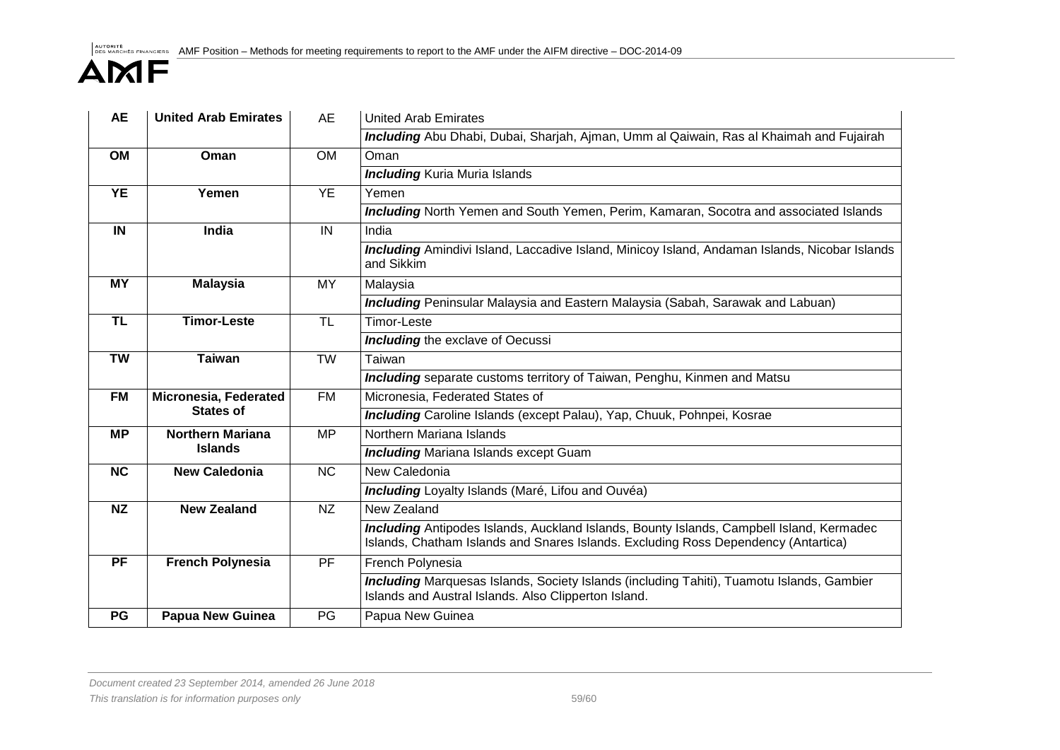| AE | United Arab Emirates | AE | United Arab Emirates |
|---|---|---|---|
| | | | ***Including*** Abu Dhabi, Dubai, Sharjah, Ajman, Umm al Qaiwain, Ras al Khaimah and Fujairah |
| **OM** | **Oman** | OM | Oman |
| | | | ***Including*** Kuria Muria Islands |
| **YE** | **Yemen** | YE | Yemen |
| | | | ***Including*** North Yemen and South Yemen, Perim, Kamaran, Socotra and associated Islands |
| **IN** | **India** | IN | India |
| | | | ***Including*** Amindivi Island, Laccadive Island, Minicoy Island, Andaman Islands, Nicobar Islands and Sikkim |
| **MY** | **Malaysia** | MY | Malaysia |
| | | | ***Including*** Peninsular Malaysia and Eastern Malaysia (Sabah, Sarawak and Labuan) |
| **TL** | **Timor-Leste** | TL | Timor-Leste |
| | | | ***Including*** the exclave of Oecussi |
| **TW** | **Taiwan** | TW | Taiwan |
| | | | ***Including*** separate customs territory of Taiwan, Penghu, Kinmen and Matsu |
| **FM** | **Micronesia, Federated States of** | FM | Micronesia, Federated States of |
| | | | ***Including*** Caroline Islands (except Palau), Yap, Chuuk, Pohnpei, Kosrae |
| **MP** | **Northern Mariana Islands** | MP | Northern Mariana Islands |
| | | | ***Including*** Mariana Islands except Guam |
| **NC** | **New Caledonia** | NC | New Caledonia |
| | | | ***Including*** Loyalty Islands (Maré, Lifou and Ouvéa) |
| **NZ** | **New Zealand** | NZ | New Zealand |
| | | | ***Including*** Antipodes Islands, Auckland Islands, Bounty Islands, Campbell Island, Kermadec Islands, Chatham Islands and Snares Islands. Excluding Ross Dependency (Antartica) |
| **PF** | **French Polynesia** | PF | French Polynesia |
| | | | ***Including*** Marquesas Islands, Society Islands (including Tahiti), Tuamotu Islands, Gambier Islands and Austral Islands. Also Clipperton Island. |
| **PG** | **Papua New Guinea** | PG | Papua New Guinea |

*Document created 23 September 2014, amended 26 June 2018*

*This translation is for information purposes only*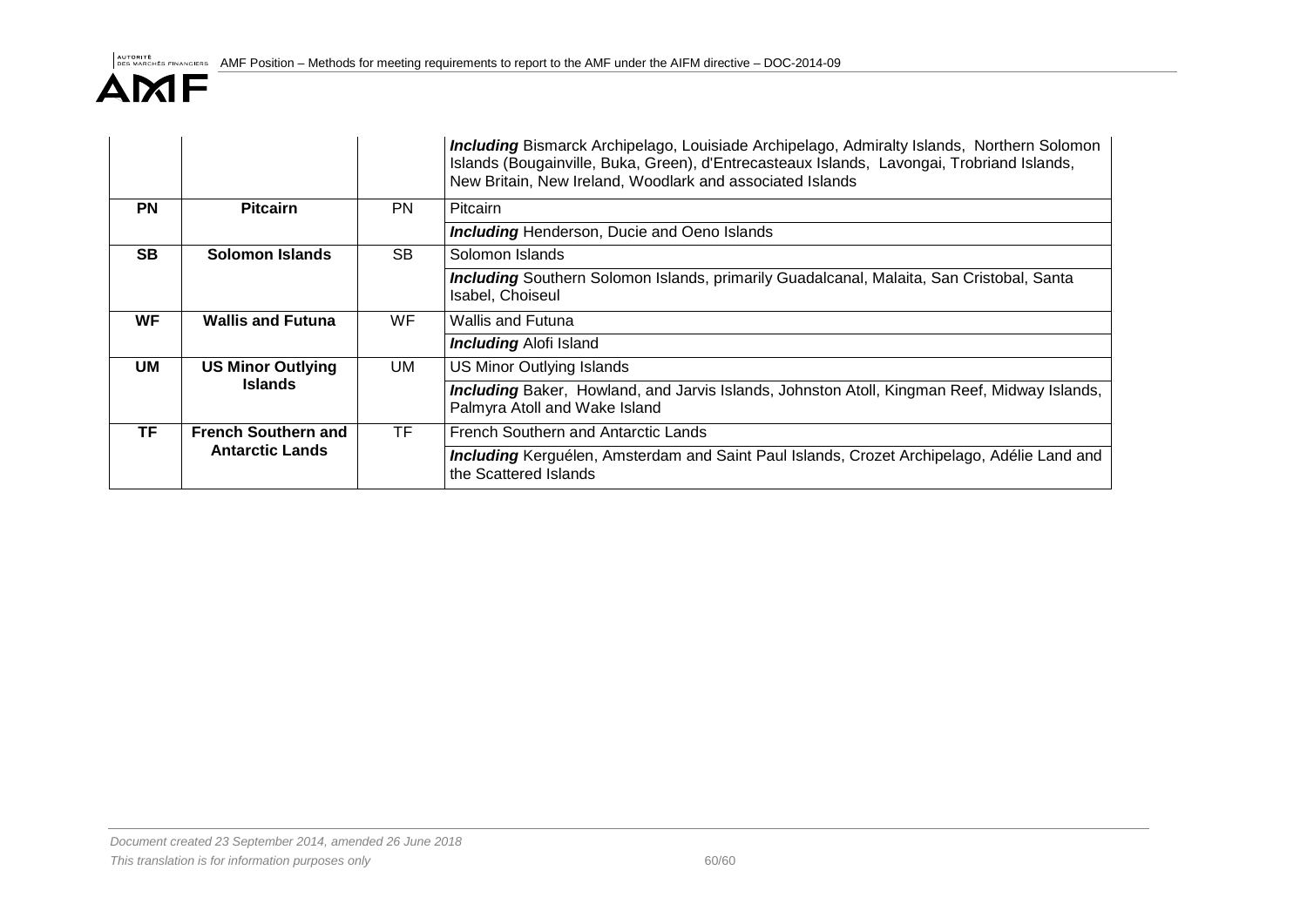| | | | |
|---|---|---|---|
| | | | ***Including*** Bismarck Archipelago, Louisiade Archipelago, Admiralty Islands, Northern Solomon Islands (Bougainville, Buka, Green), d'Entrecasteaux Islands, Lavongai, Trobriand Islands, New Britain, New Ireland, Woodlark and associated Islands |
| **PN** | **Pitcairn** | PN | Pitcairn |
| | | | ***Including*** Henderson, Ducie and Oeno Islands |
| **SB** | **Solomon Islands** | SB | Solomon Islands |
| | | | ***Including*** Southern Solomon Islands, primarily Guadalcanal, Malaita, San Cristobal, Santa Isabel, Choiseul |
| **WF** | **Wallis and Futuna** | WF | Wallis and Futuna |
| | | | ***Including*** Alofi Island |
| **UM** | **US Minor Outlying Islands** | UM | US Minor Outlying Islands |
| | | | ***Including*** Baker, Howland, and Jarvis Islands, Johnston Atoll, Kingman Reef, Midway Islands, Palmyra Atoll and Wake Island |
| **TF** | **French Southern and Antarctic Lands** | TF | French Southern and Antarctic Lands |
| | | | ***Including*** Kerguélen, Amsterdam and Saint Paul Islands, Crozet Archipelago, Adélie Land and the Scattered Islands |

*Document created 23 September 2014, amended 26 June 2018*

*This translation is for information purposes only*